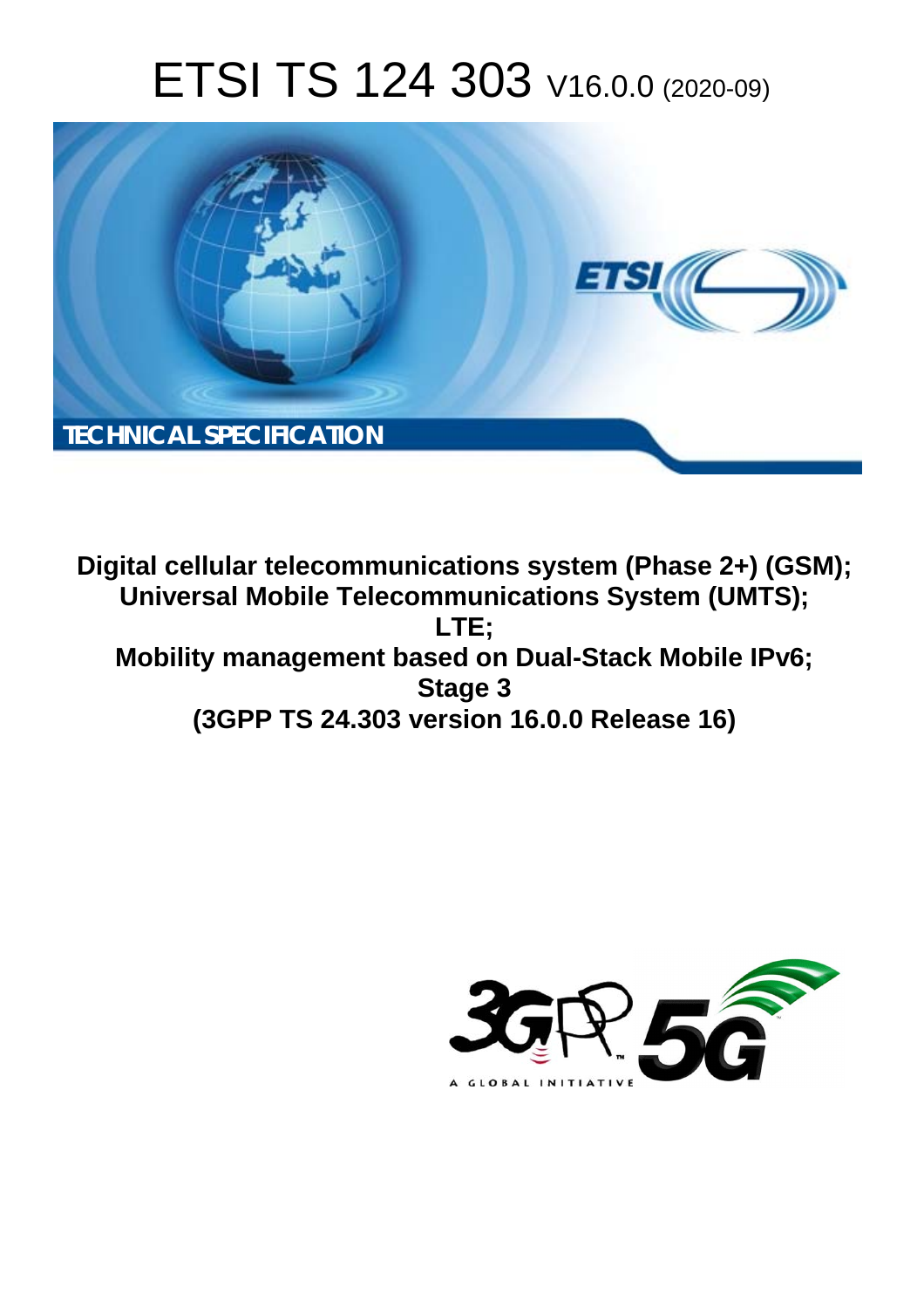# ETSI TS 124 303 V16.0.0 (2020-09)

TECHNICAL SPECIFICATION

**Digital cellular telecommunications system (Phase 2+) (GSM); Universal Mobile Telecommunications System (UMTS); LTE; Mobility management based on Dual-Stack Mobile IPv6; Stage 3 (3GPP TS 24.303 version 16.0.0 Release 16)**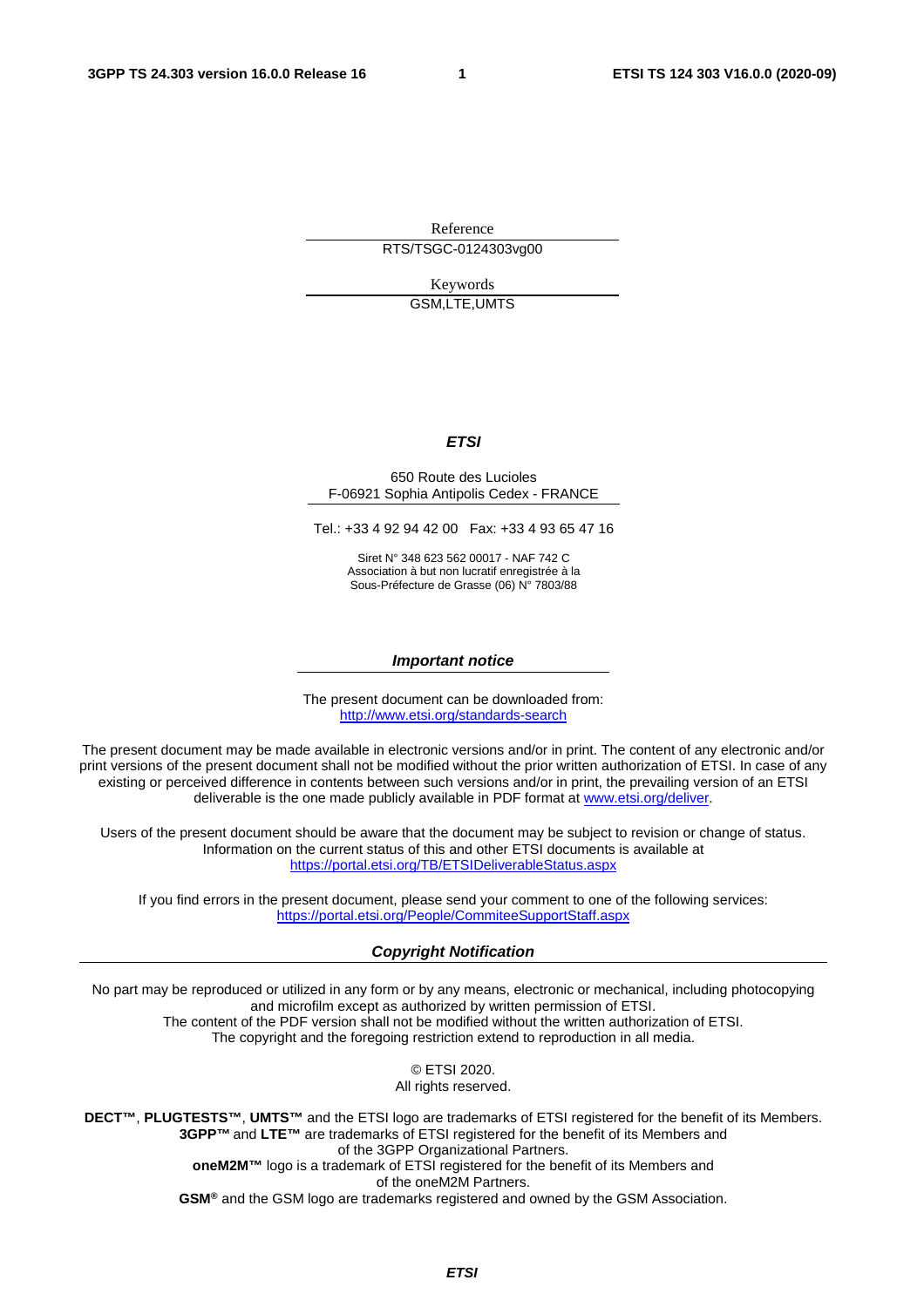Reference

RTS/TSGC-0124303vg00

Keywords

GSM,LTE,UMTS

***ETSI***

650 Route des Lucioles
F-06921 Sophia Antipolis Cedex - FRANCE

Tel.: +33 4 92 94 42 00   Fax: +33 4 93 65 47 16

Siret N° 348 623 562 00017 - NAF 742 C
Association à but non lucratif enregistrée à la
Sous-Préfecture de Grasse (06) N° 7803/88

***Important notice***

The present document can be downloaded from:
http://www.etsi.org/standards-search

The present document may be made available in electronic versions and/or in print. The content of any electronic and/or print versions of the present document shall not be modified without the prior written authorization of ETSI. In case of any existing or perceived difference in contents between such versions and/or in print, the prevailing version of an ETSI deliverable is the one made publicly available in PDF format at www.etsi.org/deliver.

Users of the present document should be aware that the document may be subject to revision or change of status. Information on the current status of this and other ETSI documents is available at https://portal.etsi.org/TB/ETSIDeliverableStatus.aspx

If you find errors in the present document, please send your comment to one of the following services:
https://portal.etsi.org/People/CommiteeSupportStaff.aspx

***Copyright Notification***

No part may be reproduced or utilized in any form or by any means, electronic or mechanical, including photocopying and microfilm except as authorized by written permission of ETSI.
The content of the PDF version shall not be modified without the written authorization of ETSI.
The copyright and the foregoing restriction extend to reproduction in all media.

© ETSI 2020.
All rights reserved.

**DECT™**, **PLUGTESTS™**, **UMTS™** and the ETSI logo are trademarks of ETSI registered for the benefit of its Members.
**3GPP™** and **LTE™** are trademarks of ETSI registered for the benefit of its Members and of the 3GPP Organizational Partners.
**oneM2M™** logo is a trademark of ETSI registered for the benefit of its Members and of the oneM2M Partners.
**GSM®** and the GSM logo are trademarks registered and owned by the GSM Association.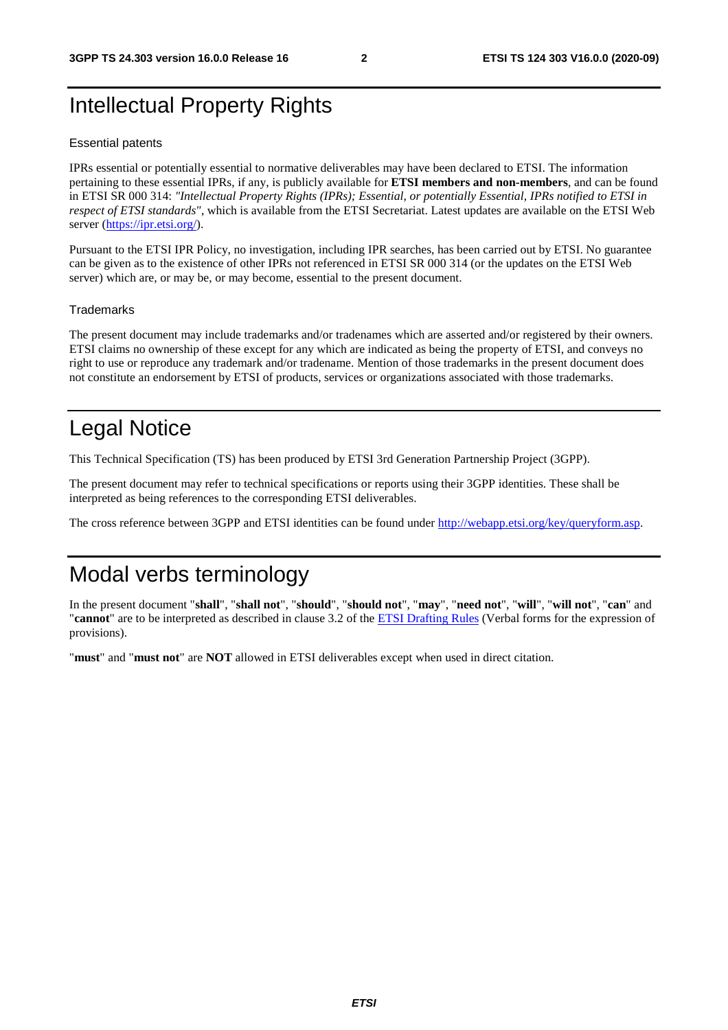# Intellectual Property Rights

## Essential patents

IPRs essential or potentially essential to normative deliverables may have been declared to ETSI. The information pertaining to these essential IPRs, if any, is publicly available for **ETSI members and non-members**, and can be found in ETSI SR 000 314: *"Intellectual Property Rights (IPRs); Essential, or potentially Essential, IPRs notified to ETSI in respect of ETSI standards"*, which is available from the ETSI Secretariat. Latest updates are available on the ETSI Web server (https://ipr.etsi.org/).

Pursuant to the ETSI IPR Policy, no investigation, including IPR searches, has been carried out by ETSI. No guarantee can be given as to the existence of other IPRs not referenced in ETSI SR 000 314 (or the updates on the ETSI Web server) which are, or may be, or may become, essential to the present document.

## Trademarks

The present document may include trademarks and/or tradenames which are asserted and/or registered by their owners. ETSI claims no ownership of these except for any which are indicated as being the property of ETSI, and conveys no right to use or reproduce any trademark and/or tradename. Mention of those trademarks in the present document does not constitute an endorsement by ETSI of products, services or organizations associated with those trademarks.

# Legal Notice

This Technical Specification (TS) has been produced by ETSI 3rd Generation Partnership Project (3GPP).

The present document may refer to technical specifications or reports using their 3GPP identities. These shall be interpreted as being references to the corresponding ETSI deliverables.

The cross reference between 3GPP and ETSI identities can be found under http://webapp.etsi.org/key/queryform.asp.

# Modal verbs terminology

In the present document "**shall**", "**shall not**", "**should**", "**should not**", "**may**", "**need not**", "**will**", "**will not**", "**can**" and "**cannot**" are to be interpreted as described in clause 3.2 of the ETSI Drafting Rules (Verbal forms for the expression of provisions).

"**must**" and "**must not**" are **NOT** allowed in ETSI deliverables except when used in direct citation.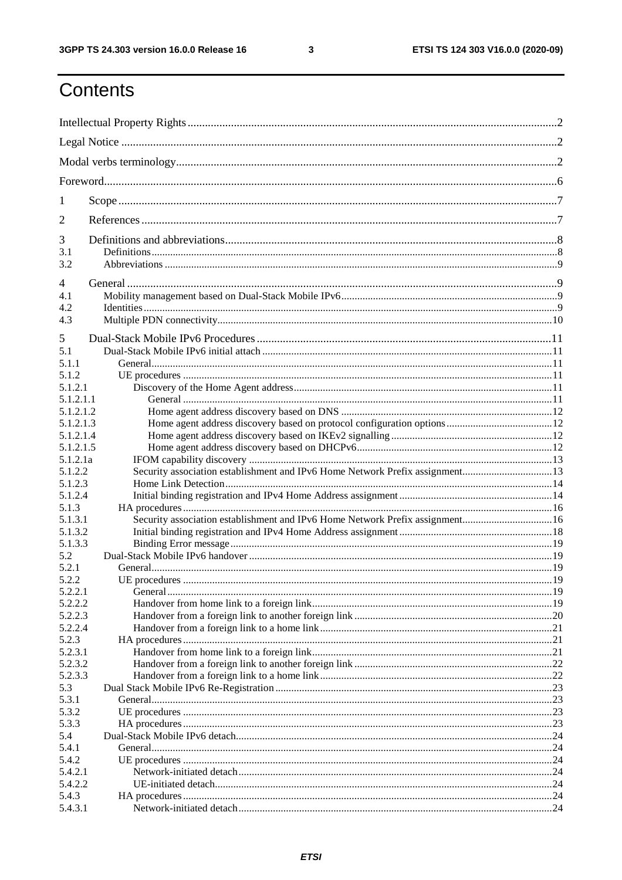# Contents

Intellectual Property Rights ..... 2

Legal Notice ..... 2

Modal verbs terminology ..... 2

Foreword ..... 6

1 Scope ..... 7

2 References ..... 7

3 Definitions and abbreviations ..... 8
- 3.1 Definitions ..... 8
- 3.2 Abbreviations ..... 9

4 General ..... 9
- 4.1 Mobility management based on Dual-Stack Mobile IPv6 ..... 9
- 4.2 Identities ..... 9
- 4.3 Multiple PDN connectivity ..... 10

5 Dual-Stack Mobile IPv6 Procedures ..... 11
- 5.1 Dual-Stack Mobile IPv6 initial attach ..... 11
- 5.1.1 General ..... 11
- 5.1.2 UE procedures ..... 11
- 5.1.2.1 Discovery of the Home Agent address ..... 11
- 5.1.2.1.1 General ..... 11
- 5.1.2.1.2 Home agent address discovery based on DNS ..... 12
- 5.1.2.1.3 Home agent address discovery based on protocol configuration options ..... 12
- 5.1.2.1.4 Home agent address discovery based on IKEv2 signalling ..... 12
- 5.1.2.1.5 Home agent address discovery based on DHCPv6 ..... 12
- 5.1.2.1a IFOM capability discovery ..... 13
- 5.1.2.2 Security association establishment and IPv6 Home Network Prefix assignment ..... 13
- 5.1.2.3 Home Link Detection ..... 14
- 5.1.2.4 Initial binding registration and IPv4 Home Address assignment ..... 14
- 5.1.3 HA procedures ..... 16
- 5.1.3.1 Security association establishment and IPv6 Home Network Prefix assignment ..... 16
- 5.1.3.2 Initial binding registration and IPv4 Home Address assignment ..... 18
- 5.1.3.3 Binding Error message ..... 19
- 5.2 Dual-Stack Mobile IPv6 handover ..... 19
- 5.2.1 General ..... 19
- 5.2.2 UE procedures ..... 19
- 5.2.2.1 General ..... 19
- 5.2.2.2 Handover from home link to a foreign link ..... 19
- 5.2.2.3 Handover from a foreign link to another foreign link ..... 20
- 5.2.2.4 Handover from a foreign link to a home link ..... 21
- 5.2.3 HA procedures ..... 21
- 5.2.3.1 Handover from home link to a foreign link ..... 21
- 5.2.3.2 Handover from a foreign link to another foreign link ..... 22
- 5.2.3.3 Handover from a foreign link to a home link ..... 22
- 5.3 Dual Stack Mobile IPv6 Re-Registration ..... 23
- 5.3.1 General ..... 23
- 5.3.2 UE procedures ..... 23
- 5.3.3 HA procedures ..... 23
- 5.4 Dual-Stack Mobile IPv6 detach ..... 24
- 5.4.1 General ..... 24
- 5.4.2 UE procedures ..... 24
- 5.4.2.1 Network-initiated detach ..... 24
- 5.4.2.2 UE-initiated detach ..... 24
- 5.4.3 HA procedures ..... 24
- 5.4.3.1 Network-initiated detach ..... 24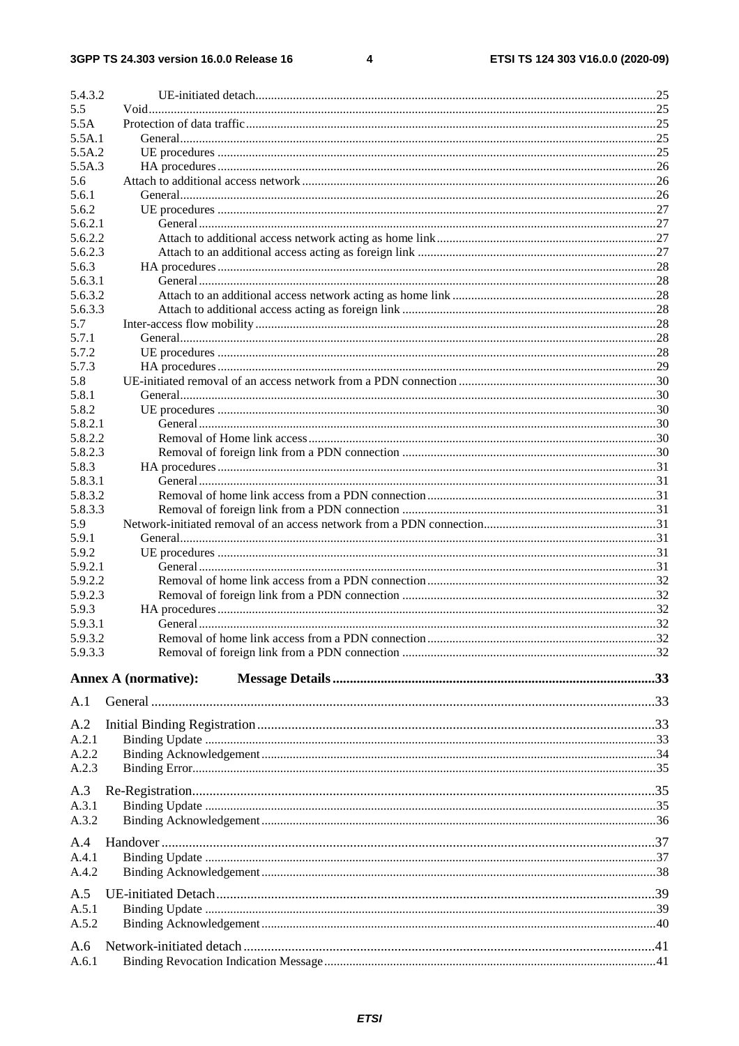| | | |
|---|---|---|
| 5.4.3.2 | UE-initiated detach | 25 |
| 5.5 | Void | 25 |
| 5.5A | Protection of data traffic | 25 |
| 5.5A.1 | General | 25 |
| 5.5A.2 | UE procedures | 25 |
| 5.5A.3 | HA procedures | 26 |
| 5.6 | Attach to additional access network | 26 |
| 5.6.1 | General | 26 |
| 5.6.2 | UE procedures | 27 |
| 5.6.2.1 | General | 27 |
| 5.6.2.2 | Attach to additional access network acting as home link | 27 |
| 5.6.2.3 | Attach to an additional access acting as foreign link | 27 |
| 5.6.3 | HA procedures | 28 |
| 5.6.3.1 | General | 28 |
| 5.6.3.2 | Attach to an additional access network acting as home link | 28 |
| 5.6.3.3 | Attach to additional access acting as foreign link | 28 |
| 5.7 | Inter-access flow mobility | 28 |
| 5.7.1 | General | 28 |
| 5.7.2 | UE procedures | 28 |
| 5.7.3 | HA procedures | 29 |
| 5.8 | UE-initiated removal of an access network from a PDN connection | 30 |
| 5.8.1 | General | 30 |
| 5.8.2 | UE procedures | 30 |
| 5.8.2.1 | General | 30 |
| 5.8.2.2 | Removal of Home link access | 30 |
| 5.8.2.3 | Removal of foreign link from a PDN connection | 30 |
| 5.8.3 | HA procedures | 31 |
| 5.8.3.1 | General | 31 |
| 5.8.3.2 | Removal of home link access from a PDN connection | 31 |
| 5.8.3.3 | Removal of foreign link from a PDN connection | 31 |
| 5.9 | Network-initiated removal of an access network from a PDN connection | 31 |
| 5.9.1 | General | 31 |
| 5.9.2 | UE procedures | 31 |
| 5.9.2.1 | General | 31 |
| 5.9.2.2 | Removal of home link access from a PDN connection | 32 |
| 5.9.2.3 | Removal of foreign link from a PDN connection | 32 |
| 5.9.3 | HA procedures | 32 |
| 5.9.3.1 | General | 32 |
| 5.9.3.2 | Removal of home link access from a PDN connection | 32 |
| 5.9.3.3 | Removal of foreign link from a PDN connection | 32 |
| **Annex A (normative):** | **Message Details** | **33** |
| A.1 | General | 33 |
| A.2 | Initial Binding Registration | 33 |
| A.2.1 | Binding Update | 33 |
| A.2.2 | Binding Acknowledgement | 34 |
| A.2.3 | Binding Error | 35 |
| A.3 | Re-Registration | 35 |
| A.3.1 | Binding Update | 35 |
| A.3.2 | Binding Acknowledgement | 36 |
| A.4 | Handover | 37 |
| A.4.1 | Binding Update | 37 |
| A.4.2 | Binding Acknowledgement | 38 |
| A.5 | UE-initiated Detach | 39 |
| A.5.1 | Binding Update | 39 |
| A.5.2 | Binding Acknowledgement | 40 |
| A.6 | Network-initiated detach | 41 |
| A.6.1 | Binding Revocation Indication Message | 41 |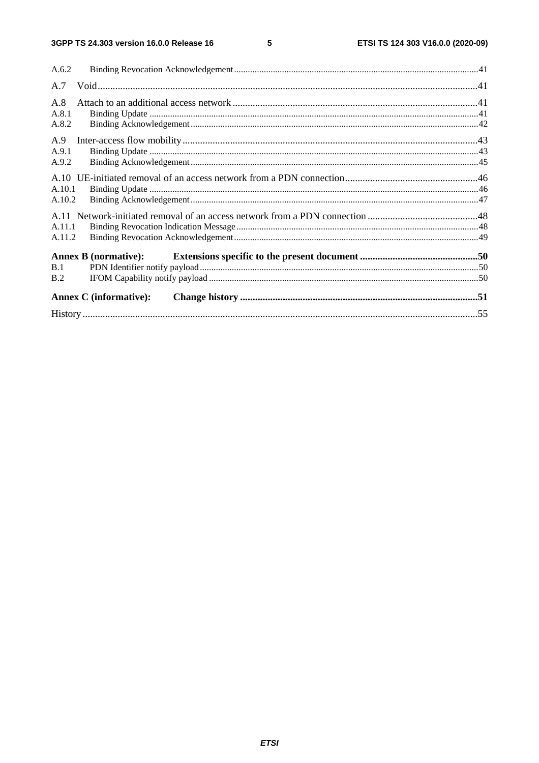A.6.2 Binding Revocation Acknowledgement .....41

A.7 Void .....41

A.8 Attach to an additional access network .....41
A.8.1 Binding Update .....41
A.8.2 Binding Acknowledgement .....42

A.9 Inter-access flow mobility .....43
A.9.1 Binding Update .....43
A.9.2 Binding Acknowledgement .....45

A.10 UE-initiated removal of an access network from a PDN connection .....46
A.10.1 Binding Update .....46
A.10.2 Binding Acknowledgement .....47

A.11 Network-initiated removal of an access network from a PDN connection .....48
A.11.1 Binding Revocation Indication Message .....48
A.11.2 Binding Revocation Acknowledgement .....49

**Annex B (normative): Extensions specific to the present document .....50**
B.1 PDN Identifier notify payload .....50
B.2 IFOM Capability notify payload .....50

**Annex C (informative): Change history .....51**

History .....55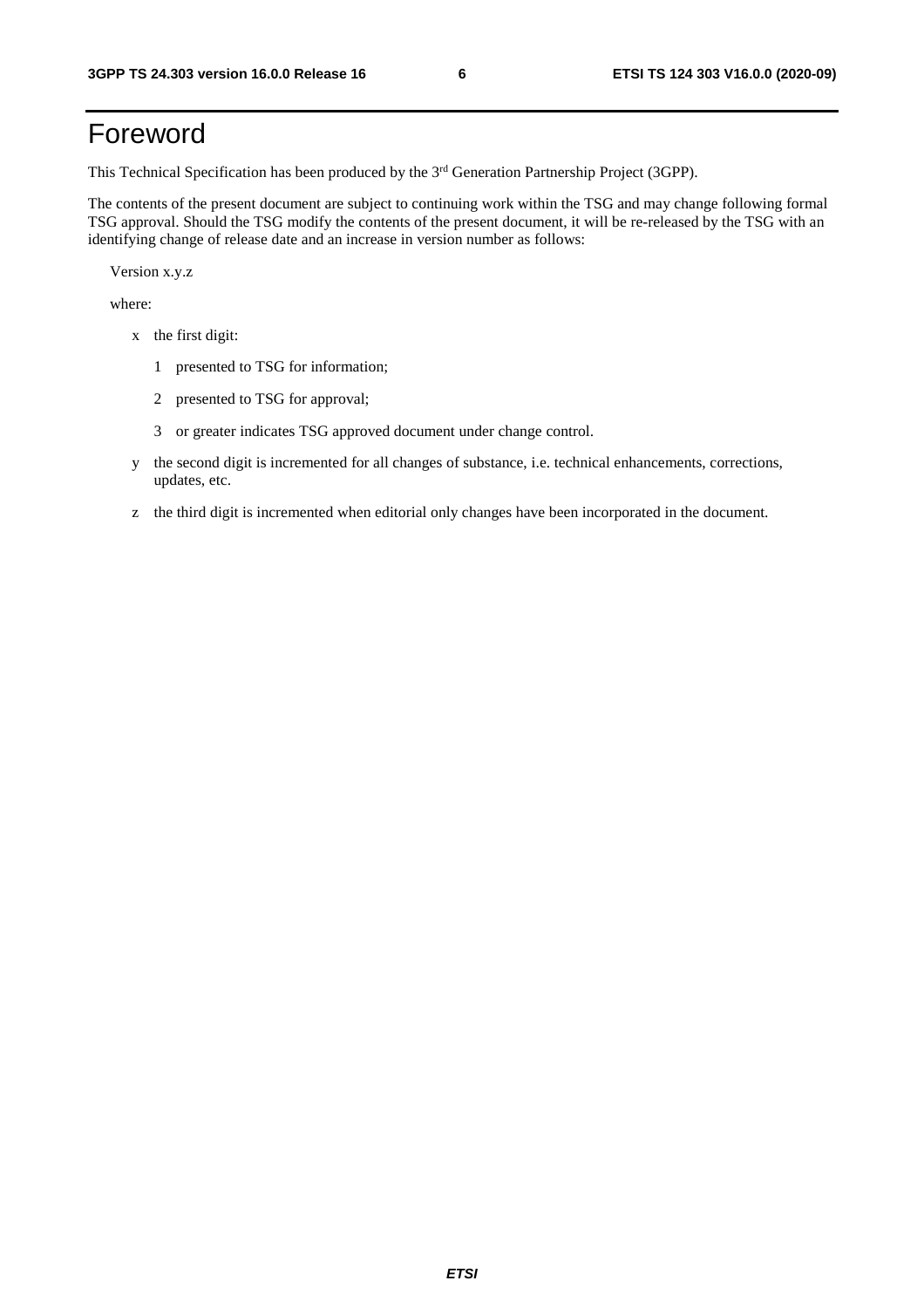# Foreword

This Technical Specification has been produced by the 3rd Generation Partnership Project (3GPP).

The contents of the present document are subject to continuing work within the TSG and may change following formal TSG approval. Should the TSG modify the contents of the present document, it will be re-released by the TSG with an identifying change of release date and an increase in version number as follows:

Version x.y.z

where:

- x the first digit:
  - 1 presented to TSG for information;
  - 2 presented to TSG for approval;
  - 3 or greater indicates TSG approved document under change control.
- y the second digit is incremented for all changes of substance, i.e. technical enhancements, corrections, updates, etc.
- z the third digit is incremented when editorial only changes have been incorporated in the document.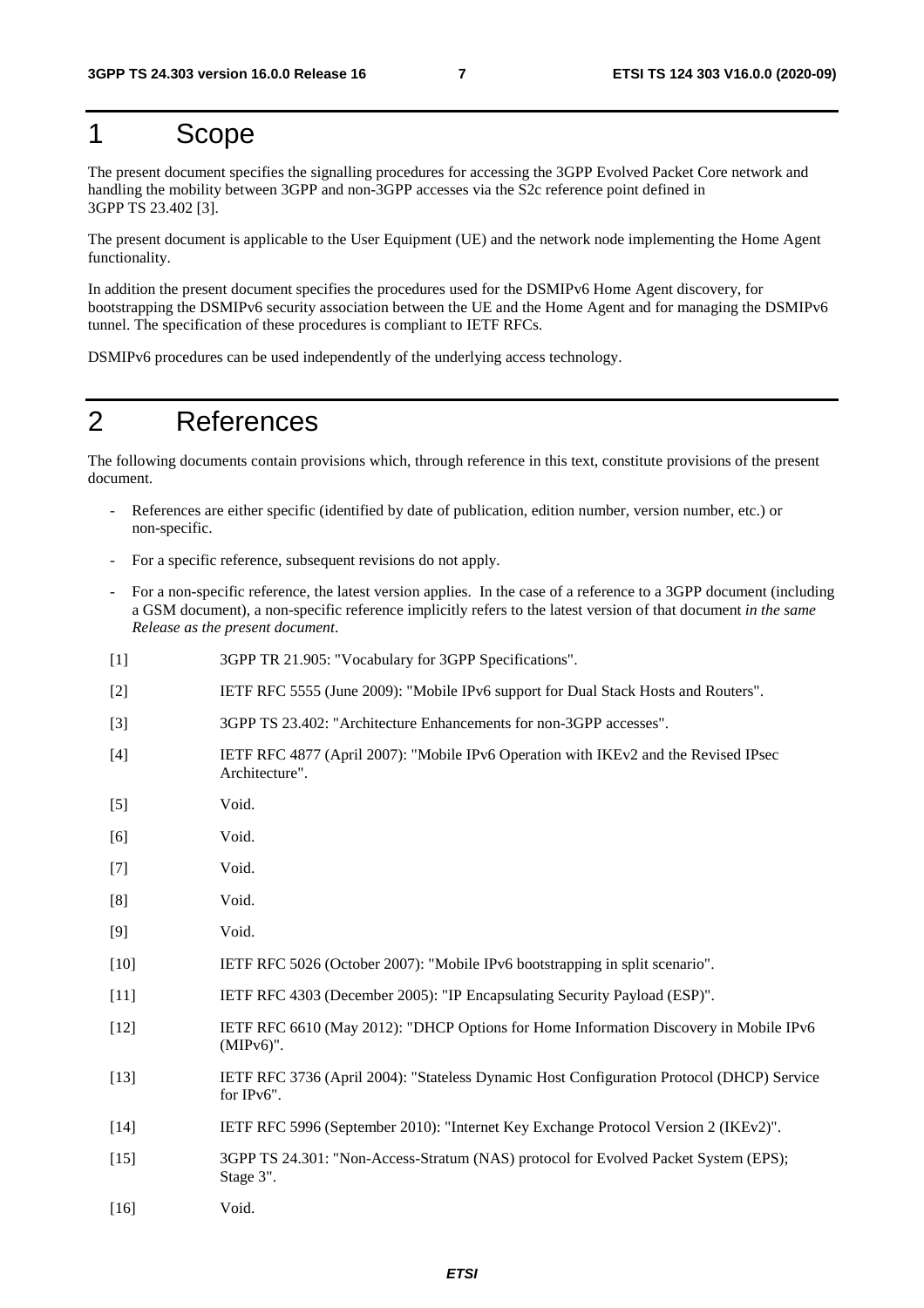# 1 Scope

The present document specifies the signalling procedures for accessing the 3GPP Evolved Packet Core network and handling the mobility between 3GPP and non-3GPP accesses via the S2c reference point defined in 3GPP TS 23.402 [3].

The present document is applicable to the User Equipment (UE) and the network node implementing the Home Agent functionality.

In addition the present document specifies the procedures used for the DSMIPv6 Home Agent discovery, for bootstrapping the DSMIPv6 security association between the UE and the Home Agent and for managing the DSMIPv6 tunnel. The specification of these procedures is compliant to IETF RFCs.

DSMIPv6 procedures can be used independently of the underlying access technology.

# 2 References

The following documents contain provisions which, through reference in this text, constitute provisions of the present document.

- References are either specific (identified by date of publication, edition number, version number, etc.) or non-specific.
- For a specific reference, subsequent revisions do not apply.
- For a non-specific reference, the latest version applies. In the case of a reference to a 3GPP document (including a GSM document), a non-specific reference implicitly refers to the latest version of that document *in the same Release as the present document*.

[1] 3GPP TR 21.905: "Vocabulary for 3GPP Specifications".

[2] IETF RFC 5555 (June 2009): "Mobile IPv6 support for Dual Stack Hosts and Routers".

[3] 3GPP TS 23.402: "Architecture Enhancements for non-3GPP accesses".

[4] IETF RFC 4877 (April 2007): "Mobile IPv6 Operation with IKEv2 and the Revised IPsec Architecture".

[5] Void.

[6] Void.

[7] Void.

[8] Void.

[9] Void.

[10] IETF RFC 5026 (October 2007): "Mobile IPv6 bootstrapping in split scenario".

[11] IETF RFC 4303 (December 2005): "IP Encapsulating Security Payload (ESP)".

[12] IETF RFC 6610 (May 2012): "DHCP Options for Home Information Discovery in Mobile IPv6 (MIPv6)".

[13] IETF RFC 3736 (April 2004): "Stateless Dynamic Host Configuration Protocol (DHCP) Service for IPv6".

[14] IETF RFC 5996 (September 2010): "Internet Key Exchange Protocol Version 2 (IKEv2)".

[15] 3GPP TS 24.301: "Non-Access-Stratum (NAS) protocol for Evolved Packet System (EPS); Stage 3".

[16] Void.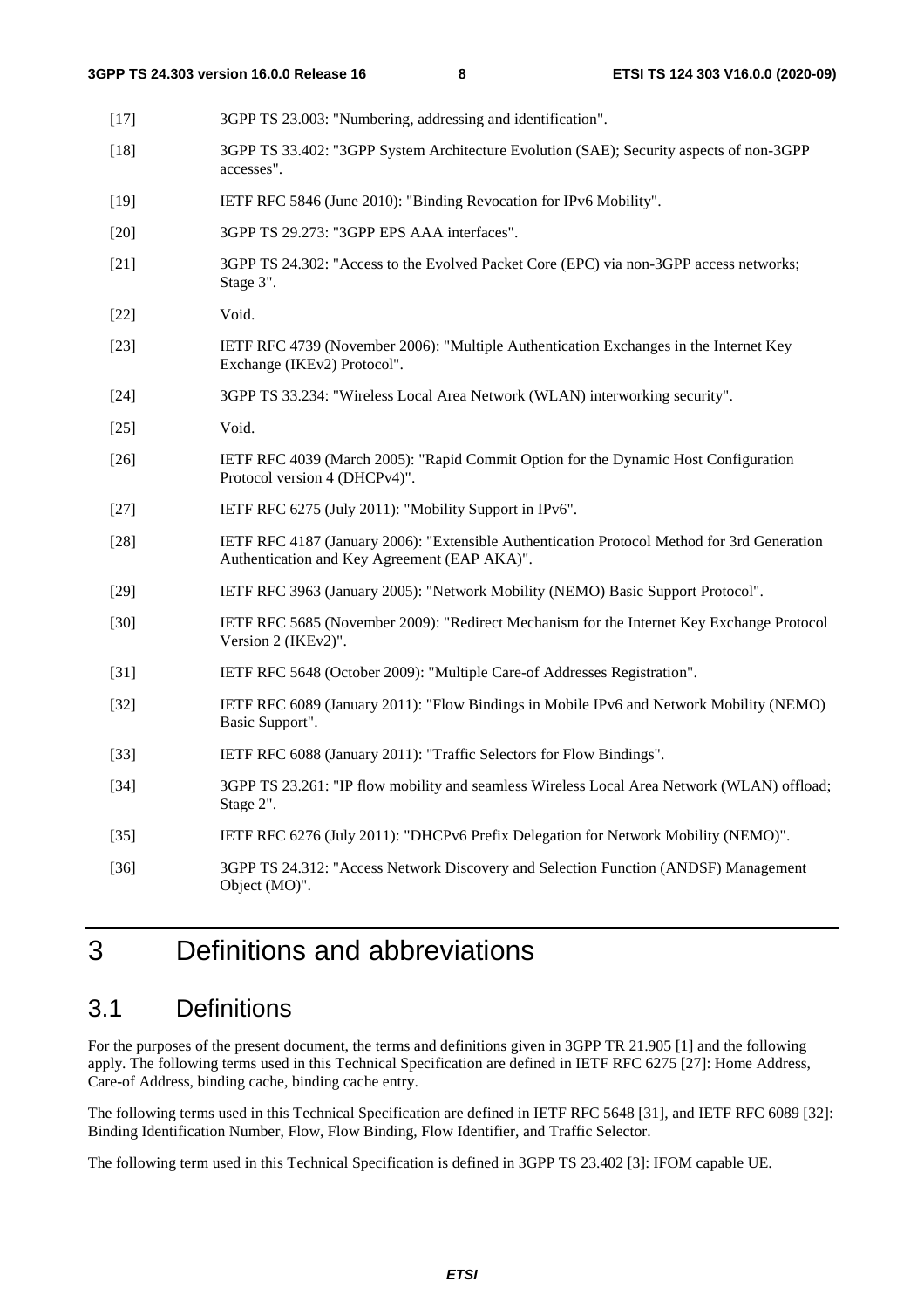[17] 3GPP TS 23.003: "Numbering, addressing and identification".

[18] 3GPP TS 33.402: "3GPP System Architecture Evolution (SAE); Security aspects of non-3GPP accesses".

[19] IETF RFC 5846 (June 2010): "Binding Revocation for IPv6 Mobility".

[20] 3GPP TS 29.273: "3GPP EPS AAA interfaces".

[21] 3GPP TS 24.302: "Access to the Evolved Packet Core (EPC) via non-3GPP access networks; Stage 3".

[22] Void.

[23] IETF RFC 4739 (November 2006): "Multiple Authentication Exchanges in the Internet Key Exchange (IKEv2) Protocol".

[24] 3GPP TS 33.234: "Wireless Local Area Network (WLAN) interworking security".

[25] Void.

[26] IETF RFC 4039 (March 2005): "Rapid Commit Option for the Dynamic Host Configuration Protocol version 4 (DHCPv4)".

[27] IETF RFC 6275 (July 2011): "Mobility Support in IPv6".

[28] IETF RFC 4187 (January 2006): "Extensible Authentication Protocol Method for 3rd Generation Authentication and Key Agreement (EAP AKA)".

[29] IETF RFC 3963 (January 2005): "Network Mobility (NEMO) Basic Support Protocol".

[30] IETF RFC 5685 (November 2009): "Redirect Mechanism for the Internet Key Exchange Protocol Version 2 (IKEv2)".

[31] IETF RFC 5648 (October 2009): "Multiple Care-of Addresses Registration".

[32] IETF RFC 6089 (January 2011): "Flow Bindings in Mobile IPv6 and Network Mobility (NEMO) Basic Support".

[33] IETF RFC 6088 (January 2011): "Traffic Selectors for Flow Bindings".

[34] 3GPP TS 23.261: "IP flow mobility and seamless Wireless Local Area Network (WLAN) offload; Stage 2".

[35] IETF RFC 6276 (July 2011): "DHCPv6 Prefix Delegation for Network Mobility (NEMO)".

[36] 3GPP TS 24.312: "Access Network Discovery and Selection Function (ANDSF) Management Object (MO)".

# 3 Definitions and abbreviations

## 3.1 Definitions

For the purposes of the present document, the terms and definitions given in 3GPP TR 21.905 [1] and the following apply. The following terms used in this Technical Specification are defined in IETF RFC 6275 [27]: Home Address, Care-of Address, binding cache, binding cache entry.

The following terms used in this Technical Specification are defined in IETF RFC 5648 [31], and IETF RFC 6089 [32]: Binding Identification Number, Flow, Flow Binding, Flow Identifier, and Traffic Selector.

The following term used in this Technical Specification is defined in 3GPP TS 23.402 [3]: IFOM capable UE.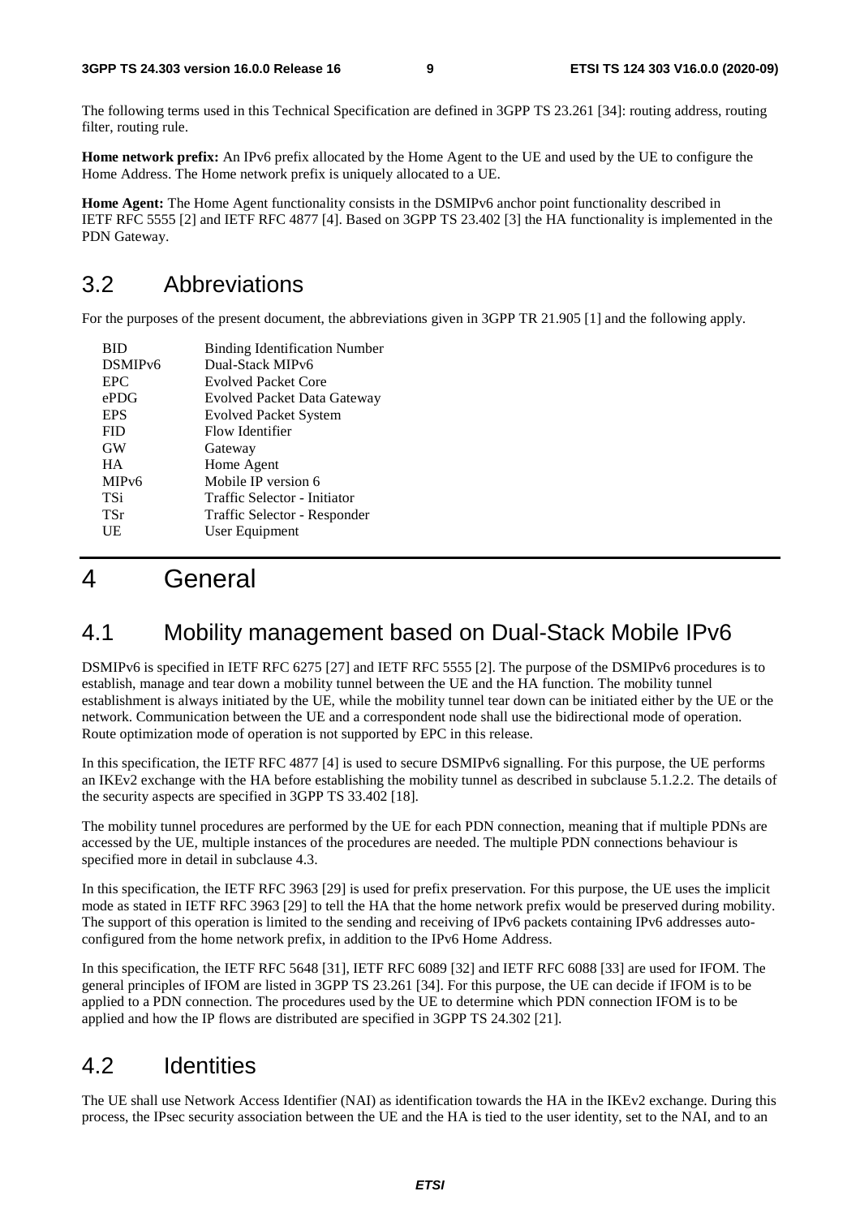The following terms used in this Technical Specification are defined in 3GPP TS 23.261 [34]: routing address, routing filter, routing rule.

**Home network prefix:** An IPv6 prefix allocated by the Home Agent to the UE and used by the UE to configure the Home Address. The Home network prefix is uniquely allocated to a UE.

**Home Agent:** The Home Agent functionality consists in the DSMIPv6 anchor point functionality described in IETF RFC 5555 [2] and IETF RFC 4877 [4]. Based on 3GPP TS 23.402 [3] the HA functionality is implemented in the PDN Gateway.

## 3.2 Abbreviations

For the purposes of the present document, the abbreviations given in 3GPP TR 21.905 [1] and the following apply.

| | |
|---|---|
| BID | Binding Identification Number |
| DSMIPv6 | Dual-Stack MIPv6 |
| EPC | Evolved Packet Core |
| ePDG | Evolved Packet Data Gateway |
| EPS | Evolved Packet System |
| FID | Flow Identifier |
| GW | Gateway |
| HA | Home Agent |
| MIPv6 | Mobile IP version 6 |
| TSi | Traffic Selector - Initiator |
| TSr | Traffic Selector - Responder |
| UE | User Equipment |

# 4 General

## 4.1 Mobility management based on Dual-Stack Mobile IPv6

DSMIPv6 is specified in IETF RFC 6275 [27] and IETF RFC 5555 [2]. The purpose of the DSMIPv6 procedures is to establish, manage and tear down a mobility tunnel between the UE and the HA function. The mobility tunnel establishment is always initiated by the UE, while the mobility tunnel tear down can be initiated either by the UE or the network. Communication between the UE and a correspondent node shall use the bidirectional mode of operation. Route optimization mode of operation is not supported by EPC in this release.

In this specification, the IETF RFC 4877 [4] is used to secure DSMIPv6 signalling. For this purpose, the UE performs an IKEv2 exchange with the HA before establishing the mobility tunnel as described in subclause 5.1.2.2. The details of the security aspects are specified in 3GPP TS 33.402 [18].

The mobility tunnel procedures are performed by the UE for each PDN connection, meaning that if multiple PDNs are accessed by the UE, multiple instances of the procedures are needed. The multiple PDN connections behaviour is specified more in detail in subclause 4.3.

In this specification, the IETF RFC 3963 [29] is used for prefix preservation. For this purpose, the UE uses the implicit mode as stated in IETF RFC 3963 [29] to tell the HA that the home network prefix would be preserved during mobility. The support of this operation is limited to the sending and receiving of IPv6 packets containing IPv6 addresses auto-configured from the home network prefix, in addition to the IPv6 Home Address.

In this specification, the IETF RFC 5648 [31], IETF RFC 6089 [32] and IETF RFC 6088 [33] are used for IFOM. The general principles of IFOM are listed in 3GPP TS 23.261 [34]. For this purpose, the UE can decide if IFOM is to be applied to a PDN connection. The procedures used by the UE to determine which PDN connection IFOM is to be applied and how the IP flows are distributed are specified in 3GPP TS 24.302 [21].

## 4.2 Identities

The UE shall use Network Access Identifier (NAI) as identification towards the HA in the IKEv2 exchange. During this process, the IPsec security association between the UE and the HA is tied to the user identity, set to the NAI, and to an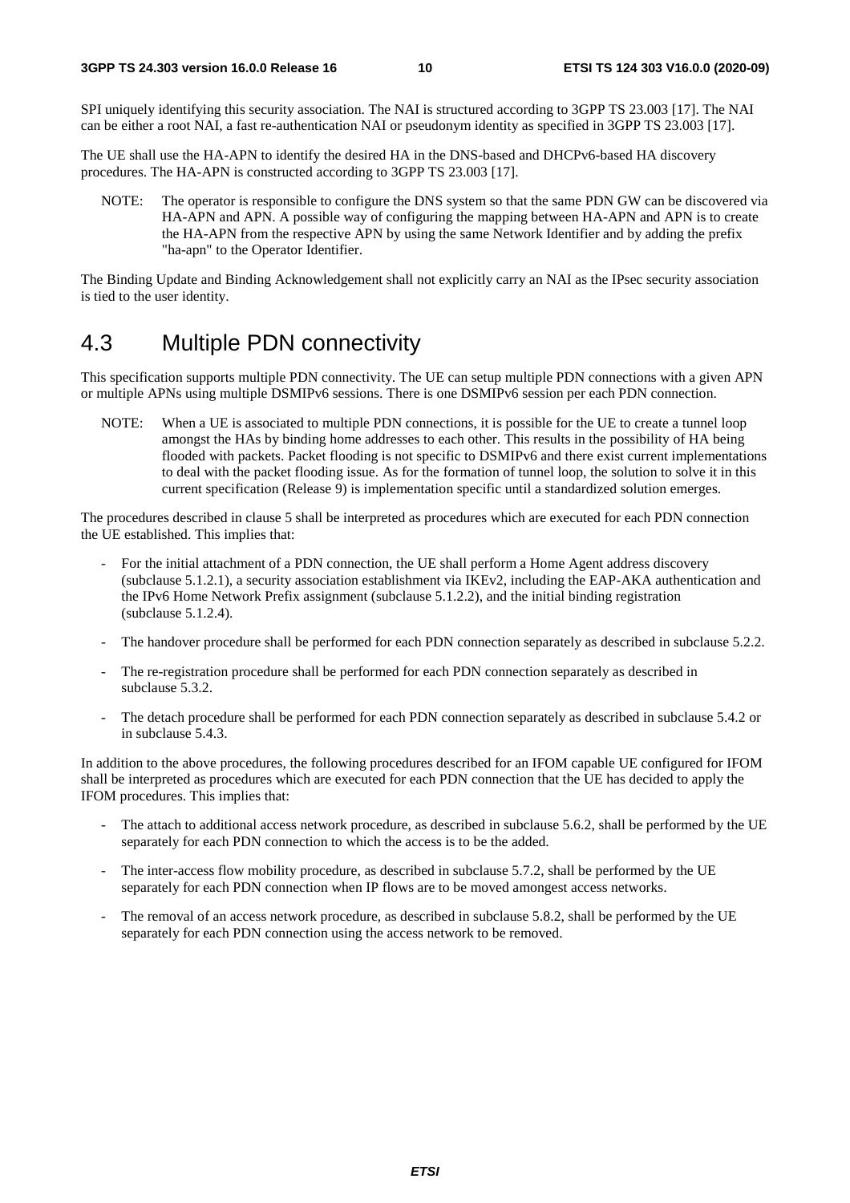SPI uniquely identifying this security association. The NAI is structured according to 3GPP TS 23.003 [17]. The NAI can be either a root NAI, a fast re-authentication NAI or pseudonym identity as specified in 3GPP TS 23.003 [17].

The UE shall use the HA-APN to identify the desired HA in the DNS-based and DHCPv6-based HA discovery procedures. The HA-APN is constructed according to 3GPP TS 23.003 [17].

NOTE: The operator is responsible to configure the DNS system so that the same PDN GW can be discovered via HA-APN and APN. A possible way of configuring the mapping between HA-APN and APN is to create the HA-APN from the respective APN by using the same Network Identifier and by adding the prefix "ha-apn" to the Operator Identifier.

The Binding Update and Binding Acknowledgement shall not explicitly carry an NAI as the IPsec security association is tied to the user identity.

# 4.3 Multiple PDN connectivity

This specification supports multiple PDN connectivity. The UE can setup multiple PDN connections with a given APN or multiple APNs using multiple DSMIPv6 sessions. There is one DSMIPv6 session per each PDN connection.

NOTE: When a UE is associated to multiple PDN connections, it is possible for the UE to create a tunnel loop amongst the HAs by binding home addresses to each other. This results in the possibility of HA being flooded with packets. Packet flooding is not specific to DSMIPv6 and there exist current implementations to deal with the packet flooding issue. As for the formation of tunnel loop, the solution to solve it in this current specification (Release 9) is implementation specific until a standardized solution emerges.

The procedures described in clause 5 shall be interpreted as procedures which are executed for each PDN connection the UE established. This implies that:

- For the initial attachment of a PDN connection, the UE shall perform a Home Agent address discovery (subclause 5.1.2.1), a security association establishment via IKEv2, including the EAP-AKA authentication and the IPv6 Home Network Prefix assignment (subclause 5.1.2.2), and the initial binding registration (subclause 5.1.2.4).
- The handover procedure shall be performed for each PDN connection separately as described in subclause 5.2.2.
- The re-registration procedure shall be performed for each PDN connection separately as described in subclause 5.3.2.
- The detach procedure shall be performed for each PDN connection separately as described in subclause 5.4.2 or in subclause 5.4.3.

In addition to the above procedures, the following procedures described for an IFOM capable UE configured for IFOM shall be interpreted as procedures which are executed for each PDN connection that the UE has decided to apply the IFOM procedures. This implies that:

- The attach to additional access network procedure, as described in subclause 5.6.2, shall be performed by the UE separately for each PDN connection to which the access is to be the added.
- The inter-access flow mobility procedure, as described in subclause 5.7.2, shall be performed by the UE separately for each PDN connection when IP flows are to be moved amongest access networks.
- The removal of an access network procedure, as described in subclause 5.8.2, shall be performed by the UE separately for each PDN connection using the access network to be removed.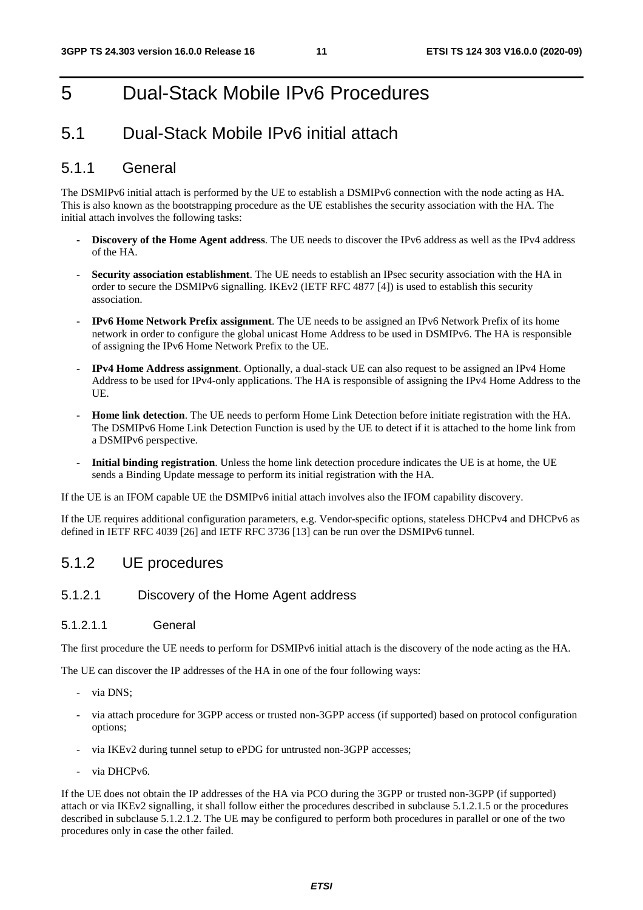# 5 Dual-Stack Mobile IPv6 Procedures

## 5.1 Dual-Stack Mobile IPv6 initial attach

### 5.1.1 General

The DSMIPv6 initial attach is performed by the UE to establish a DSMIPv6 connection with the node acting as HA. This is also known as the bootstrapping procedure as the UE establishes the security association with the HA. The initial attach involves the following tasks:

- **Discovery of the Home Agent address**. The UE needs to discover the IPv6 address as well as the IPv4 address of the HA.
- **Security association establishment**. The UE needs to establish an IPsec security association with the HA in order to secure the DSMIPv6 signalling. IKEv2 (IETF RFC 4877 [4]) is used to establish this security association.
- **IPv6 Home Network Prefix assignment**. The UE needs to be assigned an IPv6 Network Prefix of its home network in order to configure the global unicast Home Address to be used in DSMIPv6. The HA is responsible of assigning the IPv6 Home Network Prefix to the UE.
- **IPv4 Home Address assignment**. Optionally, a dual-stack UE can also request to be assigned an IPv4 Home Address to be used for IPv4-only applications. The HA is responsible of assigning the IPv4 Home Address to the UE.
- **Home link detection**. The UE needs to perform Home Link Detection before initiate registration with the HA. The DSMIPv6 Home Link Detection Function is used by the UE to detect if it is attached to the home link from a DSMIPv6 perspective.
- **Initial binding registration**. Unless the home link detection procedure indicates the UE is at home, the UE sends a Binding Update message to perform its initial registration with the HA.

If the UE is an IFOM capable UE the DSMIPv6 initial attach involves also the IFOM capability discovery.

If the UE requires additional configuration parameters, e.g. Vendor-specific options, stateless DHCPv4 and DHCPv6 as defined in IETF RFC 4039 [26] and IETF RFC 3736 [13] can be run over the DSMIPv6 tunnel.

### 5.1.2 UE procedures

#### 5.1.2.1 Discovery of the Home Agent address

##### 5.1.2.1.1 General

The first procedure the UE needs to perform for DSMIPv6 initial attach is the discovery of the node acting as the HA.

The UE can discover the IP addresses of the HA in one of the four following ways:

- via DNS;
- via attach procedure for 3GPP access or trusted non-3GPP access (if supported) based on protocol configuration options;
- via IKEv2 during tunnel setup to ePDG for untrusted non-3GPP accesses;
- via DHCPv6.

If the UE does not obtain the IP addresses of the HA via PCO during the 3GPP or trusted non-3GPP (if supported) attach or via IKEv2 signalling, it shall follow either the procedures described in subclause 5.1.2.1.5 or the procedures described in subclause 5.1.2.1.2. The UE may be configured to perform both procedures in parallel or one of the two procedures only in case the other failed.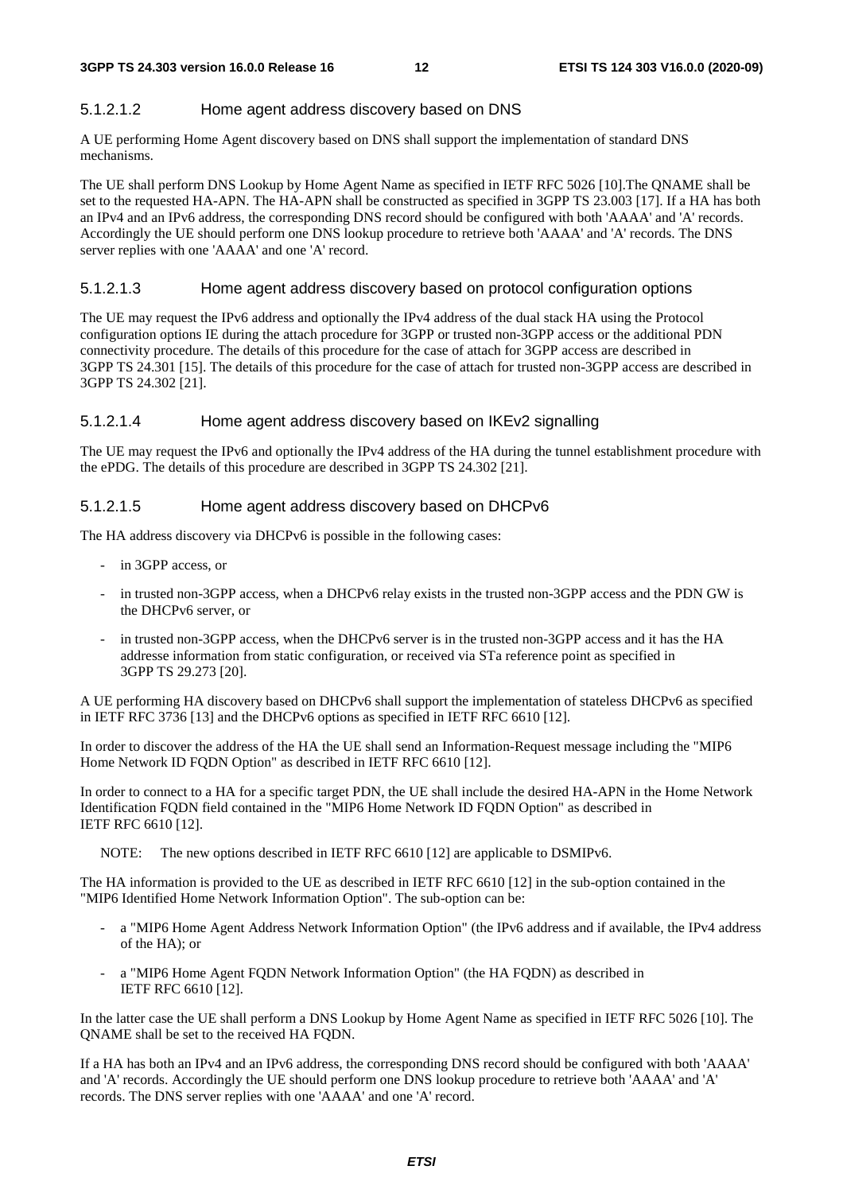#### 5.1.2.1.2 Home agent address discovery based on DNS

A UE performing Home Agent discovery based on DNS shall support the implementation of standard DNS mechanisms.

The UE shall perform DNS Lookup by Home Agent Name as specified in IETF RFC 5026 [10].The QNAME shall be set to the requested HA-APN. The HA-APN shall be constructed as specified in 3GPP TS 23.003 [17]. If a HA has both an IPv4 and an IPv6 address, the corresponding DNS record should be configured with both 'AAAA' and 'A' records. Accordingly the UE should perform one DNS lookup procedure to retrieve both 'AAAA' and 'A' records. The DNS server replies with one 'AAAA' and one 'A' record.

#### 5.1.2.1.3 Home agent address discovery based on protocol configuration options

The UE may request the IPv6 address and optionally the IPv4 address of the dual stack HA using the Protocol configuration options IE during the attach procedure for 3GPP or trusted non-3GPP access or the additional PDN connectivity procedure. The details of this procedure for the case of attach for 3GPP access are described in 3GPP TS 24.301 [15]. The details of this procedure for the case of attach for trusted non-3GPP access are described in 3GPP TS 24.302 [21].

#### 5.1.2.1.4 Home agent address discovery based on IKEv2 signalling

The UE may request the IPv6 and optionally the IPv4 address of the HA during the tunnel establishment procedure with the ePDG. The details of this procedure are described in 3GPP TS 24.302 [21].

#### 5.1.2.1.5 Home agent address discovery based on DHCPv6

The HA address discovery via DHCPv6 is possible in the following cases:

- in 3GPP access, or
- in trusted non-3GPP access, when a DHCPv6 relay exists in the trusted non-3GPP access and the PDN GW is the DHCPv6 server, or
- in trusted non-3GPP access, when the DHCPv6 server is in the trusted non-3GPP access and it has the HA addresse information from static configuration, or received via STa reference point as specified in 3GPP TS 29.273 [20].

A UE performing HA discovery based on DHCPv6 shall support the implementation of stateless DHCPv6 as specified in IETF RFC 3736 [13] and the DHCPv6 options as specified in IETF RFC 6610 [12].

In order to discover the address of the HA the UE shall send an Information-Request message including the "MIP6 Home Network ID FQDN Option" as described in IETF RFC 6610 [12].

In order to connect to a HA for a specific target PDN, the UE shall include the desired HA-APN in the Home Network Identification FQDN field contained in the "MIP6 Home Network ID FQDN Option" as described in IETF RFC 6610 [12].

NOTE: The new options described in IETF RFC 6610 [12] are applicable to DSMIPv6.

The HA information is provided to the UE as described in IETF RFC 6610 [12] in the sub-option contained in the "MIP6 Identified Home Network Information Option". The sub-option can be:

- a "MIP6 Home Agent Address Network Information Option" (the IPv6 address and if available, the IPv4 address of the HA); or
- a "MIP6 Home Agent FQDN Network Information Option" (the HA FQDN) as described in IETF RFC 6610 [12].

In the latter case the UE shall perform a DNS Lookup by Home Agent Name as specified in IETF RFC 5026 [10]. The QNAME shall be set to the received HA FQDN.

If a HA has both an IPv4 and an IPv6 address, the corresponding DNS record should be configured with both 'AAAA' and 'A' records. Accordingly the UE should perform one DNS lookup procedure to retrieve both 'AAAA' and 'A' records. The DNS server replies with one 'AAAA' and one 'A' record.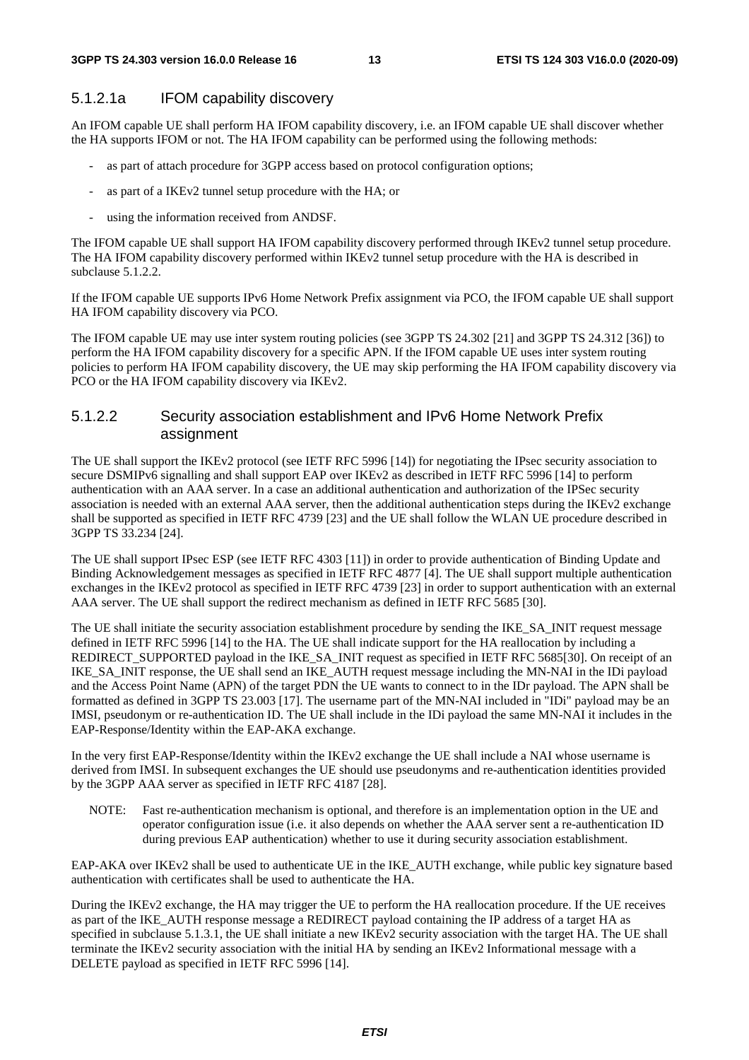#### 5.1.2.1a IFOM capability discovery

An IFOM capable UE shall perform HA IFOM capability discovery, i.e. an IFOM capable UE shall discover whether the HA supports IFOM or not. The HA IFOM capability can be performed using the following methods:

- as part of attach procedure for 3GPP access based on protocol configuration options;
- as part of a IKEv2 tunnel setup procedure with the HA; or
- using the information received from ANDSF.

The IFOM capable UE shall support HA IFOM capability discovery performed through IKEv2 tunnel setup procedure. The HA IFOM capability discovery performed within IKEv2 tunnel setup procedure with the HA is described in subclause 5.1.2.2.

If the IFOM capable UE supports IPv6 Home Network Prefix assignment via PCO, the IFOM capable UE shall support HA IFOM capability discovery via PCO.

The IFOM capable UE may use inter system routing policies (see 3GPP TS 24.302 [21] and 3GPP TS 24.312 [36]) to perform the HA IFOM capability discovery for a specific APN. If the IFOM capable UE uses inter system routing policies to perform HA IFOM capability discovery, the UE may skip performing the HA IFOM capability discovery via PCO or the HA IFOM capability discovery via IKEv2.

#### 5.1.2.2 Security association establishment and IPv6 Home Network Prefix assignment

The UE shall support the IKEv2 protocol (see IETF RFC 5996 [14]) for negotiating the IPsec security association to secure DSMIPv6 signalling and shall support EAP over IKEv2 as described in IETF RFC 5996 [14] to perform authentication with an AAA server. In a case an additional authentication and authorization of the IPSec security association is needed with an external AAA server, then the additional authentication steps during the IKEv2 exchange shall be supported as specified in IETF RFC 4739 [23] and the UE shall follow the WLAN UE procedure described in 3GPP TS 33.234 [24].

The UE shall support IPsec ESP (see IETF RFC 4303 [11]) in order to provide authentication of Binding Update and Binding Acknowledgement messages as specified in IETF RFC 4877 [4]. The UE shall support multiple authentication exchanges in the IKEv2 protocol as specified in IETF RFC 4739 [23] in order to support authentication with an external AAA server. The UE shall support the redirect mechanism as defined in IETF RFC 5685 [30].

The UE shall initiate the security association establishment procedure by sending the IKE_SA_INIT request message defined in IETF RFC 5996 [14] to the HA. The UE shall indicate support for the HA reallocation by including a REDIRECT_SUPPORTED payload in the IKE_SA_INIT request as specified in IETF RFC 5685[30]. On receipt of an IKE_SA_INIT response, the UE shall send an IKE_AUTH request message including the MN-NAI in the IDi payload and the Access Point Name (APN) of the target PDN the UE wants to connect to in the IDr payload. The APN shall be formatted as defined in 3GPP TS 23.003 [17]. The username part of the MN-NAI included in "IDi" payload may be an IMSI, pseudonym or re-authentication ID. The UE shall include in the IDi payload the same MN-NAI it includes in the EAP-Response/Identity within the EAP-AKA exchange.

In the very first EAP-Response/Identity within the IKEv2 exchange the UE shall include a NAI whose username is derived from IMSI. In subsequent exchanges the UE should use pseudonyms and re-authentication identities provided by the 3GPP AAA server as specified in IETF RFC 4187 [28].

NOTE: Fast re-authentication mechanism is optional, and therefore is an implementation option in the UE and operator configuration issue (i.e. it also depends on whether the AAA server sent a re-authentication ID during previous EAP authentication) whether to use it during security association establishment.

EAP-AKA over IKEv2 shall be used to authenticate UE in the IKE_AUTH exchange, while public key signature based authentication with certificates shall be used to authenticate the HA.

During the IKEv2 exchange, the HA may trigger the UE to perform the HA reallocation procedure. If the UE receives as part of the IKE_AUTH response message a REDIRECT payload containing the IP address of a target HA as specified in subclause 5.1.3.1, the UE shall initiate a new IKEv2 security association with the target HA. The UE shall terminate the IKEv2 security association with the initial HA by sending an IKEv2 Informational message with a DELETE payload as specified in IETF RFC 5996 [14].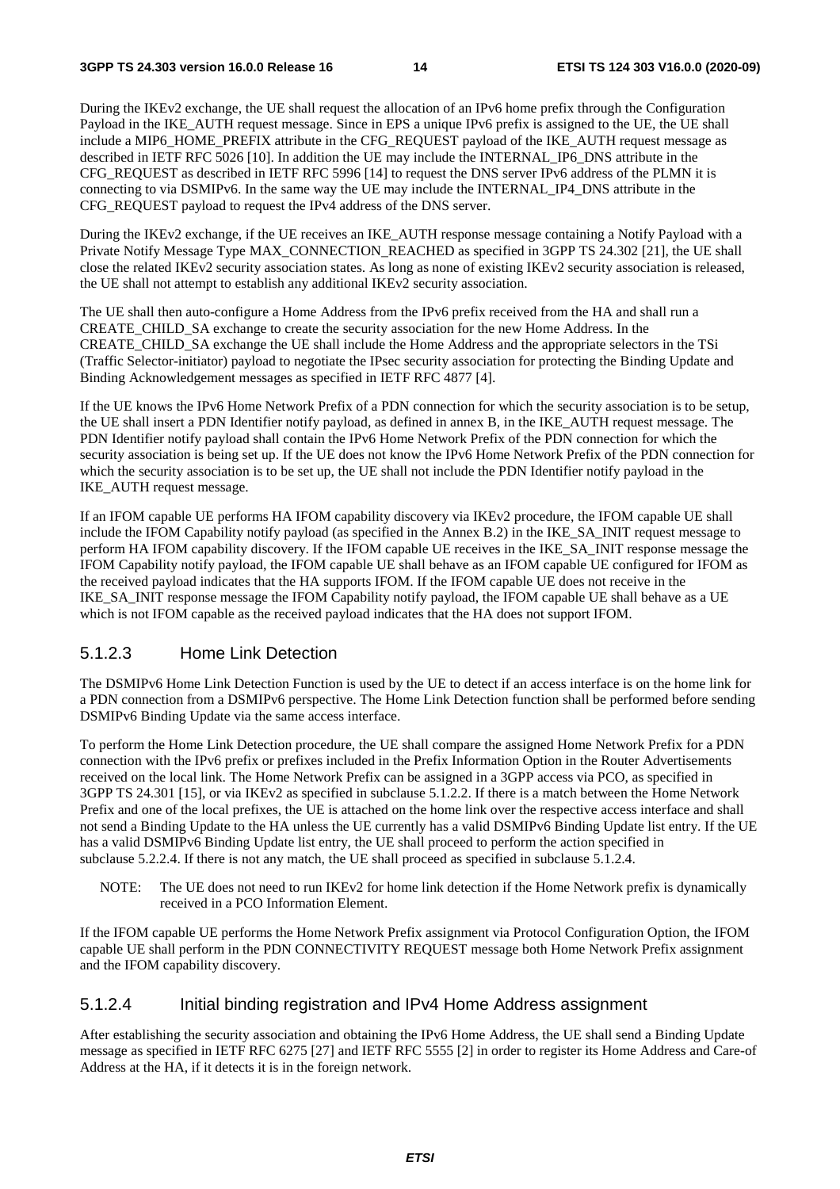During the IKEv2 exchange, the UE shall request the allocation of an IPv6 home prefix through the Configuration Payload in the IKE_AUTH request message. Since in EPS a unique IPv6 prefix is assigned to the UE, the UE shall include a MIP6_HOME_PREFIX attribute in the CFG_REQUEST payload of the IKE_AUTH request message as described in IETF RFC 5026 [10]. In addition the UE may include the INTERNAL_IP6_DNS attribute in the CFG_REQUEST as described in IETF RFC 5996 [14] to request the DNS server IPv6 address of the PLMN it is connecting to via DSMIPv6. In the same way the UE may include the INTERNAL_IP4_DNS attribute in the CFG_REQUEST payload to request the IPv4 address of the DNS server.

During the IKEv2 exchange, if the UE receives an IKE_AUTH response message containing a Notify Payload with a Private Notify Message Type MAX_CONNECTION_REACHED as specified in 3GPP TS 24.302 [21], the UE shall close the related IKEv2 security association states. As long as none of existing IKEv2 security association is released, the UE shall not attempt to establish any additional IKEv2 security association.

The UE shall then auto-configure a Home Address from the IPv6 prefix received from the HA and shall run a CREATE_CHILD_SA exchange to create the security association for the new Home Address. In the CREATE_CHILD_SA exchange the UE shall include the Home Address and the appropriate selectors in the TSi (Traffic Selector-initiator) payload to negotiate the IPsec security association for protecting the Binding Update and Binding Acknowledgement messages as specified in IETF RFC 4877 [4].

If the UE knows the IPv6 Home Network Prefix of a PDN connection for which the security association is to be setup, the UE shall insert a PDN Identifier notify payload, as defined in annex B, in the IKE_AUTH request message. The PDN Identifier notify payload shall contain the IPv6 Home Network Prefix of the PDN connection for which the security association is being set up. If the UE does not know the IPv6 Home Network Prefix of the PDN connection for which the security association is to be set up, the UE shall not include the PDN Identifier notify payload in the IKE_AUTH request message.

If an IFOM capable UE performs HA IFOM capability discovery via IKEv2 procedure, the IFOM capable UE shall include the IFOM Capability notify payload (as specified in the Annex B.2) in the IKE_SA_INIT request message to perform HA IFOM capability discovery. If the IFOM capable UE receives in the IKE_SA_INIT response message the IFOM Capability notify payload, the IFOM capable UE shall behave as an IFOM capable UE configured for IFOM as the received payload indicates that the HA supports IFOM. If the IFOM capable UE does not receive in the IKE_SA_INIT response message the IFOM Capability notify payload, the IFOM capable UE shall behave as a UE which is not IFOM capable as the received payload indicates that the HA does not support IFOM.

### 5.1.2.3 Home Link Detection

The DSMIPv6 Home Link Detection Function is used by the UE to detect if an access interface is on the home link for a PDN connection from a DSMIPv6 perspective. The Home Link Detection function shall be performed before sending DSMIPv6 Binding Update via the same access interface.

To perform the Home Link Detection procedure, the UE shall compare the assigned Home Network Prefix for a PDN connection with the IPv6 prefix or prefixes included in the Prefix Information Option in the Router Advertisements received on the local link. The Home Network Prefix can be assigned in a 3GPP access via PCO, as specified in 3GPP TS 24.301 [15], or via IKEv2 as specified in subclause 5.1.2.2. If there is a match between the Home Network Prefix and one of the local prefixes, the UE is attached on the home link over the respective access interface and shall not send a Binding Update to the HA unless the UE currently has a valid DSMIPv6 Binding Update list entry. If the UE has a valid DSMIPv6 Binding Update list entry, the UE shall proceed to perform the action specified in subclause 5.2.2.4. If there is not any match, the UE shall proceed as specified in subclause 5.1.2.4.

NOTE: The UE does not need to run IKEv2 for home link detection if the Home Network prefix is dynamically received in a PCO Information Element.

If the IFOM capable UE performs the Home Network Prefix assignment via Protocol Configuration Option, the IFOM capable UE shall perform in the PDN CONNECTIVITY REQUEST message both Home Network Prefix assignment and the IFOM capability discovery.

### 5.1.2.4 Initial binding registration and IPv4 Home Address assignment

After establishing the security association and obtaining the IPv6 Home Address, the UE shall send a Binding Update message as specified in IETF RFC 6275 [27] and IETF RFC 5555 [2] in order to register its Home Address and Care-of Address at the HA, if it detects it is in the foreign network.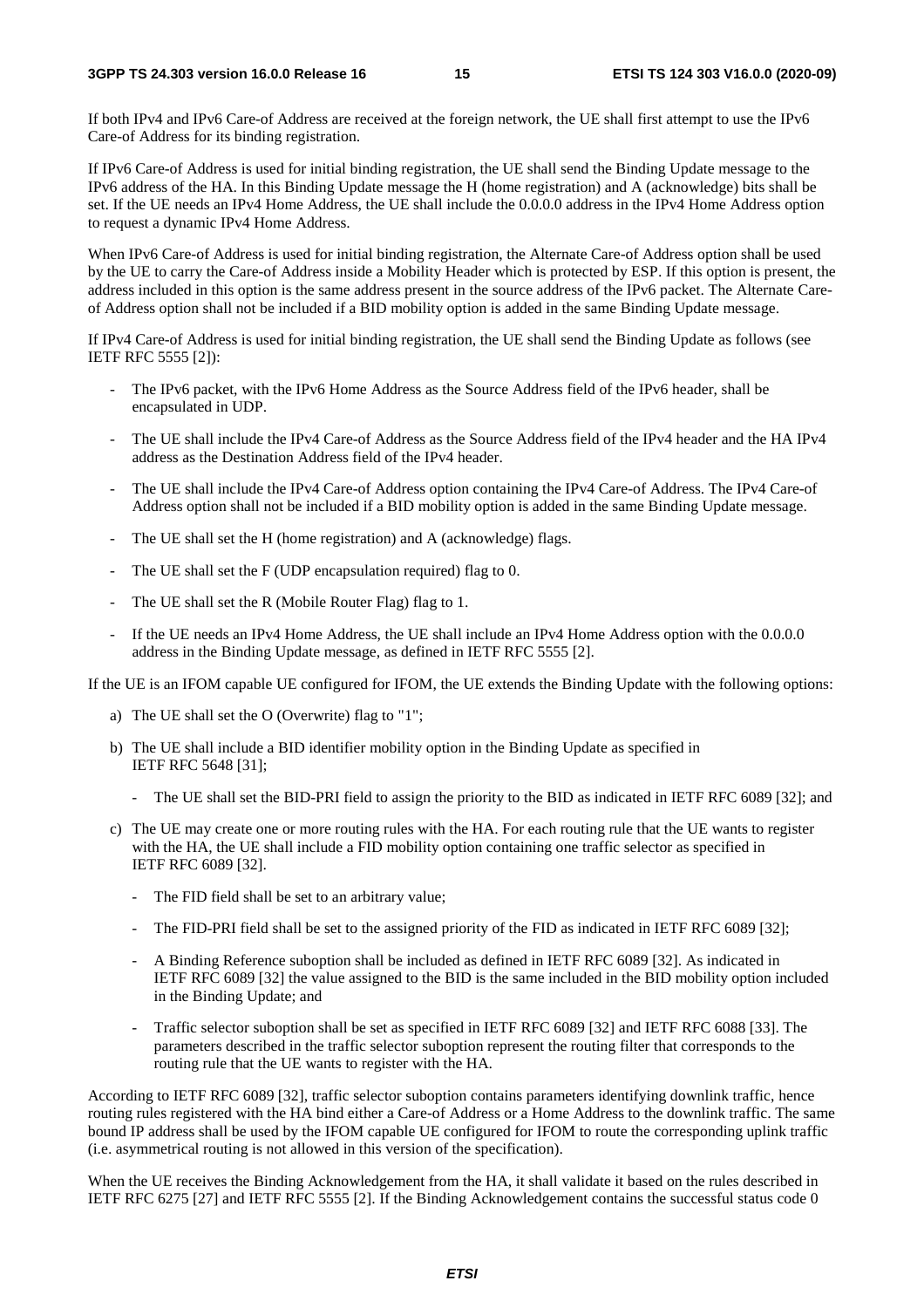If both IPv4 and IPv6 Care-of Address are received at the foreign network, the UE shall first attempt to use the IPv6 Care-of Address for its binding registration.

If IPv6 Care-of Address is used for initial binding registration, the UE shall send the Binding Update message to the IPv6 address of the HA. In this Binding Update message the H (home registration) and A (acknowledge) bits shall be set. If the UE needs an IPv4 Home Address, the UE shall include the 0.0.0.0 address in the IPv4 Home Address option to request a dynamic IPv4 Home Address.

When IPv6 Care-of Address is used for initial binding registration, the Alternate Care-of Address option shall be used by the UE to carry the Care-of Address inside a Mobility Header which is protected by ESP. If this option is present, the address included in this option is the same address present in the source address of the IPv6 packet. The Alternate Care-of Address option shall not be included if a BID mobility option is added in the same Binding Update message.

If IPv4 Care-of Address is used for initial binding registration, the UE shall send the Binding Update as follows (see IETF RFC 5555 [2]):

- The IPv6 packet, with the IPv6 Home Address as the Source Address field of the IPv6 header, shall be encapsulated in UDP.
- The UE shall include the IPv4 Care-of Address as the Source Address field of the IPv4 header and the HA IPv4 address as the Destination Address field of the IPv4 header.
- The UE shall include the IPv4 Care-of Address option containing the IPv4 Care-of Address. The IPv4 Care-of Address option shall not be included if a BID mobility option is added in the same Binding Update message.
- The UE shall set the H (home registration) and A (acknowledge) flags.
- The UE shall set the F (UDP encapsulation required) flag to 0.
- The UE shall set the R (Mobile Router Flag) flag to 1.
- If the UE needs an IPv4 Home Address, the UE shall include an IPv4 Home Address option with the 0.0.0.0 address in the Binding Update message, as defined in IETF RFC 5555 [2].

If the UE is an IFOM capable UE configured for IFOM, the UE extends the Binding Update with the following options:

a) The UE shall set the O (Overwrite) flag to "1";

b) The UE shall include a BID identifier mobility option in the Binding Update as specified in IETF RFC 5648 [31];

   - The UE shall set the BID-PRI field to assign the priority to the BID as indicated in IETF RFC 6089 [32]; and

c) The UE may create one or more routing rules with the HA. For each routing rule that the UE wants to register with the HA, the UE shall include a FID mobility option containing one traffic selector as specified in IETF RFC 6089 [32].

   - The FID field shall be set to an arbitrary value;
   - The FID-PRI field shall be set to the assigned priority of the FID as indicated in IETF RFC 6089 [32];
   - A Binding Reference suboption shall be included as defined in IETF RFC 6089 [32]. As indicated in IETF RFC 6089 [32] the value assigned to the BID is the same included in the BID mobility option included in the Binding Update; and
   - Traffic selector suboption shall be set as specified in IETF RFC 6089 [32] and IETF RFC 6088 [33]. The parameters described in the traffic selector suboption represent the routing filter that corresponds to the routing rule that the UE wants to register with the HA.

According to IETF RFC 6089 [32], traffic selector suboption contains parameters identifying downlink traffic, hence routing rules registered with the HA bind either a Care-of Address or a Home Address to the downlink traffic. The same bound IP address shall be used by the IFOM capable UE configured for IFOM to route the corresponding uplink traffic (i.e. asymmetrical routing is not allowed in this version of the specification).

When the UE receives the Binding Acknowledgement from the HA, it shall validate it based on the rules described in IETF RFC 6275 [27] and IETF RFC 5555 [2]. If the Binding Acknowledgement contains the successful status code 0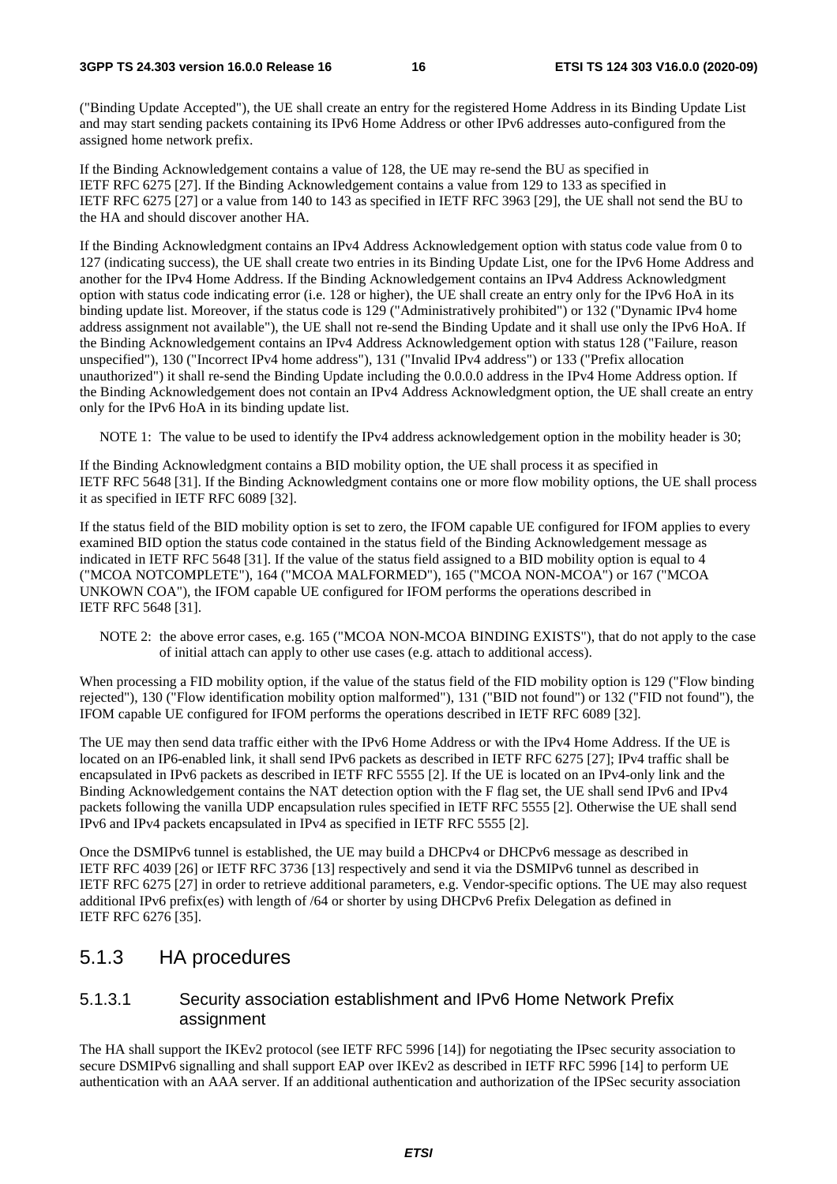("Binding Update Accepted"), the UE shall create an entry for the registered Home Address in its Binding Update List and may start sending packets containing its IPv6 Home Address or other IPv6 addresses auto-configured from the assigned home network prefix.

If the Binding Acknowledgement contains a value of 128, the UE may re-send the BU as specified in IETF RFC 6275 [27]. If the Binding Acknowledgement contains a value from 129 to 133 as specified in IETF RFC 6275 [27] or a value from 140 to 143 as specified in IETF RFC 3963 [29], the UE shall not send the BU to the HA and should discover another HA.

If the Binding Acknowledgment contains an IPv4 Address Acknowledgement option with status code value from 0 to 127 (indicating success), the UE shall create two entries in its Binding Update List, one for the IPv6 Home Address and another for the IPv4 Home Address. If the Binding Acknowledgement contains an IPv4 Address Acknowledgment option with status code indicating error (i.e. 128 or higher), the UE shall create an entry only for the IPv6 HoA in its binding update list. Moreover, if the status code is 129 ("Administratively prohibited") or 132 ("Dynamic IPv4 home address assignment not available"), the UE shall not re-send the Binding Update and it shall use only the IPv6 HoA. If the Binding Acknowledgement contains an IPv4 Address Acknowledgement option with status 128 ("Failure, reason unspecified"), 130 ("Incorrect IPv4 home address"), 131 ("Invalid IPv4 address") or 133 ("Prefix allocation unauthorized") it shall re-send the Binding Update including the 0.0.0.0 address in the IPv4 Home Address option. If the Binding Acknowledgement does not contain an IPv4 Address Acknowledgment option, the UE shall create an entry only for the IPv6 HoA in its binding update list.

NOTE 1: The value to be used to identify the IPv4 address acknowledgement option in the mobility header is 30;

If the Binding Acknowledgment contains a BID mobility option, the UE shall process it as specified in IETF RFC 5648 [31]. If the Binding Acknowledgment contains one or more flow mobility options, the UE shall process it as specified in IETF RFC 6089 [32].

If the status field of the BID mobility option is set to zero, the IFOM capable UE configured for IFOM applies to every examined BID option the status code contained in the status field of the Binding Acknowledgement message as indicated in IETF RFC 5648 [31]. If the value of the status field assigned to a BID mobility option is equal to 4 ("MCOA NOTCOMPLETE"), 164 ("MCOA MALFORMED"), 165 ("MCOA NON-MCOA") or 167 ("MCOA UNKOWN COA"), the IFOM capable UE configured for IFOM performs the operations described in IETF RFC 5648 [31].

NOTE 2: the above error cases, e.g. 165 ("MCOA NON-MCOA BINDING EXISTS"), that do not apply to the case of initial attach can apply to other use cases (e.g. attach to additional access).

When processing a FID mobility option, if the value of the status field of the FID mobility option is 129 ("Flow binding rejected"), 130 ("Flow identification mobility option malformed"), 131 ("BID not found") or 132 ("FID not found"), the IFOM capable UE configured for IFOM performs the operations described in IETF RFC 6089 [32].

The UE may then send data traffic either with the IPv6 Home Address or with the IPv4 Home Address. If the UE is located on an IP6-enabled link, it shall send IPv6 packets as described in IETF RFC 6275 [27]; IPv4 traffic shall be encapsulated in IPv6 packets as described in IETF RFC 5555 [2]. If the UE is located on an IPv4-only link and the Binding Acknowledgement contains the NAT detection option with the F flag set, the UE shall send IPv6 and IPv4 packets following the vanilla UDP encapsulation rules specified in IETF RFC 5555 [2]. Otherwise the UE shall send IPv6 and IPv4 packets encapsulated in IPv4 as specified in IETF RFC 5555 [2].

Once the DSMIPv6 tunnel is established, the UE may build a DHCPv4 or DHCPv6 message as described in IETF RFC 4039 [26] or IETF RFC 3736 [13] respectively and send it via the DSMIPv6 tunnel as described in IETF RFC 6275 [27] in order to retrieve additional parameters, e.g. Vendor-specific options. The UE may also request additional IPv6 prefix(es) with length of /64 or shorter by using DHCPv6 Prefix Delegation as defined in IETF RFC 6276 [35].

### 5.1.3 HA procedures

#### 5.1.3.1 Security association establishment and IPv6 Home Network Prefix assignment

The HA shall support the IKEv2 protocol (see IETF RFC 5996 [14]) for negotiating the IPsec security association to secure DSMIPv6 signalling and shall support EAP over IKEv2 as described in IETF RFC 5996 [14] to perform UE authentication with an AAA server. If an additional authentication and authorization of the IPSec security association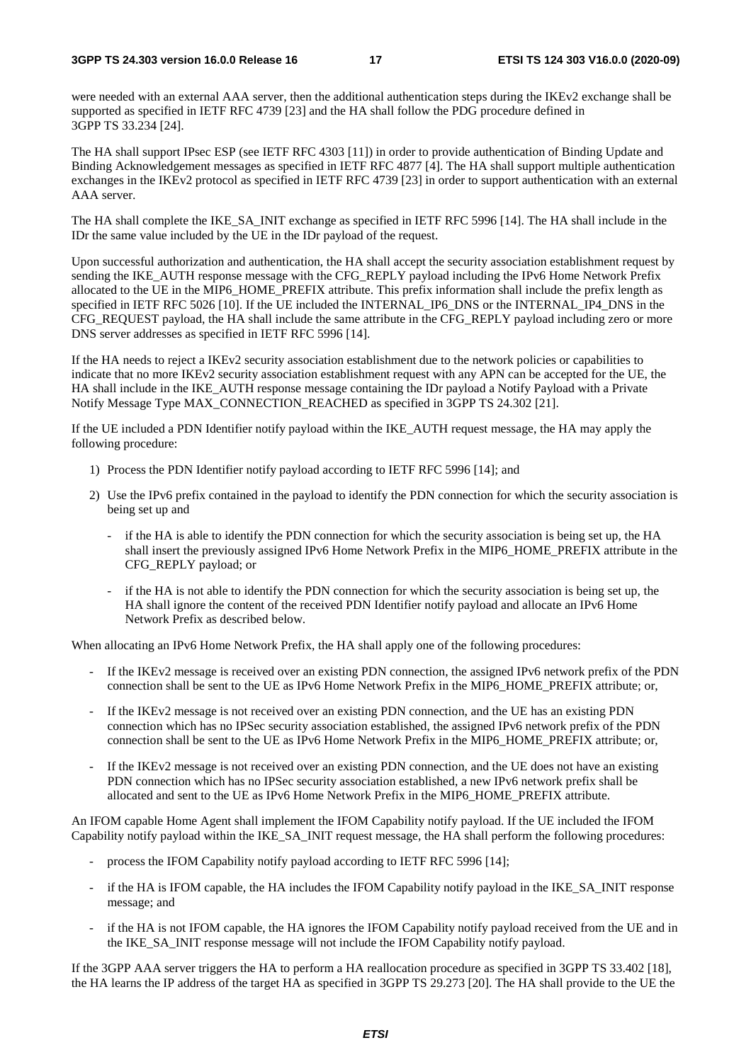were needed with an external AAA server, then the additional authentication steps during the IKEv2 exchange shall be supported as specified in IETF RFC 4739 [23] and the HA shall follow the PDG procedure defined in 3GPP TS 33.234 [24].

The HA shall support IPsec ESP (see IETF RFC 4303 [11]) in order to provide authentication of Binding Update and Binding Acknowledgement messages as specified in IETF RFC 4877 [4]. The HA shall support multiple authentication exchanges in the IKEv2 protocol as specified in IETF RFC 4739 [23] in order to support authentication with an external AAA server.

The HA shall complete the IKE_SA_INIT exchange as specified in IETF RFC 5996 [14]. The HA shall include in the IDr the same value included by the UE in the IDr payload of the request.

Upon successful authorization and authentication, the HA shall accept the security association establishment request by sending the IKE_AUTH response message with the CFG_REPLY payload including the IPv6 Home Network Prefix allocated to the UE in the MIP6_HOME_PREFIX attribute. This prefix information shall include the prefix length as specified in IETF RFC 5026 [10]. If the UE included the INTERNAL_IP6_DNS or the INTERNAL_IP4_DNS in the CFG_REQUEST payload, the HA shall include the same attribute in the CFG_REPLY payload including zero or more DNS server addresses as specified in IETF RFC 5996 [14].

If the HA needs to reject a IKEv2 security association establishment due to the network policies or capabilities to indicate that no more IKEv2 security association establishment request with any APN can be accepted for the UE, the HA shall include in the IKE_AUTH response message containing the IDr payload a Notify Payload with a Private Notify Message Type MAX_CONNECTION_REACHED as specified in 3GPP TS 24.302 [21].

If the UE included a PDN Identifier notify payload within the IKE_AUTH request message, the HA may apply the following procedure:

1) Process the PDN Identifier notify payload according to IETF RFC 5996 [14]; and

2) Use the IPv6 prefix contained in the payload to identify the PDN connection for which the security association is being set up and

   - if the HA is able to identify the PDN connection for which the security association is being set up, the HA shall insert the previously assigned IPv6 Home Network Prefix in the MIP6_HOME_PREFIX attribute in the CFG_REPLY payload; or

   - if the HA is not able to identify the PDN connection for which the security association is being set up, the HA shall ignore the content of the received PDN Identifier notify payload and allocate an IPv6 Home Network Prefix as described below.

When allocating an IPv6 Home Network Prefix, the HA shall apply one of the following procedures:

- If the IKEv2 message is received over an existing PDN connection, the assigned IPv6 network prefix of the PDN connection shall be sent to the UE as IPv6 Home Network Prefix in the MIP6_HOME_PREFIX attribute; or,

- If the IKEv2 message is not received over an existing PDN connection, and the UE has an existing PDN connection which has no IPSec security association established, the assigned IPv6 network prefix of the PDN connection shall be sent to the UE as IPv6 Home Network Prefix in the MIP6_HOME_PREFIX attribute; or,

- If the IKEv2 message is not received over an existing PDN connection, and the UE does not have an existing PDN connection which has no IPSec security association established, a new IPv6 network prefix shall be allocated and sent to the UE as IPv6 Home Network Prefix in the MIP6_HOME_PREFIX attribute.

An IFOM capable Home Agent shall implement the IFOM Capability notify payload. If the UE included the IFOM Capability notify payload within the IKE_SA_INIT request message, the HA shall perform the following procedures:

- process the IFOM Capability notify payload according to IETF RFC 5996 [14];

- if the HA is IFOM capable, the HA includes the IFOM Capability notify payload in the IKE_SA_INIT response message; and

- if the HA is not IFOM capable, the HA ignores the IFOM Capability notify payload received from the UE and in the IKE_SA_INIT response message will not include the IFOM Capability notify payload.

If the 3GPP AAA server triggers the HA to perform a HA reallocation procedure as specified in 3GPP TS 33.402 [18], the HA learns the IP address of the target HA as specified in 3GPP TS 29.273 [20]. The HA shall provide to the UE the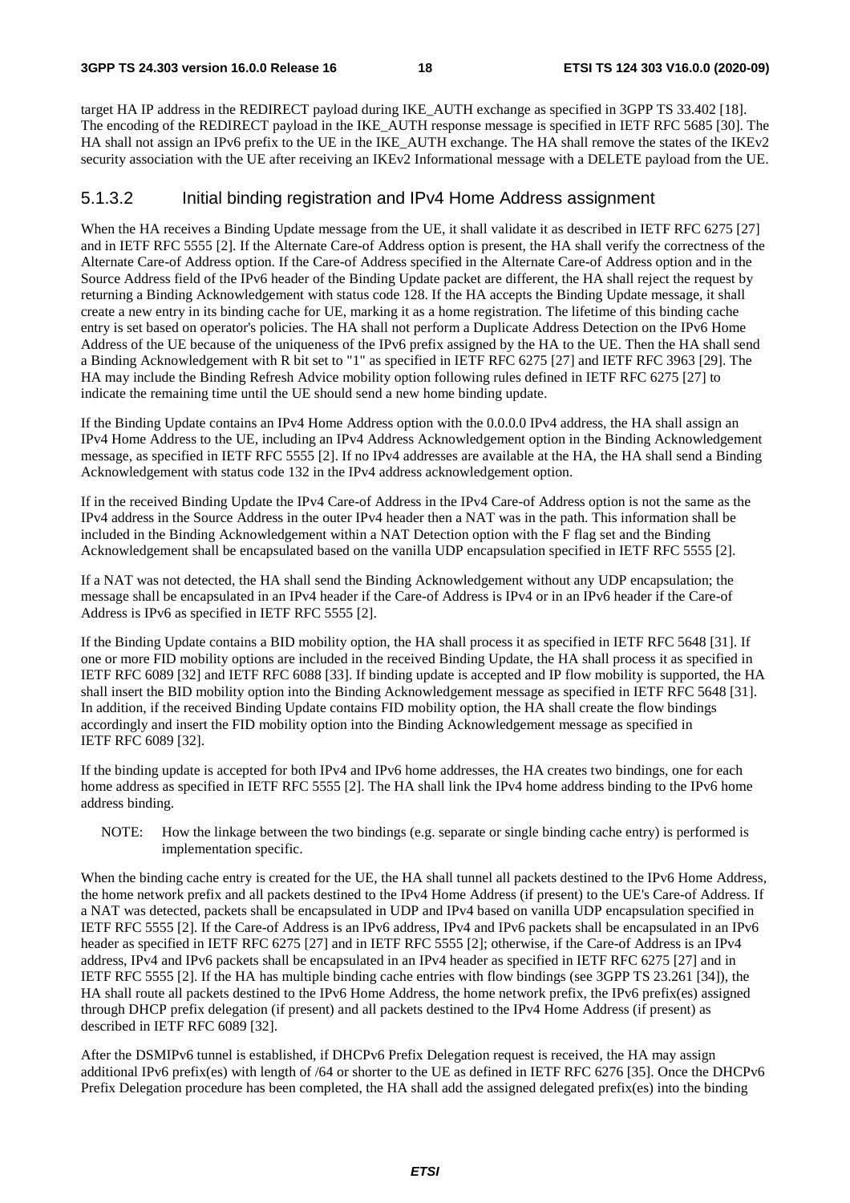target HA IP address in the REDIRECT payload during IKE_AUTH exchange as specified in 3GPP TS 33.402 [18]. The encoding of the REDIRECT payload in the IKE_AUTH response message is specified in IETF RFC 5685 [30]. The HA shall not assign an IPv6 prefix to the UE in the IKE_AUTH exchange. The HA shall remove the states of the IKEv2 security association with the UE after receiving an IKEv2 Informational message with a DELETE payload from the UE.

### 5.1.3.2 Initial binding registration and IPv4 Home Address assignment

When the HA receives a Binding Update message from the UE, it shall validate it as described in IETF RFC 6275 [27] and in IETF RFC 5555 [2]. If the Alternate Care-of Address option is present, the HA shall verify the correctness of the Alternate Care-of Address option. If the Care-of Address specified in the Alternate Care-of Address option and in the Source Address field of the IPv6 header of the Binding Update packet are different, the HA shall reject the request by returning a Binding Acknowledgement with status code 128. If the HA accepts the Binding Update message, it shall create a new entry in its binding cache for UE, marking it as a home registration. The lifetime of this binding cache entry is set based on operator's policies. The HA shall not perform a Duplicate Address Detection on the IPv6 Home Address of the UE because of the uniqueness of the IPv6 prefix assigned by the HA to the UE. Then the HA shall send a Binding Acknowledgement with R bit set to "1" as specified in IETF RFC 6275 [27] and IETF RFC 3963 [29]. The HA may include the Binding Refresh Advice mobility option following rules defined in IETF RFC 6275 [27] to indicate the remaining time until the UE should send a new home binding update.

If the Binding Update contains an IPv4 Home Address option with the 0.0.0.0 IPv4 address, the HA shall assign an IPv4 Home Address to the UE, including an IPv4 Address Acknowledgement option in the Binding Acknowledgement message, as specified in IETF RFC 5555 [2]. If no IPv4 addresses are available at the HA, the HA shall send a Binding Acknowledgement with status code 132 in the IPv4 address acknowledgement option.

If in the received Binding Update the IPv4 Care-of Address in the IPv4 Care-of Address option is not the same as the IPv4 address in the Source Address in the outer IPv4 header then a NAT was in the path. This information shall be included in the Binding Acknowledgement within a NAT Detection option with the F flag set and the Binding Acknowledgement shall be encapsulated based on the vanilla UDP encapsulation specified in IETF RFC 5555 [2].

If a NAT was not detected, the HA shall send the Binding Acknowledgement without any UDP encapsulation; the message shall be encapsulated in an IPv4 header if the Care-of Address is IPv4 or in an IPv6 header if the Care-of Address is IPv6 as specified in IETF RFC 5555 [2].

If the Binding Update contains a BID mobility option, the HA shall process it as specified in IETF RFC 5648 [31]. If one or more FID mobility options are included in the received Binding Update, the HA shall process it as specified in IETF RFC 6089 [32] and IETF RFC 6088 [33]. If binding update is accepted and IP flow mobility is supported, the HA shall insert the BID mobility option into the Binding Acknowledgement message as specified in IETF RFC 5648 [31]. In addition, if the received Binding Update contains FID mobility option, the HA shall create the flow bindings accordingly and insert the FID mobility option into the Binding Acknowledgement message as specified in IETF RFC 6089 [32].

If the binding update is accepted for both IPv4 and IPv6 home addresses, the HA creates two bindings, one for each home address as specified in IETF RFC 5555 [2]. The HA shall link the IPv4 home address binding to the IPv6 home address binding.

NOTE: How the linkage between the two bindings (e.g. separate or single binding cache entry) is performed is implementation specific.

When the binding cache entry is created for the UE, the HA shall tunnel all packets destined to the IPv6 Home Address, the home network prefix and all packets destined to the IPv4 Home Address (if present) to the UE's Care-of Address. If a NAT was detected, packets shall be encapsulated in UDP and IPv4 based on vanilla UDP encapsulation specified in IETF RFC 5555 [2]. If the Care-of Address is an IPv6 address, IPv4 and IPv6 packets shall be encapsulated in an IPv6 header as specified in IETF RFC 6275 [27] and in IETF RFC 5555 [2]; otherwise, if the Care-of Address is an IPv4 address, IPv4 and IPv6 packets shall be encapsulated in an IPv4 header as specified in IETF RFC 6275 [27] and in IETF RFC 5555 [2]. If the HA has multiple binding cache entries with flow bindings (see 3GPP TS 23.261 [34]), the HA shall route all packets destined to the IPv6 Home Address, the home network prefix, the IPv6 prefix(es) assigned through DHCP prefix delegation (if present) and all packets destined to the IPv4 Home Address (if present) as described in IETF RFC 6089 [32].

After the DSMIPv6 tunnel is established, if DHCPv6 Prefix Delegation request is received, the HA may assign additional IPv6 prefix(es) with length of /64 or shorter to the UE as defined in IETF RFC 6276 [35]. Once the DHCPv6 Prefix Delegation procedure has been completed, the HA shall add the assigned delegated prefix(es) into the binding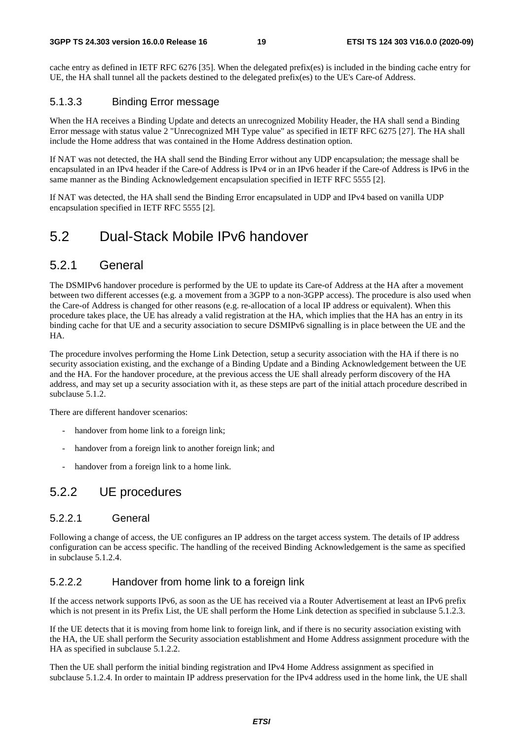cache entry as defined in IETF RFC 6276 [35]. When the delegated prefix(es) is included in the binding cache entry for UE, the HA shall tunnel all the packets destined to the delegated prefix(es) to the UE's Care-of Address.

#### 5.1.3.3 Binding Error message

When the HA receives a Binding Update and detects an unrecognized Mobility Header, the HA shall send a Binding Error message with status value 2 "Unrecognized MH Type value" as specified in IETF RFC 6275 [27]. The HA shall include the Home address that was contained in the Home Address destination option.

If NAT was not detected, the HA shall send the Binding Error without any UDP encapsulation; the message shall be encapsulated in an IPv4 header if the Care-of Address is IPv4 or in an IPv6 header if the Care-of Address is IPv6 in the same manner as the Binding Acknowledgement encapsulation specified in IETF RFC 5555 [2].

If NAT was detected, the HA shall send the Binding Error encapsulated in UDP and IPv4 based on vanilla UDP encapsulation specified in IETF RFC 5555 [2].

## 5.2 Dual-Stack Mobile IPv6 handover

### 5.2.1 General

The DSMIPv6 handover procedure is performed by the UE to update its Care-of Address at the HA after a movement between two different accesses (e.g. a movement from a 3GPP to a non-3GPP access). The procedure is also used when the Care-of Address is changed for other reasons (e.g. re-allocation of a local IP address or equivalent). When this procedure takes place, the UE has already a valid registration at the HA, which implies that the HA has an entry in its binding cache for that UE and a security association to secure DSMIPv6 signalling is in place between the UE and the HA.

The procedure involves performing the Home Link Detection, setup a security association with the HA if there is no security association existing, and the exchange of a Binding Update and a Binding Acknowledgement between the UE and the HA. For the handover procedure, at the previous access the UE shall already perform discovery of the HA address, and may set up a security association with it, as these steps are part of the initial attach procedure described in subclause 5.1.2.

There are different handover scenarios:

- handover from home link to a foreign link;
- handover from a foreign link to another foreign link; and
- handover from a foreign link to a home link.

### 5.2.2 UE procedures

#### 5.2.2.1 General

Following a change of access, the UE configures an IP address on the target access system. The details of IP address configuration can be access specific. The handling of the received Binding Acknowledgement is the same as specified in subclause 5.1.2.4.

#### 5.2.2.2 Handover from home link to a foreign link

If the access network supports IPv6, as soon as the UE has received via a Router Advertisement at least an IPv6 prefix which is not present in its Prefix List, the UE shall perform the Home Link detection as specified in subclause 5.1.2.3.

If the UE detects that it is moving from home link to foreign link, and if there is no security association existing with the HA, the UE shall perform the Security association establishment and Home Address assignment procedure with the HA as specified in subclause 5.1.2.2.

Then the UE shall perform the initial binding registration and IPv4 Home Address assignment as specified in subclause 5.1.2.4. In order to maintain IP address preservation for the IPv4 address used in the home link, the UE shall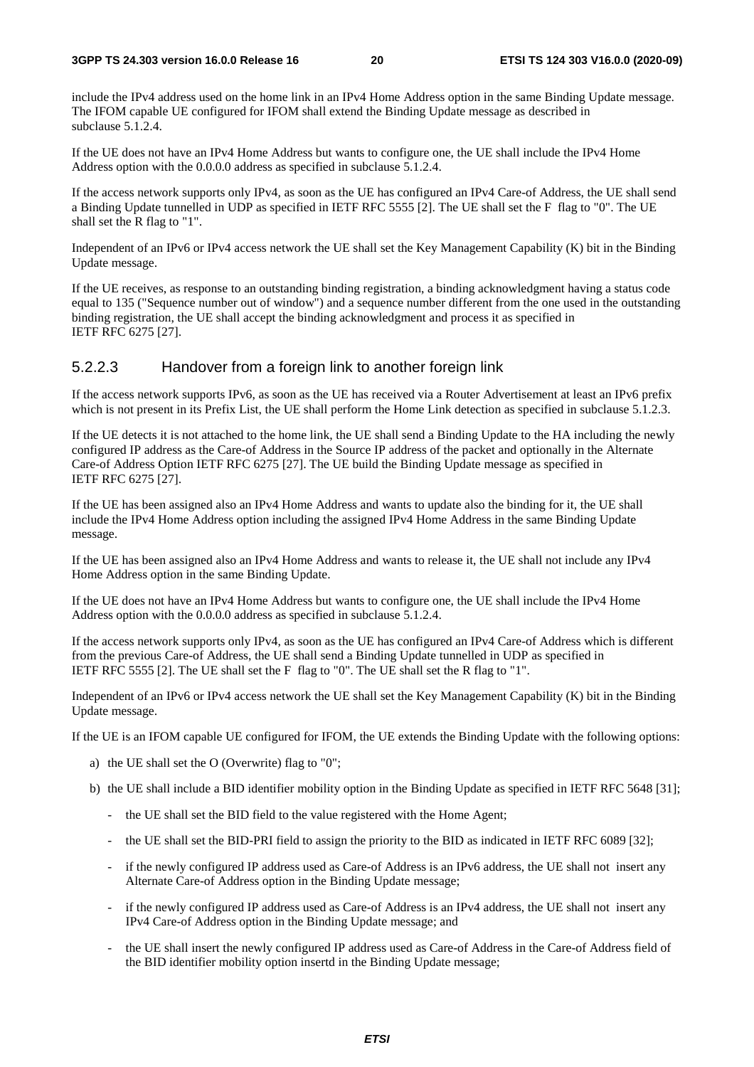include the IPv4 address used on the home link in an IPv4 Home Address option in the same Binding Update message. The IFOM capable UE configured for IFOM shall extend the Binding Update message as described in subclause 5.1.2.4.

If the UE does not have an IPv4 Home Address but wants to configure one, the UE shall include the IPv4 Home Address option with the 0.0.0.0 address as specified in subclause 5.1.2.4.

If the access network supports only IPv4, as soon as the UE has configured an IPv4 Care-of Address, the UE shall send a Binding Update tunnelled in UDP as specified in IETF RFC 5555 [2]. The UE shall set the F flag to "0". The UE shall set the R flag to "1".

Independent of an IPv6 or IPv4 access network the UE shall set the Key Management Capability (K) bit in the Binding Update message.

If the UE receives, as response to an outstanding binding registration, a binding acknowledgment having a status code equal to 135 ("Sequence number out of window") and a sequence number different from the one used in the outstanding binding registration, the UE shall accept the binding acknowledgment and process it as specified in IETF RFC 6275 [27].

### 5.2.2.3 Handover from a foreign link to another foreign link

If the access network supports IPv6, as soon as the UE has received via a Router Advertisement at least an IPv6 prefix which is not present in its Prefix List, the UE shall perform the Home Link detection as specified in subclause 5.1.2.3.

If the UE detects it is not attached to the home link, the UE shall send a Binding Update to the HA including the newly configured IP address as the Care-of Address in the Source IP address of the packet and optionally in the Alternate Care-of Address Option IETF RFC 6275 [27]. The UE build the Binding Update message as specified in IETF RFC 6275 [27].

If the UE has been assigned also an IPv4 Home Address and wants to update also the binding for it, the UE shall include the IPv4 Home Address option including the assigned IPv4 Home Address in the same Binding Update message.

If the UE has been assigned also an IPv4 Home Address and wants to release it, the UE shall not include any IPv4 Home Address option in the same Binding Update.

If the UE does not have an IPv4 Home Address but wants to configure one, the UE shall include the IPv4 Home Address option with the 0.0.0.0 address as specified in subclause 5.1.2.4.

If the access network supports only IPv4, as soon as the UE has configured an IPv4 Care-of Address which is different from the previous Care-of Address, the UE shall send a Binding Update tunnelled in UDP as specified in IETF RFC 5555 [2]. The UE shall set the F flag to "0". The UE shall set the R flag to "1".

Independent of an IPv6 or IPv4 access network the UE shall set the Key Management Capability (K) bit in the Binding Update message.

If the UE is an IFOM capable UE configured for IFOM, the UE extends the Binding Update with the following options:

a) the UE shall set the O (Overwrite) flag to "0";

b) the UE shall include a BID identifier mobility option in the Binding Update as specified in IETF RFC 5648 [31];

   - the UE shall set the BID field to the value registered with the Home Agent;

   - the UE shall set the BID-PRI field to assign the priority to the BID as indicated in IETF RFC 6089 [32];

   - if the newly configured IP address used as Care-of Address is an IPv6 address, the UE shall not insert any Alternate Care-of Address option in the Binding Update message;

   - if the newly configured IP address used as Care-of Address is an IPv4 address, the UE shall not insert any IPv4 Care-of Address option in the Binding Update message; and

   - the UE shall insert the newly configured IP address used as Care-of Address in the Care-of Address field of the BID identifier mobility option insertd in the Binding Update message;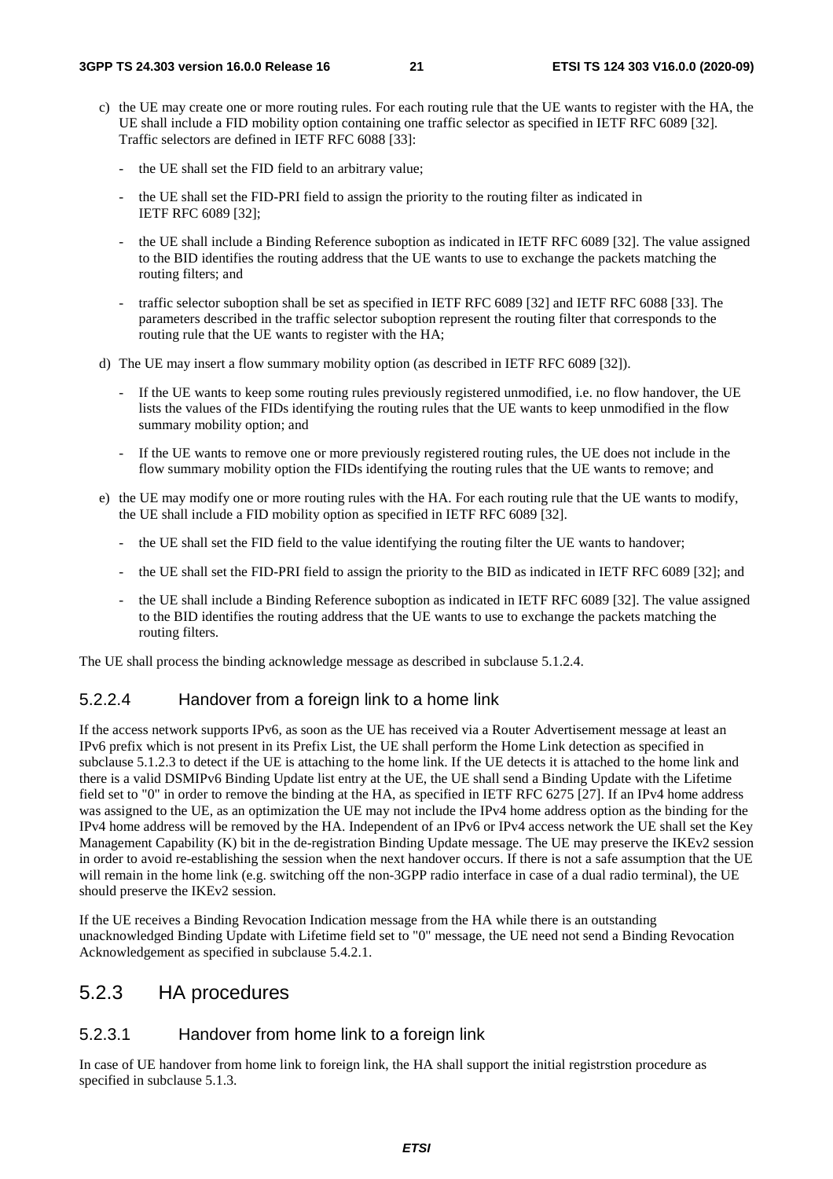c) the UE may create one or more routing rules. For each routing rule that the UE wants to register with the HA, the UE shall include a FID mobility option containing one traffic selector as specified in IETF RFC 6089 [32]. Traffic selectors are defined in IETF RFC 6088 [33]:

   - the UE shall set the FID field to an arbitrary value;

   - the UE shall set the FID-PRI field to assign the priority to the routing filter as indicated in IETF RFC 6089 [32];

   - the UE shall include a Binding Reference suboption as indicated in IETF RFC 6089 [32]. The value assigned to the BID identifies the routing address that the UE wants to use to exchange the packets matching the routing filters; and

   - traffic selector suboption shall be set as specified in IETF RFC 6089 [32] and IETF RFC 6088 [33]. The parameters described in the traffic selector suboption represent the routing filter that corresponds to the routing rule that the UE wants to register with the HA;

d) The UE may insert a flow summary mobility option (as described in IETF RFC 6089 [32]).

   - If the UE wants to keep some routing rules previously registered unmodified, i.e. no flow handover, the UE lists the values of the FIDs identifying the routing rules that the UE wants to keep unmodified in the flow summary mobility option; and

   - If the UE wants to remove one or more previously registered routing rules, the UE does not include in the flow summary mobility option the FIDs identifying the routing rules that the UE wants to remove; and

e) the UE may modify one or more routing rules with the HA. For each routing rule that the UE wants to modify, the UE shall include a FID mobility option as specified in IETF RFC 6089 [32].

   - the UE shall set the FID field to the value identifying the routing filter the UE wants to handover;

   - the UE shall set the FID-PRI field to assign the priority to the BID as indicated in IETF RFC 6089 [32]; and

   - the UE shall include a Binding Reference suboption as indicated in IETF RFC 6089 [32]. The value assigned to the BID identifies the routing address that the UE wants to use to exchange the packets matching the routing filters.

The UE shall process the binding acknowledge message as described in subclause 5.1.2.4.

#### 5.2.2.4 Handover from a foreign link to a home link

If the access network supports IPv6, as soon as the UE has received via a Router Advertisement message at least an IPv6 prefix which is not present in its Prefix List, the UE shall perform the Home Link detection as specified in subclause 5.1.2.3 to detect if the UE is attaching to the home link. If the UE detects it is attached to the home link and there is a valid DSMIPv6 Binding Update list entry at the UE, the UE shall send a Binding Update with the Lifetime field set to "0" in order to remove the binding at the HA, as specified in IETF RFC 6275 [27]. If an IPv4 home address was assigned to the UE, as an optimization the UE may not include the IPv4 home address option as the binding for the IPv4 home address will be removed by the HA. Independent of an IPv6 or IPv4 access network the UE shall set the Key Management Capability (K) bit in the de-registration Binding Update message. The UE may preserve the IKEv2 session in order to avoid re-establishing the session when the next handover occurs. If there is not a safe assumption that the UE will remain in the home link (e.g. switching off the non-3GPP radio interface in case of a dual radio terminal), the UE should preserve the IKEv2 session.

If the UE receives a Binding Revocation Indication message from the HA while there is an outstanding unacknowledged Binding Update with Lifetime field set to "0" message, the UE need not send a Binding Revocation Acknowledgement as specified in subclause 5.4.2.1.

### 5.2.3 HA procedures

#### 5.2.3.1 Handover from home link to a foreign link

In case of UE handover from home link to foreign link, the HA shall support the initial registrstion procedure as specified in subclause 5.1.3.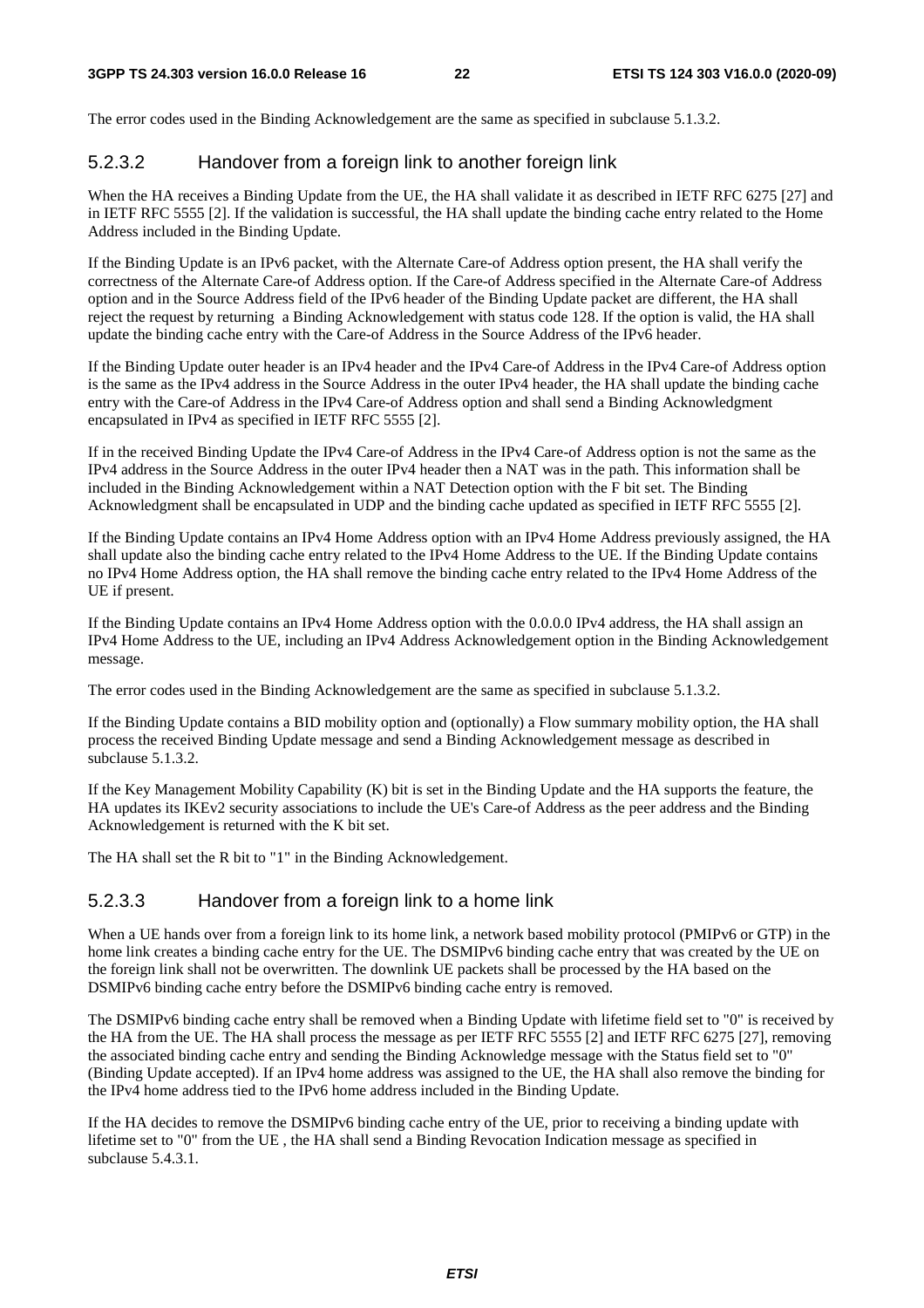The error codes used in the Binding Acknowledgement are the same as specified in subclause 5.1.3.2.

#### 5.2.3.2 Handover from a foreign link to another foreign link

When the HA receives a Binding Update from the UE, the HA shall validate it as described in IETF RFC 6275 [27] and in IETF RFC 5555 [2]. If the validation is successful, the HA shall update the binding cache entry related to the Home Address included in the Binding Update.

If the Binding Update is an IPv6 packet, with the Alternate Care-of Address option present, the HA shall verify the correctness of the Alternate Care-of Address option. If the Care-of Address specified in the Alternate Care-of Address option and in the Source Address field of the IPv6 header of the Binding Update packet are different, the HA shall reject the request by returning a Binding Acknowledgement with status code 128. If the option is valid, the HA shall update the binding cache entry with the Care-of Address in the Source Address of the IPv6 header.

If the Binding Update outer header is an IPv4 header and the IPv4 Care-of Address in the IPv4 Care-of Address option is the same as the IPv4 address in the Source Address in the outer IPv4 header, the HA shall update the binding cache entry with the Care-of Address in the IPv4 Care-of Address option and shall send a Binding Acknowledgment encapsulated in IPv4 as specified in IETF RFC 5555 [2].

If in the received Binding Update the IPv4 Care-of Address in the IPv4 Care-of Address option is not the same as the IPv4 address in the Source Address in the outer IPv4 header then a NAT was in the path. This information shall be included in the Binding Acknowledgement within a NAT Detection option with the F bit set. The Binding Acknowledgment shall be encapsulated in UDP and the binding cache updated as specified in IETF RFC 5555 [2].

If the Binding Update contains an IPv4 Home Address option with an IPv4 Home Address previously assigned, the HA shall update also the binding cache entry related to the IPv4 Home Address to the UE. If the Binding Update contains no IPv4 Home Address option, the HA shall remove the binding cache entry related to the IPv4 Home Address of the UE if present.

If the Binding Update contains an IPv4 Home Address option with the 0.0.0.0 IPv4 address, the HA shall assign an IPv4 Home Address to the UE, including an IPv4 Address Acknowledgement option in the Binding Acknowledgement message.

The error codes used in the Binding Acknowledgement are the same as specified in subclause 5.1.3.2.

If the Binding Update contains a BID mobility option and (optionally) a Flow summary mobility option, the HA shall process the received Binding Update message and send a Binding Acknowledgement message as described in subclause 5.1.3.2.

If the Key Management Mobility Capability (K) bit is set in the Binding Update and the HA supports the feature, the HA updates its IKEv2 security associations to include the UE's Care-of Address as the peer address and the Binding Acknowledgement is returned with the K bit set.

The HA shall set the R bit to "1" in the Binding Acknowledgement.

#### 5.2.3.3 Handover from a foreign link to a home link

When a UE hands over from a foreign link to its home link, a network based mobility protocol (PMIPv6 or GTP) in the home link creates a binding cache entry for the UE. The DSMIPv6 binding cache entry that was created by the UE on the foreign link shall not be overwritten. The downlink UE packets shall be processed by the HA based on the DSMIPv6 binding cache entry before the DSMIPv6 binding cache entry is removed.

The DSMIPv6 binding cache entry shall be removed when a Binding Update with lifetime field set to "0" is received by the HA from the UE. The HA shall process the message as per IETF RFC 5555 [2] and IETF RFC 6275 [27], removing the associated binding cache entry and sending the Binding Acknowledge message with the Status field set to "0" (Binding Update accepted). If an IPv4 home address was assigned to the UE, the HA shall also remove the binding for the IPv4 home address tied to the IPv6 home address included in the Binding Update.

If the HA decides to remove the DSMIPv6 binding cache entry of the UE, prior to receiving a binding update with lifetime set to "0" from the UE , the HA shall send a Binding Revocation Indication message as specified in subclause 5.4.3.1.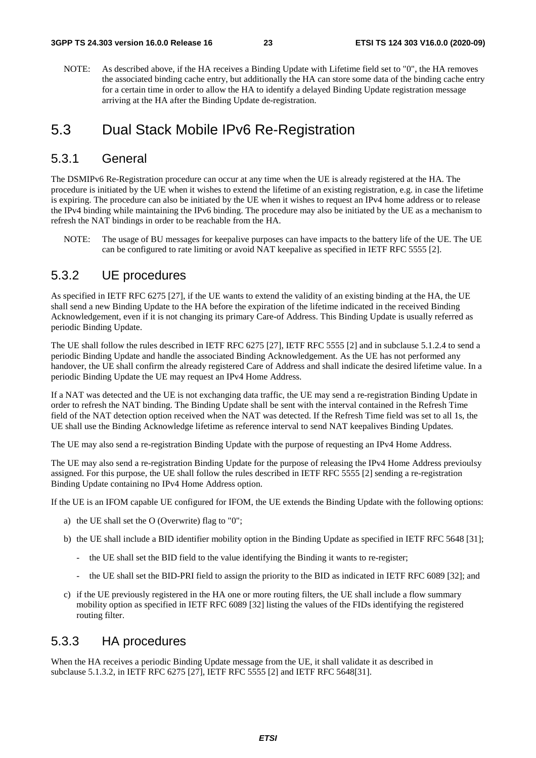NOTE: As described above, if the HA receives a Binding Update with Lifetime field set to "0", the HA removes the associated binding cache entry, but additionally the HA can store some data of the binding cache entry for a certain time in order to allow the HA to identify a delayed Binding Update registration message arriving at the HA after the Binding Update de-registration.

# 5.3 Dual Stack Mobile IPv6 Re-Registration

## 5.3.1 General

The DSMIPv6 Re-Registration procedure can occur at any time when the UE is already registered at the HA. The procedure is initiated by the UE when it wishes to extend the lifetime of an existing registration, e.g. in case the lifetime is expiring. The procedure can also be initiated by the UE when it wishes to request an IPv4 home address or to release the IPv4 binding while maintaining the IPv6 binding. The procedure may also be initiated by the UE as a mechanism to refresh the NAT bindings in order to be reachable from the HA.

NOTE: The usage of BU messages for keepalive purposes can have impacts to the battery life of the UE. The UE can be configured to rate limiting or avoid NAT keepalive as specified in IETF RFC 5555 [2].

## 5.3.2 UE procedures

As specified in IETF RFC 6275 [27], if the UE wants to extend the validity of an existing binding at the HA, the UE shall send a new Binding Update to the HA before the expiration of the lifetime indicated in the received Binding Acknowledgement, even if it is not changing its primary Care-of Address. This Binding Update is usually referred as periodic Binding Update.

The UE shall follow the rules described in IETF RFC 6275 [27], IETF RFC 5555 [2] and in subclause 5.1.2.4 to send a periodic Binding Update and handle the associated Binding Acknowledgement. As the UE has not performed any handover, the UE shall confirm the already registered Care of Address and shall indicate the desired lifetime value. In a periodic Binding Update the UE may request an IPv4 Home Address.

If a NAT was detected and the UE is not exchanging data traffic, the UE may send a re-registration Binding Update in order to refresh the NAT binding. The Binding Update shall be sent with the interval contained in the Refresh Time field of the NAT detection option received when the NAT was detected. If the Refresh Time field was set to all 1s, the UE shall use the Binding Acknowledge lifetime as reference interval to send NAT keepalives Binding Updates.

The UE may also send a re-registration Binding Update with the purpose of requesting an IPv4 Home Address.

The UE may also send a re-registration Binding Update for the purpose of releasing the IPv4 Home Address previoulsy assigned. For this purpose, the UE shall follow the rules described in IETF RFC 5555 [2] sending a re-registration Binding Update containing no IPv4 Home Address option.

If the UE is an IFOM capable UE configured for IFOM, the UE extends the Binding Update with the following options:

a) the UE shall set the O (Overwrite) flag to "0";

b) the UE shall include a BID identifier mobility option in the Binding Update as specified in IETF RFC 5648 [31];

   - the UE shall set the BID field to the value identifying the Binding it wants to re-register;

   - the UE shall set the BID-PRI field to assign the priority to the BID as indicated in IETF RFC 6089 [32]; and

c) if the UE previously registered in the HA one or more routing filters, the UE shall include a flow summary mobility option as specified in IETF RFC 6089 [32] listing the values of the FIDs identifying the registered routing filter.

## 5.3.3 HA procedures

When the HA receives a periodic Binding Update message from the UE, it shall validate it as described in subclause 5.1.3.2, in IETF RFC 6275 [27], IETF RFC 5555 [2] and IETF RFC 5648[31].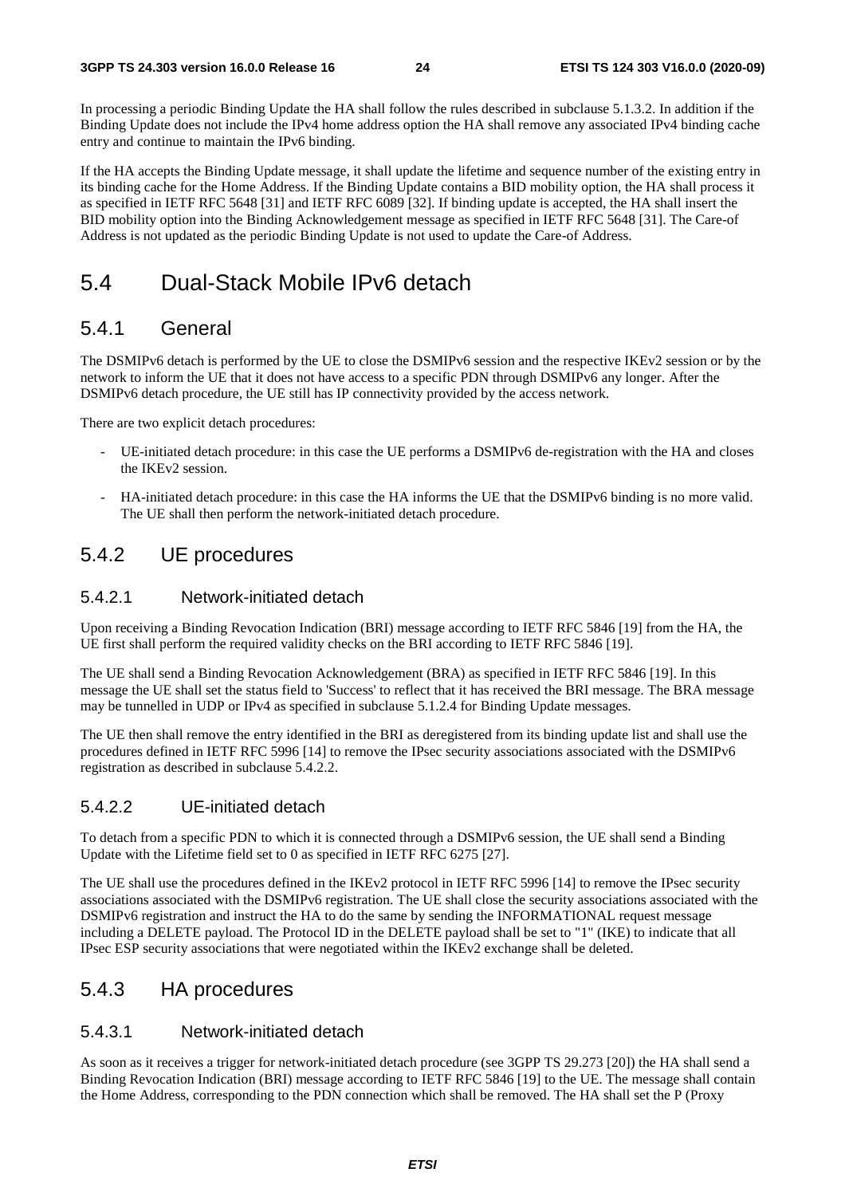In processing a periodic Binding Update the HA shall follow the rules described in subclause 5.1.3.2. In addition if the Binding Update does not include the IPv4 home address option the HA shall remove any associated IPv4 binding cache entry and continue to maintain the IPv6 binding.

If the HA accepts the Binding Update message, it shall update the lifetime and sequence number of the existing entry in its binding cache for the Home Address. If the Binding Update contains a BID mobility option, the HA shall process it as specified in IETF RFC 5648 [31] and IETF RFC 6089 [32]. If binding update is accepted, the HA shall insert the BID mobility option into the Binding Acknowledgement message as specified in IETF RFC 5648 [31]. The Care-of Address is not updated as the periodic Binding Update is not used to update the Care-of Address.

# 5.4 Dual-Stack Mobile IPv6 detach

## 5.4.1 General

The DSMIPv6 detach is performed by the UE to close the DSMIPv6 session and the respective IKEv2 session or by the network to inform the UE that it does not have access to a specific PDN through DSMIPv6 any longer. After the DSMIPv6 detach procedure, the UE still has IP connectivity provided by the access network.

There are two explicit detach procedures:

- UE-initiated detach procedure: in this case the UE performs a DSMIPv6 de-registration with the HA and closes the IKEv2 session.
- HA-initiated detach procedure: in this case the HA informs the UE that the DSMIPv6 binding is no more valid. The UE shall then perform the network-initiated detach procedure.

## 5.4.2 UE procedures

### 5.4.2.1 Network-initiated detach

Upon receiving a Binding Revocation Indication (BRI) message according to IETF RFC 5846 [19] from the HA, the UE first shall perform the required validity checks on the BRI according to IETF RFC 5846 [19].

The UE shall send a Binding Revocation Acknowledgement (BRA) as specified in IETF RFC 5846 [19]. In this message the UE shall set the status field to 'Success' to reflect that it has received the BRI message. The BRA message may be tunnelled in UDP or IPv4 as specified in subclause 5.1.2.4 for Binding Update messages.

The UE then shall remove the entry identified in the BRI as deregistered from its binding update list and shall use the procedures defined in IETF RFC 5996 [14] to remove the IPsec security associations associated with the DSMIPv6 registration as described in subclause 5.4.2.2.

### 5.4.2.2 UE-initiated detach

To detach from a specific PDN to which it is connected through a DSMIPv6 session, the UE shall send a Binding Update with the Lifetime field set to 0 as specified in IETF RFC 6275 [27].

The UE shall use the procedures defined in the IKEv2 protocol in IETF RFC 5996 [14] to remove the IPsec security associations associated with the DSMIPv6 registration. The UE shall close the security associations associated with the DSMIPv6 registration and instruct the HA to do the same by sending the INFORMATIONAL request message including a DELETE payload. The Protocol ID in the DELETE payload shall be set to "1" (IKE) to indicate that all IPsec ESP security associations that were negotiated within the IKEv2 exchange shall be deleted.

## 5.4.3 HA procedures

### 5.4.3.1 Network-initiated detach

As soon as it receives a trigger for network-initiated detach procedure (see 3GPP TS 29.273 [20]) the HA shall send a Binding Revocation Indication (BRI) message according to IETF RFC 5846 [19] to the UE. The message shall contain the Home Address, corresponding to the PDN connection which shall be removed. The HA shall set the P (Proxy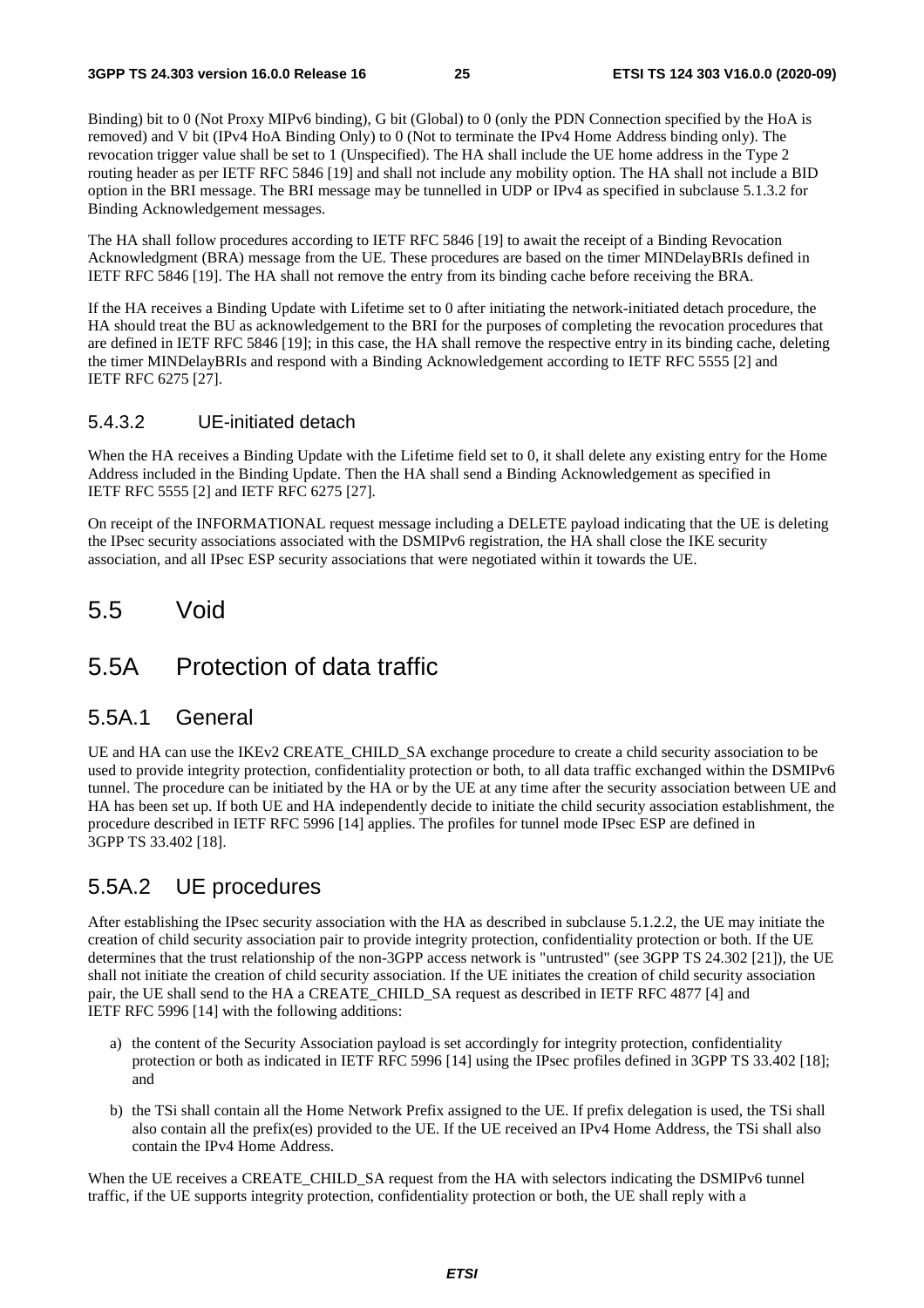Binding) bit to 0 (Not Proxy MIPv6 binding), G bit (Global) to 0 (only the PDN Connection specified by the HoA is removed) and V bit (IPv4 HoA Binding Only) to 0 (Not to terminate the IPv4 Home Address binding only). The revocation trigger value shall be set to 1 (Unspecified). The HA shall include the UE home address in the Type 2 routing header as per IETF RFC 5846 [19] and shall not include any mobility option. The HA shall not include a BID option in the BRI message. The BRI message may be tunnelled in UDP or IPv4 as specified in subclause 5.1.3.2 for Binding Acknowledgement messages.

The HA shall follow procedures according to IETF RFC 5846 [19] to await the receipt of a Binding Revocation Acknowledgment (BRA) message from the UE. These procedures are based on the timer MINDelayBRIs defined in IETF RFC 5846 [19]. The HA shall not remove the entry from its binding cache before receiving the BRA.

If the HA receives a Binding Update with Lifetime set to 0 after initiating the network-initiated detach procedure, the HA should treat the BU as acknowledgement to the BRI for the purposes of completing the revocation procedures that are defined in IETF RFC 5846 [19]; in this case, the HA shall remove the respective entry in its binding cache, deleting the timer MINDelayBRIs and respond with a Binding Acknowledgement according to IETF RFC 5555 [2] and IETF RFC 6275 [27].

#### 5.4.3.2 UE-initiated detach

When the HA receives a Binding Update with the Lifetime field set to 0, it shall delete any existing entry for the Home Address included in the Binding Update. Then the HA shall send a Binding Acknowledgement as specified in IETF RFC 5555 [2] and IETF RFC 6275 [27].

On receipt of the INFORMATIONAL request message including a DELETE payload indicating that the UE is deleting the IPsec security associations associated with the DSMIPv6 registration, the HA shall close the IKE security association, and all IPsec ESP security associations that were negotiated within it towards the UE.

## 5.5 Void

## 5.5A Protection of data traffic

### 5.5A.1 General

UE and HA can use the IKEv2 CREATE_CHILD_SA exchange procedure to create a child security association to be used to provide integrity protection, confidentiality protection or both, to all data traffic exchanged within the DSMIPv6 tunnel. The procedure can be initiated by the HA or by the UE at any time after the security association between UE and HA has been set up. If both UE and HA independently decide to initiate the child security association establishment, the procedure described in IETF RFC 5996 [14] applies. The profiles for tunnel mode IPsec ESP are defined in 3GPP TS 33.402 [18].

### 5.5A.2 UE procedures

After establishing the IPsec security association with the HA as described in subclause 5.1.2.2, the UE may initiate the creation of child security association pair to provide integrity protection, confidentiality protection or both. If the UE determines that the trust relationship of the non-3GPP access network is "untrusted" (see 3GPP TS 24.302 [21]), the UE shall not initiate the creation of child security association. If the UE initiates the creation of child security association pair, the UE shall send to the HA a CREATE_CHILD_SA request as described in IETF RFC 4877 [4] and IETF RFC 5996 [14] with the following additions:

a) the content of the Security Association payload is set accordingly for integrity protection, confidentiality protection or both as indicated in IETF RFC 5996 [14] using the IPsec profiles defined in 3GPP TS 33.402 [18]; and

b) the TSi shall contain all the Home Network Prefix assigned to the UE. If prefix delegation is used, the TSi shall also contain all the prefix(es) provided to the UE. If the UE received an IPv4 Home Address, the TSi shall also contain the IPv4 Home Address.

When the UE receives a CREATE_CHILD_SA request from the HA with selectors indicating the DSMIPv6 tunnel traffic, if the UE supports integrity protection, confidentiality protection or both, the UE shall reply with a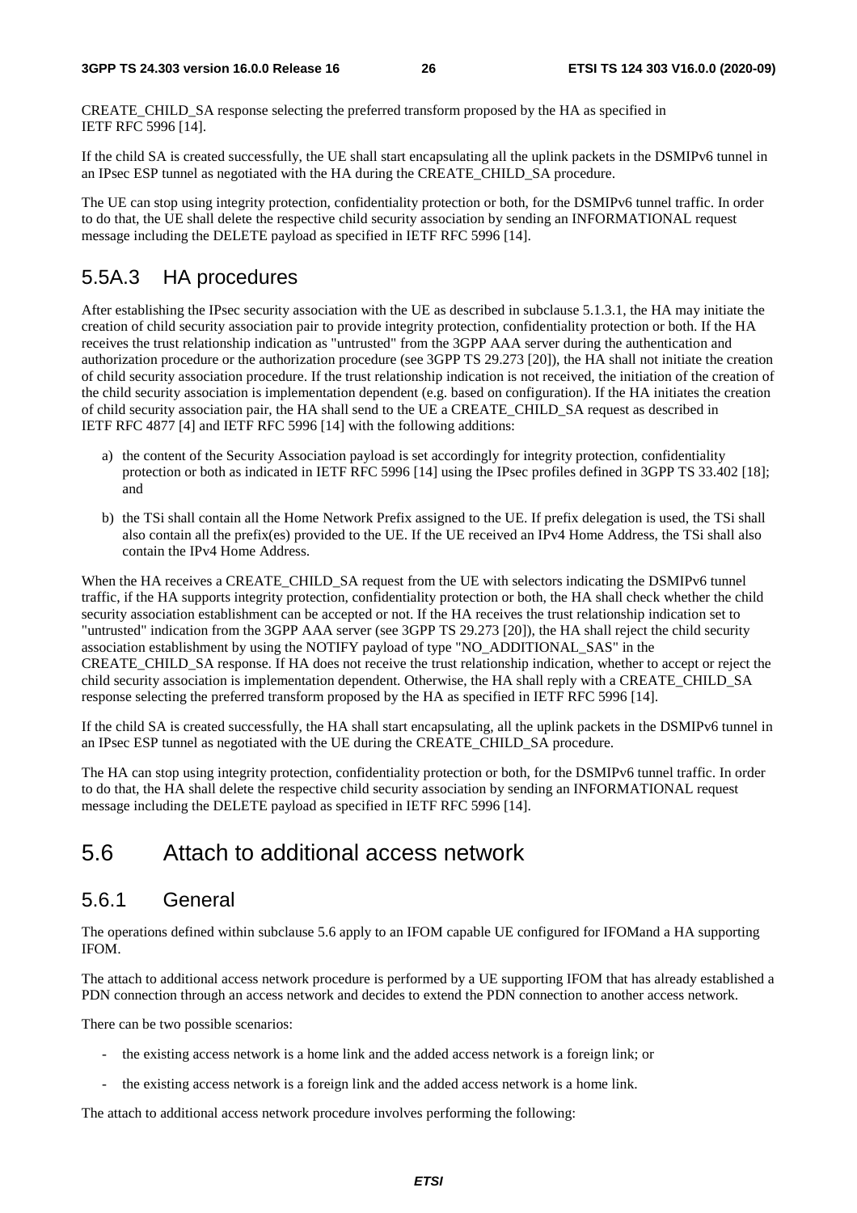CREATE_CHILD_SA response selecting the preferred transform proposed by the HA as specified in IETF RFC 5996 [14].

If the child SA is created successfully, the UE shall start encapsulating all the uplink packets in the DSMIPv6 tunnel in an IPsec ESP tunnel as negotiated with the HA during the CREATE_CHILD_SA procedure.

The UE can stop using integrity protection, confidentiality protection or both, for the DSMIPv6 tunnel traffic. In order to do that, the UE shall delete the respective child security association by sending an INFORMATIONAL request message including the DELETE payload as specified in IETF RFC 5996 [14].

### 5.5A.3 HA procedures

After establishing the IPsec security association with the UE as described in subclause 5.1.3.1, the HA may initiate the creation of child security association pair to provide integrity protection, confidentiality protection or both. If the HA receives the trust relationship indication as "untrusted" from the 3GPP AAA server during the authentication and authorization procedure or the authorization procedure (see 3GPP TS 29.273 [20]), the HA shall not initiate the creation of child security association procedure. If the trust relationship indication is not received, the initiation of the creation of the child security association is implementation dependent (e.g. based on configuration). If the HA initiates the creation of child security association pair, the HA shall send to the UE a CREATE_CHILD_SA request as described in IETF RFC 4877 [4] and IETF RFC 5996 [14] with the following additions:

a) the content of the Security Association payload is set accordingly for integrity protection, confidentiality protection or both as indicated in IETF RFC 5996 [14] using the IPsec profiles defined in 3GPP TS 33.402 [18]; and

b) the TSi shall contain all the Home Network Prefix assigned to the UE. If prefix delegation is used, the TSi shall also contain all the prefix(es) provided to the UE. If the UE received an IPv4 Home Address, the TSi shall also contain the IPv4 Home Address.

When the HA receives a CREATE_CHILD_SA request from the UE with selectors indicating the DSMIPv6 tunnel traffic, if the HA supports integrity protection, confidentiality protection or both, the HA shall check whether the child security association establishment can be accepted or not. If the HA receives the trust relationship indication set to "untrusted" indication from the 3GPP AAA server (see 3GPP TS 29.273 [20]), the HA shall reject the child security association establishment by using the NOTIFY payload of type "NO_ADDITIONAL_SAS" in the CREATE_CHILD_SA response. If HA does not receive the trust relationship indication, whether to accept or reject the child security association is implementation dependent. Otherwise, the HA shall reply with a CREATE_CHILD_SA response selecting the preferred transform proposed by the HA as specified in IETF RFC 5996 [14].

If the child SA is created successfully, the HA shall start encapsulating, all the uplink packets in the DSMIPv6 tunnel in an IPsec ESP tunnel as negotiated with the UE during the CREATE_CHILD_SA procedure.

The HA can stop using integrity protection, confidentiality protection or both, for the DSMIPv6 tunnel traffic. In order to do that, the HA shall delete the respective child security association by sending an INFORMATIONAL request message including the DELETE payload as specified in IETF RFC 5996 [14].

## 5.6 Attach to additional access network

### 5.6.1 General

The operations defined within subclause 5.6 apply to an IFOM capable UE configured for IFOMand a HA supporting IFOM.

The attach to additional access network procedure is performed by a UE supporting IFOM that has already established a PDN connection through an access network and decides to extend the PDN connection to another access network.

There can be two possible scenarios:

- the existing access network is a home link and the added access network is a foreign link; or
- the existing access network is a foreign link and the added access network is a home link.

The attach to additional access network procedure involves performing the following: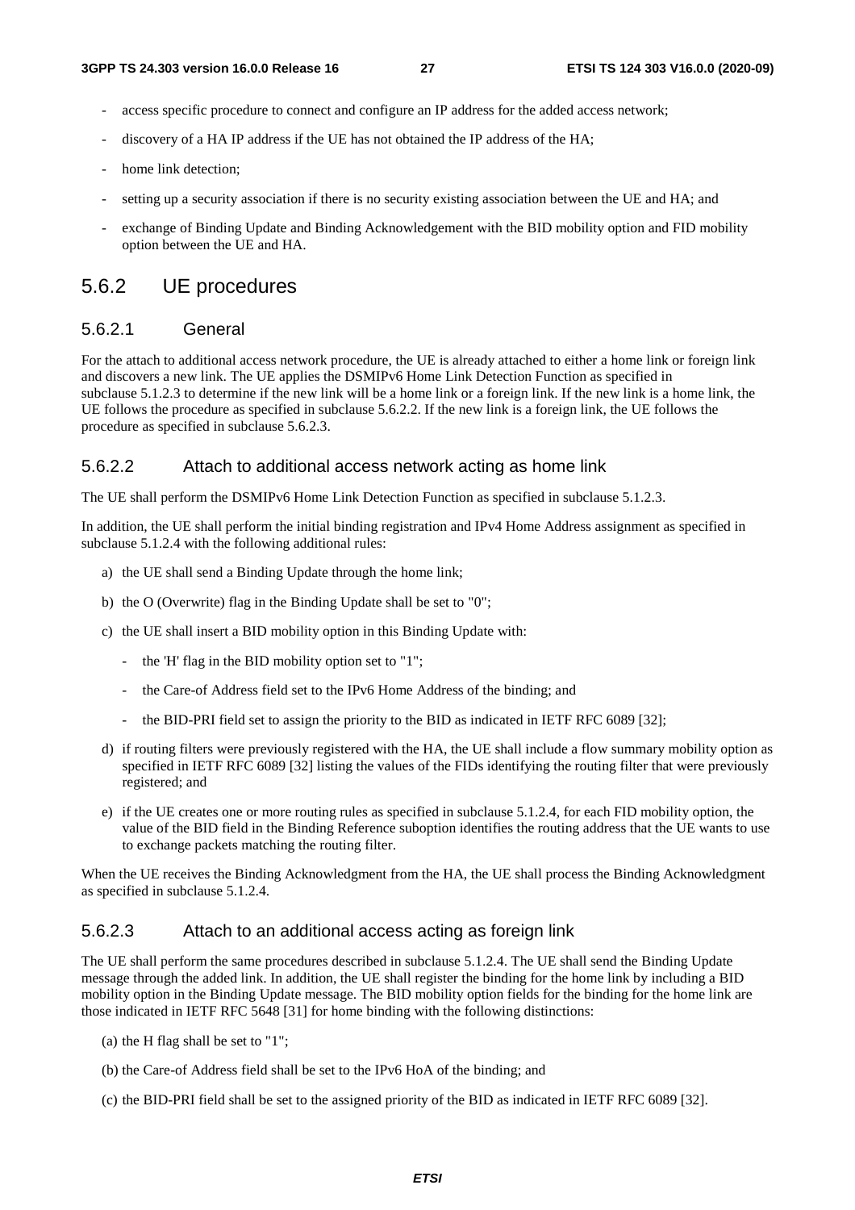- access specific procedure to connect and configure an IP address for the added access network;
- discovery of a HA IP address if the UE has not obtained the IP address of the HA;
- home link detection;
- setting up a security association if there is no security existing association between the UE and HA; and
- exchange of Binding Update and Binding Acknowledgement with the BID mobility option and FID mobility option between the UE and HA.

## 5.6.2 UE procedures

### 5.6.2.1 General

For the attach to additional access network procedure, the UE is already attached to either a home link or foreign link and discovers a new link. The UE applies the DSMIPv6 Home Link Detection Function as specified in subclause 5.1.2.3 to determine if the new link will be a home link or a foreign link. If the new link is a home link, the UE follows the procedure as specified in subclause 5.6.2.2. If the new link is a foreign link, the UE follows the procedure as specified in subclause 5.6.2.3.

### 5.6.2.2 Attach to additional access network acting as home link

The UE shall perform the DSMIPv6 Home Link Detection Function as specified in subclause 5.1.2.3.

In addition, the UE shall perform the initial binding registration and IPv4 Home Address assignment as specified in subclause 5.1.2.4 with the following additional rules:

a) the UE shall send a Binding Update through the home link;

b) the O (Overwrite) flag in the Binding Update shall be set to "0";

c) the UE shall insert a BID mobility option in this Binding Update with:

   - the 'H' flag in the BID mobility option set to "1";
   - the Care-of Address field set to the IPv6 Home Address of the binding; and
   - the BID-PRI field set to assign the priority to the BID as indicated in IETF RFC 6089 [32];

d) if routing filters were previously registered with the HA, the UE shall include a flow summary mobility option as specified in IETF RFC 6089 [32] listing the values of the FIDs identifying the routing filter that were previously registered; and

e) if the UE creates one or more routing rules as specified in subclause 5.1.2.4, for each FID mobility option, the value of the BID field in the Binding Reference suboption identifies the routing address that the UE wants to use to exchange packets matching the routing filter.

When the UE receives the Binding Acknowledgment from the HA, the UE shall process the Binding Acknowledgment as specified in subclause 5.1.2.4.

### 5.6.2.3 Attach to an additional access acting as foreign link

The UE shall perform the same procedures described in subclause 5.1.2.4. The UE shall send the Binding Update message through the added link. In addition, the UE shall register the binding for the home link by including a BID mobility option in the Binding Update message. The BID mobility option fields for the binding for the home link are those indicated in IETF RFC 5648 [31] for home binding with the following distinctions:

(a) the H flag shall be set to "1";

(b) the Care-of Address field shall be set to the IPv6 HoA of the binding; and

(c) the BID-PRI field shall be set to the assigned priority of the BID as indicated in IETF RFC 6089 [32].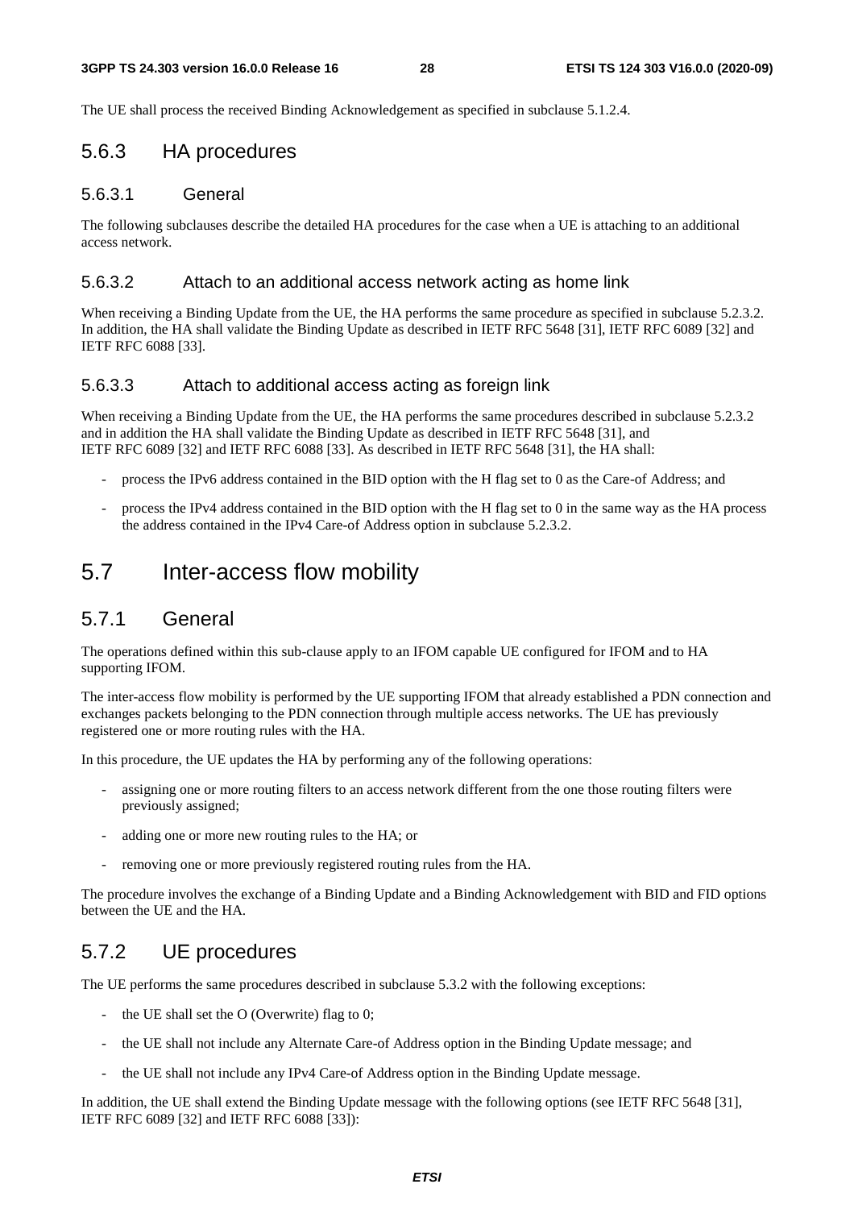The UE shall process the received Binding Acknowledgement as specified in subclause 5.1.2.4.

### 5.6.3 HA procedures

#### 5.6.3.1 General

The following subclauses describe the detailed HA procedures for the case when a UE is attaching to an additional access network.

#### 5.6.3.2 Attach to an additional access network acting as home link

When receiving a Binding Update from the UE, the HA performs the same procedure as specified in subclause 5.2.3.2. In addition, the HA shall validate the Binding Update as described in IETF RFC 5648 [31], IETF RFC 6089 [32] and IETF RFC 6088 [33].

#### 5.6.3.3 Attach to additional access acting as foreign link

When receiving a Binding Update from the UE, the HA performs the same procedures described in subclause 5.2.3.2 and in addition the HA shall validate the Binding Update as described in IETF RFC 5648 [31], and IETF RFC 6089 [32] and IETF RFC 6088 [33]. As described in IETF RFC 5648 [31], the HA shall:

- process the IPv6 address contained in the BID option with the H flag set to 0 as the Care-of Address; and
- process the IPv4 address contained in the BID option with the H flag set to 0 in the same way as the HA process the address contained in the IPv4 Care-of Address option in subclause 5.2.3.2.

## 5.7 Inter-access flow mobility

### 5.7.1 General

The operations defined within this sub-clause apply to an IFOM capable UE configured for IFOM and to HA supporting IFOM.

The inter-access flow mobility is performed by the UE supporting IFOM that already established a PDN connection and exchanges packets belonging to the PDN connection through multiple access networks. The UE has previously registered one or more routing rules with the HA.

In this procedure, the UE updates the HA by performing any of the following operations:

- assigning one or more routing filters to an access network different from the one those routing filters were previously assigned;
- adding one or more new routing rules to the HA; or
- removing one or more previously registered routing rules from the HA.

The procedure involves the exchange of a Binding Update and a Binding Acknowledgement with BID and FID options between the UE and the HA.

### 5.7.2 UE procedures

The UE performs the same procedures described in subclause 5.3.2 with the following exceptions:

- the UE shall set the O (Overwrite) flag to 0;
- the UE shall not include any Alternate Care-of Address option in the Binding Update message; and
- the UE shall not include any IPv4 Care-of Address option in the Binding Update message.

In addition, the UE shall extend the Binding Update message with the following options (see IETF RFC 5648 [31], IETF RFC 6089 [32] and IETF RFC 6088 [33]):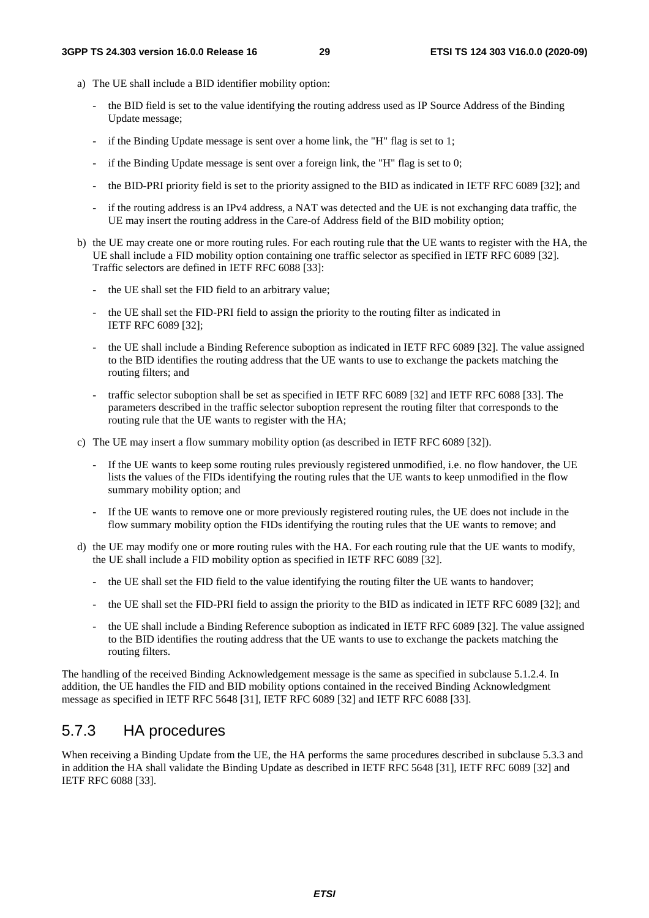a) The UE shall include a BID identifier mobility option:

   - the BID field is set to the value identifying the routing address used as IP Source Address of the Binding Update message;
   - if the Binding Update message is sent over a home link, the "H" flag is set to 1;
   - if the Binding Update message is sent over a foreign link, the "H" flag is set to 0;
   - the BID-PRI priority field is set to the priority assigned to the BID as indicated in IETF RFC 6089 [32]; and
   - if the routing address is an IPv4 address, a NAT was detected and the UE is not exchanging data traffic, the UE may insert the routing address in the Care-of Address field of the BID mobility option;

b) the UE may create one or more routing rules. For each routing rule that the UE wants to register with the HA, the UE shall include a FID mobility option containing one traffic selector as specified in IETF RFC 6089 [32]. Traffic selectors are defined in IETF RFC 6088 [33]:

   - the UE shall set the FID field to an arbitrary value;
   - the UE shall set the FID-PRI field to assign the priority to the routing filter as indicated in IETF RFC 6089 [32];
   - the UE shall include a Binding Reference suboption as indicated in IETF RFC 6089 [32]. The value assigned to the BID identifies the routing address that the UE wants to use to exchange the packets matching the routing filters; and
   - traffic selector suboption shall be set as specified in IETF RFC 6089 [32] and IETF RFC 6088 [33]. The parameters described in the traffic selector suboption represent the routing filter that corresponds to the routing rule that the UE wants to register with the HA;

c) The UE may insert a flow summary mobility option (as described in IETF RFC 6089 [32]).

   - If the UE wants to keep some routing rules previously registered unmodified, i.e. no flow handover, the UE lists the values of the FIDs identifying the routing rules that the UE wants to keep unmodified in the flow summary mobility option; and
   - If the UE wants to remove one or more previously registered routing rules, the UE does not include in the flow summary mobility option the FIDs identifying the routing rules that the UE wants to remove; and

d) the UE may modify one or more routing rules with the HA. For each routing rule that the UE wants to modify, the UE shall include a FID mobility option as specified in IETF RFC 6089 [32].

   - the UE shall set the FID field to the value identifying the routing filter the UE wants to handover;
   - the UE shall set the FID-PRI field to assign the priority to the BID as indicated in IETF RFC 6089 [32]; and
   - the UE shall include a Binding Reference suboption as indicated in IETF RFC 6089 [32]. The value assigned to the BID identifies the routing address that the UE wants to use to exchange the packets matching the routing filters.

The handling of the received Binding Acknowledgement message is the same as specified in subclause 5.1.2.4. In addition, the UE handles the FID and BID mobility options contained in the received Binding Acknowledgment message as specified in IETF RFC 5648 [31], IETF RFC 6089 [32] and IETF RFC 6088 [33].

## 5.7.3 HA procedures

When receiving a Binding Update from the UE, the HA performs the same procedures described in subclause 5.3.3 and in addition the HA shall validate the Binding Update as described in IETF RFC 5648 [31], IETF RFC 6089 [32] and IETF RFC 6088 [33].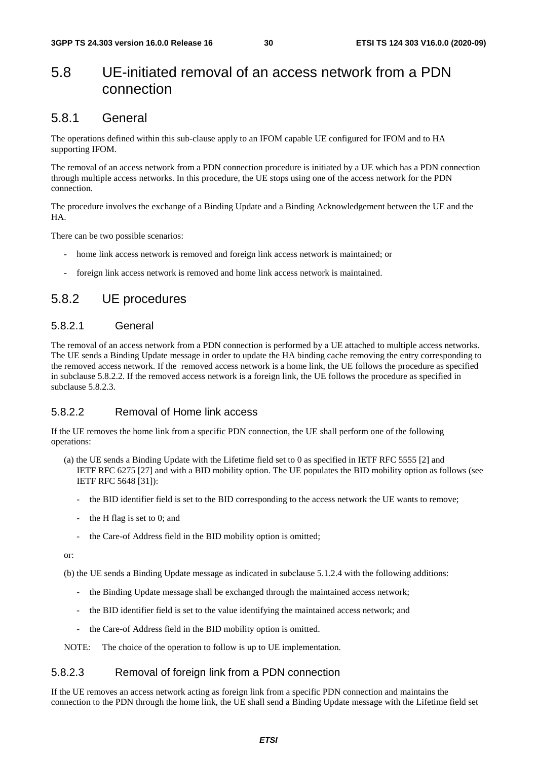# 5.8 UE-initiated removal of an access network from a PDN connection

## 5.8.1 General

The operations defined within this sub-clause apply to an IFOM capable UE configured for IFOM and to HA supporting IFOM.

The removal of an access network from a PDN connection procedure is initiated by a UE which has a PDN connection through multiple access networks. In this procedure, the UE stops using one of the access network for the PDN connection.

The procedure involves the exchange of a Binding Update and a Binding Acknowledgement between the UE and the HA.

There can be two possible scenarios:

- home link access network is removed and foreign link access network is maintained; or
- foreign link access network is removed and home link access network is maintained.

## 5.8.2 UE procedures

### 5.8.2.1 General

The removal of an access network from a PDN connection is performed by a UE attached to multiple access networks. The UE sends a Binding Update message in order to update the HA binding cache removing the entry corresponding to the removed access network. If the removed access network is a home link, the UE follows the procedure as specified in subclause 5.8.2.2. If the removed access network is a foreign link, the UE follows the procedure as specified in subclause 5.8.2.3.

### 5.8.2.2 Removal of Home link access

If the UE removes the home link from a specific PDN connection, the UE shall perform one of the following operations:

(a) the UE sends a Binding Update with the Lifetime field set to 0 as specified in IETF RFC 5555 [2] and IETF RFC 6275 [27] and with a BID mobility option. The UE populates the BID mobility option as follows (see IETF RFC 5648 [31]):

- the BID identifier field is set to the BID corresponding to the access network the UE wants to remove;
- the H flag is set to 0; and
- the Care-of Address field in the BID mobility option is omitted;

or:

(b) the UE sends a Binding Update message as indicated in subclause 5.1.2.4 with the following additions:

- the Binding Update message shall be exchanged through the maintained access network;
- the BID identifier field is set to the value identifying the maintained access network; and
- the Care-of Address field in the BID mobility option is omitted.

NOTE: The choice of the operation to follow is up to UE implementation.

### 5.8.2.3 Removal of foreign link from a PDN connection

If the UE removes an access network acting as foreign link from a specific PDN connection and maintains the connection to the PDN through the home link, the UE shall send a Binding Update message with the Lifetime field set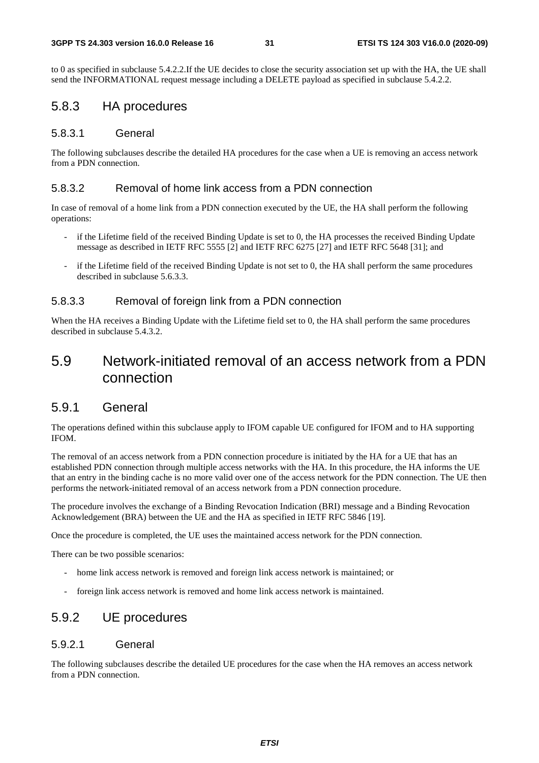to 0 as specified in subclause 5.4.2.2.If the UE decides to close the security association set up with the HA, the UE shall send the INFORMATIONAL request message including a DELETE payload as specified in subclause 5.4.2.2.

### 5.8.3 HA procedures

#### 5.8.3.1 General

The following subclauses describe the detailed HA procedures for the case when a UE is removing an access network from a PDN connection.

#### 5.8.3.2 Removal of home link access from a PDN connection

In case of removal of a home link from a PDN connection executed by the UE, the HA shall perform the following operations:

- if the Lifetime field of the received Binding Update is set to 0, the HA processes the received Binding Update message as described in IETF RFC 5555 [2] and IETF RFC 6275 [27] and IETF RFC 5648 [31]; and
- if the Lifetime field of the received Binding Update is not set to 0, the HA shall perform the same procedures described in subclause 5.6.3.3.

#### 5.8.3.3 Removal of foreign link from a PDN connection

When the HA receives a Binding Update with the Lifetime field set to 0, the HA shall perform the same procedures described in subclause 5.4.3.2.

## 5.9 Network-initiated removal of an access network from a PDN connection

### 5.9.1 General

The operations defined within this subclause apply to IFOM capable UE configured for IFOM and to HA supporting IFOM.

The removal of an access network from a PDN connection procedure is initiated by the HA for a UE that has an established PDN connection through multiple access networks with the HA. In this procedure, the HA informs the UE that an entry in the binding cache is no more valid over one of the access network for the PDN connection. The UE then performs the network-initiated removal of an access network from a PDN connection procedure.

The procedure involves the exchange of a Binding Revocation Indication (BRI) message and a Binding Revocation Acknowledgement (BRA) between the UE and the HA as specified in IETF RFC 5846 [19].

Once the procedure is completed, the UE uses the maintained access network for the PDN connection.

There can be two possible scenarios:

- home link access network is removed and foreign link access network is maintained; or
- foreign link access network is removed and home link access network is maintained.

### 5.9.2 UE procedures

#### 5.9.2.1 General

The following subclauses describe the detailed UE procedures for the case when the HA removes an access network from a PDN connection.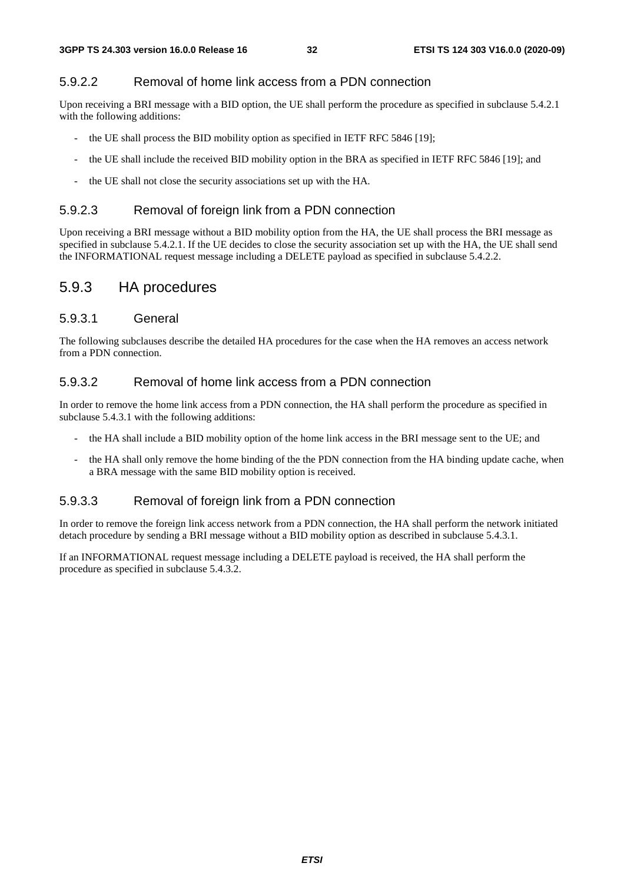#### 5.9.2.2 Removal of home link access from a PDN connection

Upon receiving a BRI message with a BID option, the UE shall perform the procedure as specified in subclause 5.4.2.1 with the following additions:

- the UE shall process the BID mobility option as specified in IETF RFC 5846 [19];
- the UE shall include the received BID mobility option in the BRA as specified in IETF RFC 5846 [19]; and
- the UE shall not close the security associations set up with the HA.

#### 5.9.2.3 Removal of foreign link from a PDN connection

Upon receiving a BRI message without a BID mobility option from the HA, the UE shall process the BRI message as specified in subclause 5.4.2.1. If the UE decides to close the security association set up with the HA, the UE shall send the INFORMATIONAL request message including a DELETE payload as specified in subclause 5.4.2.2.

### 5.9.3 HA procedures

#### 5.9.3.1 General

The following subclauses describe the detailed HA procedures for the case when the HA removes an access network from a PDN connection.

#### 5.9.3.2 Removal of home link access from a PDN connection

In order to remove the home link access from a PDN connection, the HA shall perform the procedure as specified in subclause 5.4.3.1 with the following additions:

- the HA shall include a BID mobility option of the home link access in the BRI message sent to the UE; and
- the HA shall only remove the home binding of the the PDN connection from the HA binding update cache, when a BRA message with the same BID mobility option is received.

#### 5.9.3.3 Removal of foreign link from a PDN connection

In order to remove the foreign link access network from a PDN connection, the HA shall perform the network initiated detach procedure by sending a BRI message without a BID mobility option as described in subclause 5.4.3.1.

If an INFORMATIONAL request message including a DELETE payload is received, the HA shall perform the procedure as specified in subclause 5.4.3.2.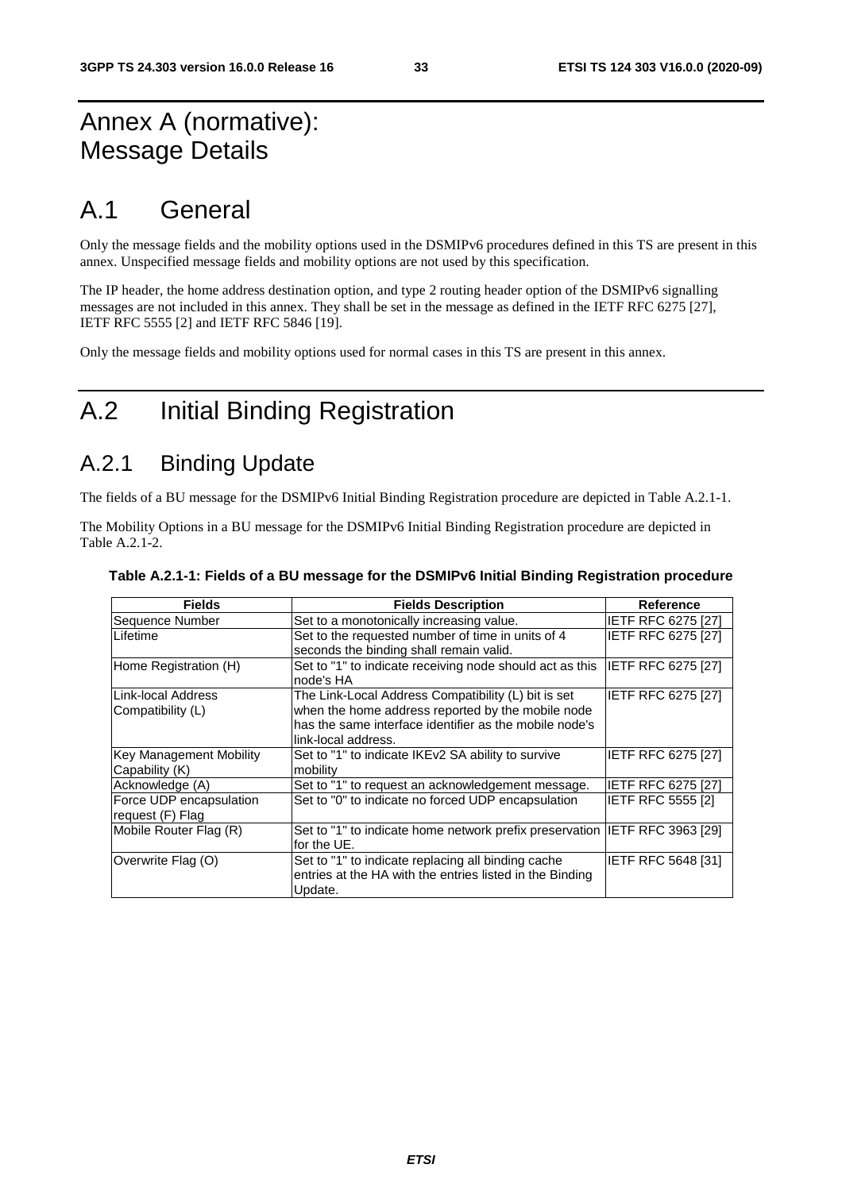# Annex A (normative): Message Details

# A.1 General

Only the message fields and the mobility options used in the DSMIPv6 procedures defined in this TS are present in this annex. Unspecified message fields and mobility options are not used by this specification.

The IP header, the home address destination option, and type 2 routing header option of the DSMIPv6 signalling messages are not included in this annex. They shall be set in the message as defined in the IETF RFC 6275 [27], IETF RFC 5555 [2] and IETF RFC 5846 [19].

Only the message fields and mobility options used for normal cases in this TS are present in this annex.

# A.2 Initial Binding Registration

## A.2.1 Binding Update

The fields of a BU message for the DSMIPv6 Initial Binding Registration procedure are depicted in Table A.2.1-1.

The Mobility Options in a BU message for the DSMIPv6 Initial Binding Registration procedure are depicted in Table A.2.1-2.

**Table A.2.1-1: Fields of a BU message for the DSMIPv6 Initial Binding Registration procedure**

| Fields | Fields Description | Reference |
|---|---|---|
| Sequence Number | Set to a monotonically increasing value. | IETF RFC 6275 [27] |
| Lifetime | Set to the requested number of time in units of 4 seconds the binding shall remain valid. | IETF RFC 6275 [27] |
| Home Registration (H) | Set to "1" to indicate receiving node should act as this node's HA | IETF RFC 6275 [27] |
| Link-local Address Compatibility (L) | The Link-Local Address Compatibility (L) bit is set when the home address reported by the mobile node has the same interface identifier as the mobile node's link-local address. | IETF RFC 6275 [27] |
| Key Management Mobility Capability (K) | Set to "1" to indicate IKEv2 SA ability to survive mobility | IETF RFC 6275 [27] |
| Acknowledge (A) | Set to "1" to request an acknowledgement message. | IETF RFC 6275 [27] |
| Force UDP encapsulation request (F) Flag | Set to "0" to indicate no forced UDP encapsulation | IETF RFC 5555 [2] |
| Mobile Router Flag (R) | Set to "1" to indicate home network prefix preservation for the UE. | IETF RFC 3963 [29] |
| Overwrite Flag (O) | Set to "1" to indicate replacing all binding cache entries at the HA with the entries listed in the Binding Update. | IETF RFC 5648 [31] |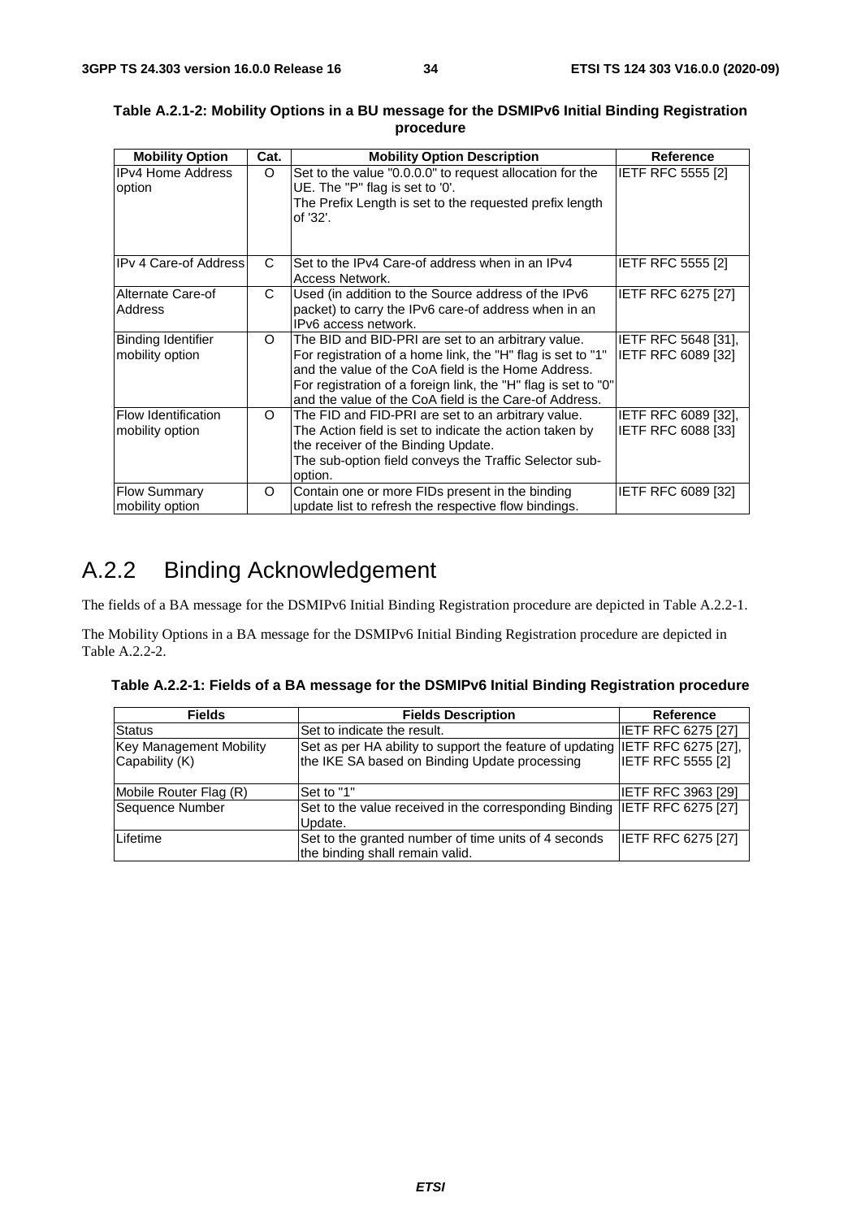**Table A.2.1-2: Mobility Options in a BU message for the DSMIPv6 Initial Binding Registration procedure**

| Mobility Option | Cat. | Mobility Option Description | Reference |
|---|---|---|---|
| IPv4 Home Address option | O | Set to the value "0.0.0.0" to request allocation for the UE. The "P" flag is set to '0'.<br>The Prefix Length is set to the requested prefix length of '32'. | IETF RFC 5555 [2] |
| IPv 4 Care-of Address | C | Set to the IPv4 Care-of address when in an IPv4 Access Network. | IETF RFC 5555 [2] |
| Alternate Care-of Address | C | Used (in addition to the Source address of the IPv6 packet) to carry the IPv6 care-of address when in an IPv6 access network. | IETF RFC 6275 [27] |
| Binding Identifier mobility option | O | The BID and BID-PRI are set to an arbitrary value. For registration of a home link, the "H" flag is set to "1" and the value of the CoA field is the Home Address. For registration of a foreign link, the "H" flag is set to "0" and the value of the CoA field is the Care-of Address. | IETF RFC 5648 [31], IETF RFC 6089 [32] |
| Flow Identification mobility option | O | The FID and FID-PRI are set to an arbitrary value. The Action field is set to indicate the action taken by the receiver of the Binding Update.<br>The sub-option field conveys the Traffic Selector sub-option. | IETF RFC 6089 [32], IETF RFC 6088 [33] |
| Flow Summary mobility option | O | Contain one or more FIDs present in the binding update list to refresh the respective flow bindings. | IETF RFC 6089 [32] |

## A.2.2 Binding Acknowledgement

The fields of a BA message for the DSMIPv6 Initial Binding Registration procedure are depicted in Table A.2.2-1.

The Mobility Options in a BA message for the DSMIPv6 Initial Binding Registration procedure are depicted in Table A.2.2-2.

**Table A.2.2-1: Fields of a BA message for the DSMIPv6 Initial Binding Registration procedure**

| Fields | Fields Description | Reference |
|---|---|---|
| Status | Set to indicate the result. | IETF RFC 6275 [27] |
| Key Management Mobility Capability (K) | Set as per HA ability to support the feature of updating the IKE SA based on Binding Update processing | IETF RFC 6275 [27], IETF RFC 5555 [2] |
| Mobile Router Flag (R) | Set to "1" | IETF RFC 3963 [29] |
| Sequence Number | Set to the value received in the corresponding Binding Update. | IETF RFC 6275 [27] |
| Lifetime | Set to the granted number of time units of 4 seconds the binding shall remain valid. | IETF RFC 6275 [27] |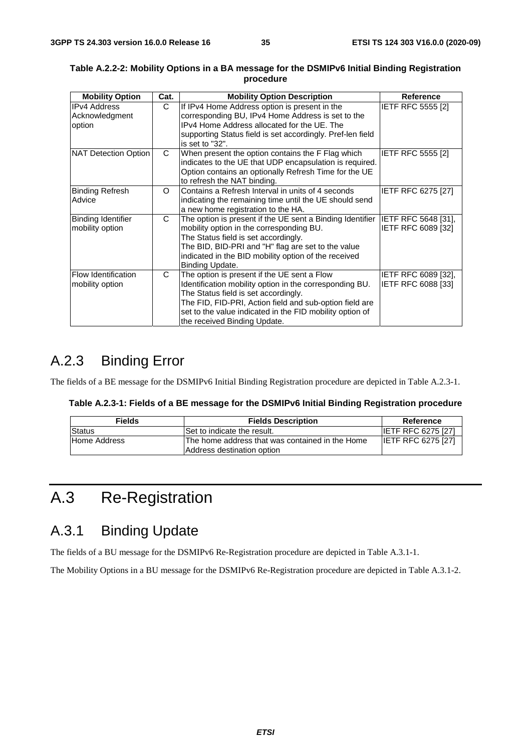**Table A.2.2-2: Mobility Options in a BA message for the DSMIPv6 Initial Binding Registration procedure**

| Mobility Option | Cat. | Mobility Option Description | Reference |
|---|---|---|---|
| IPv4 Address Acknowledgment option | C | If IPv4 Home Address option is present in the corresponding BU, IPv4 Home Address is set to the IPv4 Home Address allocated for the UE. The supporting Status field is set accordingly. Pref-len field is set to "32". | IETF RFC 5555 [2] |
| NAT Detection Option | C | When present the option contains the F Flag which indicates to the UE that UDP encapsulation is required. Option contains an optionally Refresh Time for the UE to refresh the NAT binding. | IETF RFC 5555 [2] |
| Binding Refresh Advice | O | Contains a Refresh Interval in units of 4 seconds indicating the remaining time until the UE should send a new home registration to the HA. | IETF RFC 6275 [27] |
| Binding Identifier mobility option | C | The option is present if the UE sent a Binding Identifier mobility option in the corresponding BU.<br>The Status field is set accordingly.<br>The BID, BID-PRI and "H" flag are set to the value indicated in the BID mobility option of the received Binding Update. | IETF RFC 5648 [31], IETF RFC 6089 [32] |
| Flow Identification mobility option | C | The option is present if the UE sent a Flow Identification mobility option in the corresponding BU.<br>The Status field is set accordingly.<br>The FID, FID-PRI, Action field and sub-option field are set to the value indicated in the FID mobility option of the received Binding Update. | IETF RFC 6089 [32], IETF RFC 6088 [33] |

## A.2.3 Binding Error

The fields of a BE message for the DSMIPv6 Initial Binding Registration procedure are depicted in Table A.2.3-1.

**Table A.2.3-1: Fields of a BE message for the DSMIPv6 Initial Binding Registration procedure**

| Fields | Fields Description | Reference |
|---|---|---|
| Status | Set to indicate the result. | IETF RFC 6275 [27] |
| Home Address | The home address that was contained in the Home Address destination option | IETF RFC 6275 [27] |

# A.3 Re-Registration

## A.3.1 Binding Update

The fields of a BU message for the DSMIPv6 Re-Registration procedure are depicted in Table A.3.1-1.

The Mobility Options in a BU message for the DSMIPv6 Re-Registration procedure are depicted in Table A.3.1-2.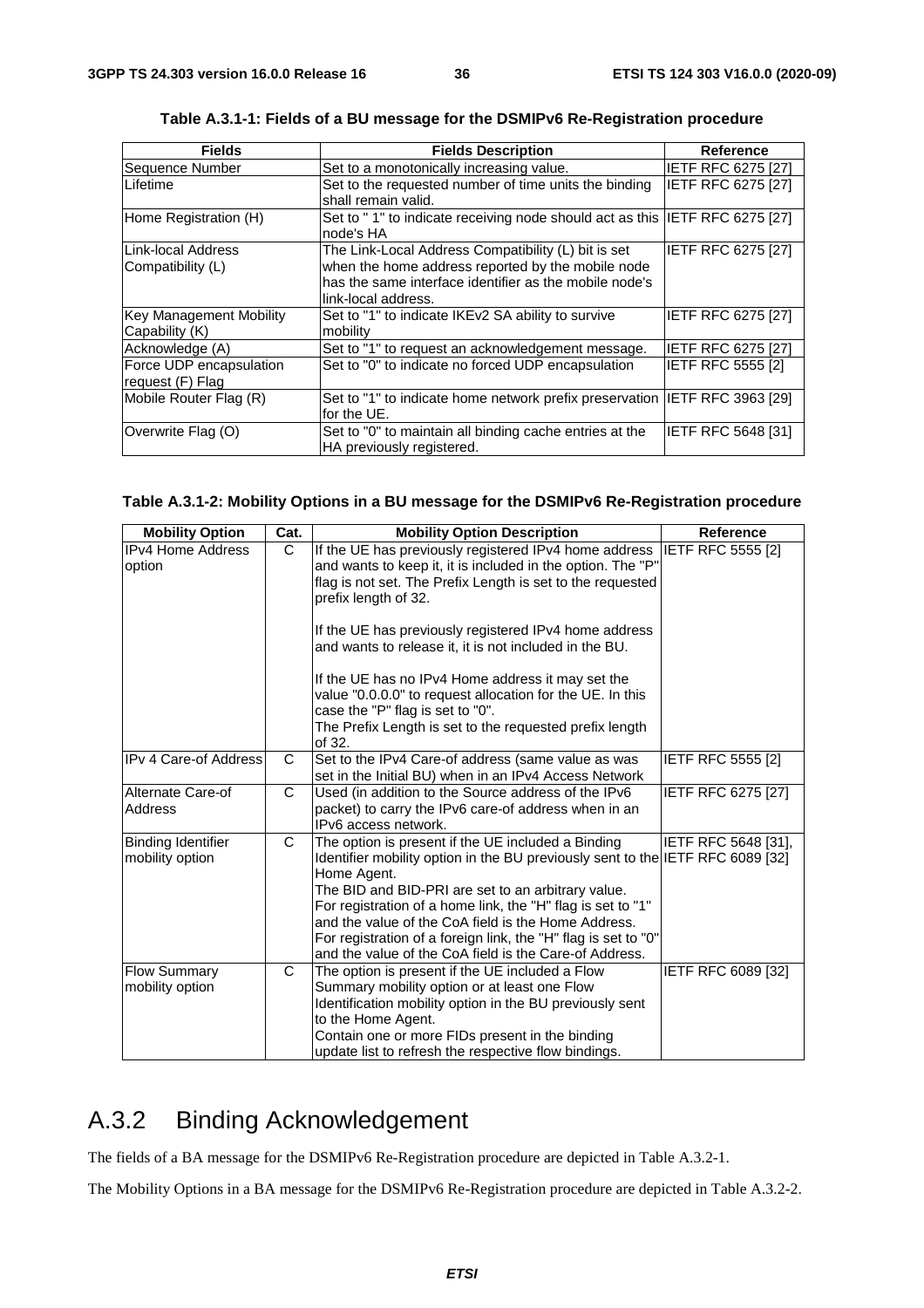**Table A.3.1-1: Fields of a BU message for the DSMIPv6 Re-Registration procedure**

| Fields | Fields Description | Reference |
|---|---|---|
| Sequence Number | Set to a monotonically increasing value. | IETF RFC 6275 [27] |
| Lifetime | Set to the requested number of time units the binding shall remain valid. | IETF RFC 6275 [27] |
| Home Registration (H) | Set to " 1" to indicate receiving node should act as this node's HA | IETF RFC 6275 [27] |
| Link-local Address Compatibility (L) | The Link-Local Address Compatibility (L) bit is set when the home address reported by the mobile node has the same interface identifier as the mobile node's link-local address. | IETF RFC 6275 [27] |
| Key Management Mobility Capability (K) | Set to "1" to indicate IKEv2 SA ability to survive mobility | IETF RFC 6275 [27] |
| Acknowledge (A) | Set to "1" to request an acknowledgement message. | IETF RFC 6275 [27] |
| Force UDP encapsulation request (F) Flag | Set to "0" to indicate no forced UDP encapsulation | IETF RFC 5555 [2] |
| Mobile Router Flag (R) | Set to "1" to indicate home network prefix preservation for the UE. | IETF RFC 3963 [29] |
| Overwrite Flag (O) | Set to "0" to maintain all binding cache entries at the HA previously registered. | IETF RFC 5648 [31] |

**Table A.3.1-2: Mobility Options in a BU message for the DSMIPv6 Re-Registration procedure**

| Mobility Option | Cat. | Mobility Option Description | Reference |
|---|---|---|---|
| IPv4 Home Address option | C | If the UE has previously registered IPv4 home address and wants to keep it, it is included in the option. The "P" flag is not set. The Prefix Length is set to the requested prefix length of 32.<br><br>If the UE has previously registered IPv4 home address and wants to release it, it is not included in the BU.<br><br>If the UE has no IPv4 Home address it may set the value "0.0.0.0" to request allocation for the UE. In this case the "P" flag is set to "0".<br>The Prefix Length is set to the requested prefix length of 32. | IETF RFC 5555 [2] |
| IPv 4 Care-of Address | C | Set to the IPv4 Care-of address (same value as was set in the Initial BU) when in an IPv4 Access Network | IETF RFC 5555 [2] |
| Alternate Care-of Address | C | Used (in addition to the Source address of the IPv6 packet) to carry the IPv6 care-of address when in an IPv6 access network. | IETF RFC 6275 [27] |
| Binding Identifier mobility option | C | The option is present if the UE included a Binding Identifier mobility option in the BU previously sent to the Home Agent.<br>The BID and BID-PRI are set to an arbitrary value.<br>For registration of a home link, the "H" flag is set to "1" and the value of the CoA field is the Home Address.<br>For registration of a foreign link, the "H" flag is set to "0" and the value of the CoA field is the Care-of Address. | IETF RFC 5648 [31], IETF RFC 6089 [32] |
| Flow Summary mobility option | C | The option is present if the UE included a Flow Summary mobility option or at least one Flow Identification mobility option in the BU previously sent to the Home Agent.<br>Contain one or more FIDs present in the binding update list to refresh the respective flow bindings. | IETF RFC 6089 [32] |

## A.3.2 Binding Acknowledgement

The fields of a BA message for the DSMIPv6 Re-Registration procedure are depicted in Table A.3.2-1.

The Mobility Options in a BA message for the DSMIPv6 Re-Registration procedure are depicted in Table A.3.2-2.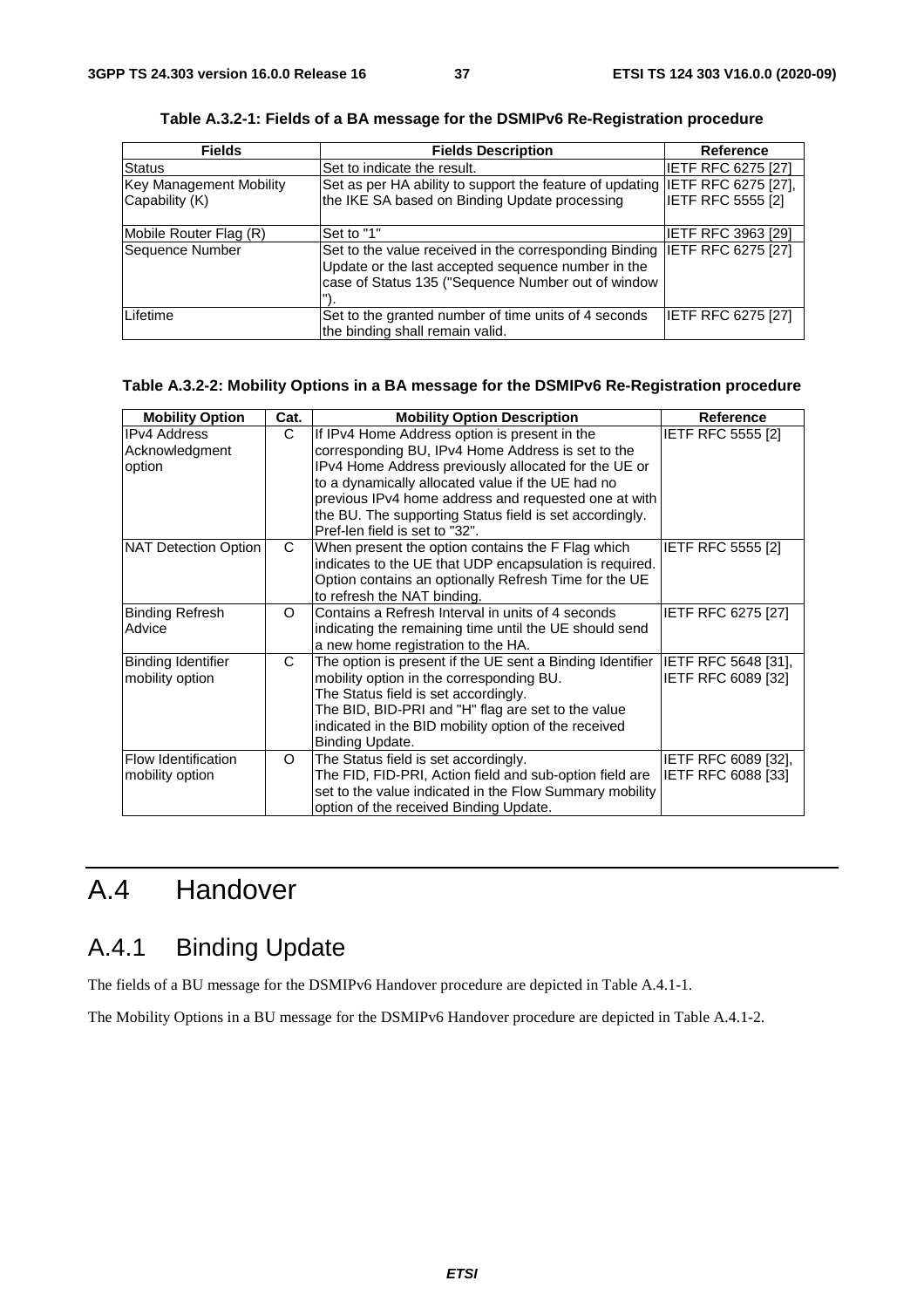**Table A.3.2-1: Fields of a BA message for the DSMIPv6 Re-Registration procedure**

| Fields | Fields Description | Reference |
|---|---|---|
| Status | Set to indicate the result. | IETF RFC 6275 [27] |
| Key Management Mobility Capability (K) | Set as per HA ability to support the feature of updating the IKE SA based on Binding Update processing | IETF RFC 6275 [27], IETF RFC 5555 [2] |
| Mobile Router Flag (R) | Set to "1" | IETF RFC 3963 [29] |
| Sequence Number | Set to the value received in the corresponding Binding Update or the last accepted sequence number in the case of Status 135 ("Sequence Number out of window "). | IETF RFC 6275 [27] |
| Lifetime | Set to the granted number of time units of 4 seconds the binding shall remain valid. | IETF RFC 6275 [27] |

**Table A.3.2-2: Mobility Options in a BA message for the DSMIPv6 Re-Registration procedure**

| Mobility Option | Cat. | Mobility Option Description | Reference |
|---|---|---|---|
| IPv4 Address Acknowledgment option | C | If IPv4 Home Address option is present in the corresponding BU, IPv4 Home Address is set to the IPv4 Home Address previously allocated for the UE or to a dynamically allocated value if the UE had no previous IPv4 home address and requested one at with the BU. The supporting Status field is set accordingly. Pref-len field is set to "32". | IETF RFC 5555 [2] |
| NAT Detection Option | C | When present the option contains the F Flag which indicates to the UE that UDP encapsulation is required. Option contains an optionally Refresh Time for the UE to refresh the NAT binding. | IETF RFC 5555 [2] |
| Binding Refresh Advice | O | Contains a Refresh Interval in units of 4 seconds indicating the remaining time until the UE should send a new home registration to the HA. | IETF RFC 6275 [27] |
| Binding Identifier mobility option | C | The option is present if the UE sent a Binding Identifier mobility option in the corresponding BU. The Status field is set accordingly. The BID, BID-PRI and "H" flag are set to the value indicated in the BID mobility option of the received Binding Update. | IETF RFC 5648 [31], IETF RFC 6089 [32] |
| Flow Identification mobility option | O | The Status field is set accordingly. The FID, FID-PRI, Action field and sub-option field are set to the value indicated in the Flow Summary mobility option of the received Binding Update. | IETF RFC 6089 [32], IETF RFC 6088 [33] |

# A.4 Handover

## A.4.1 Binding Update

The fields of a BU message for the DSMIPv6 Handover procedure are depicted in Table A.4.1-1.

The Mobility Options in a BU message for the DSMIPv6 Handover procedure are depicted in Table A.4.1-2.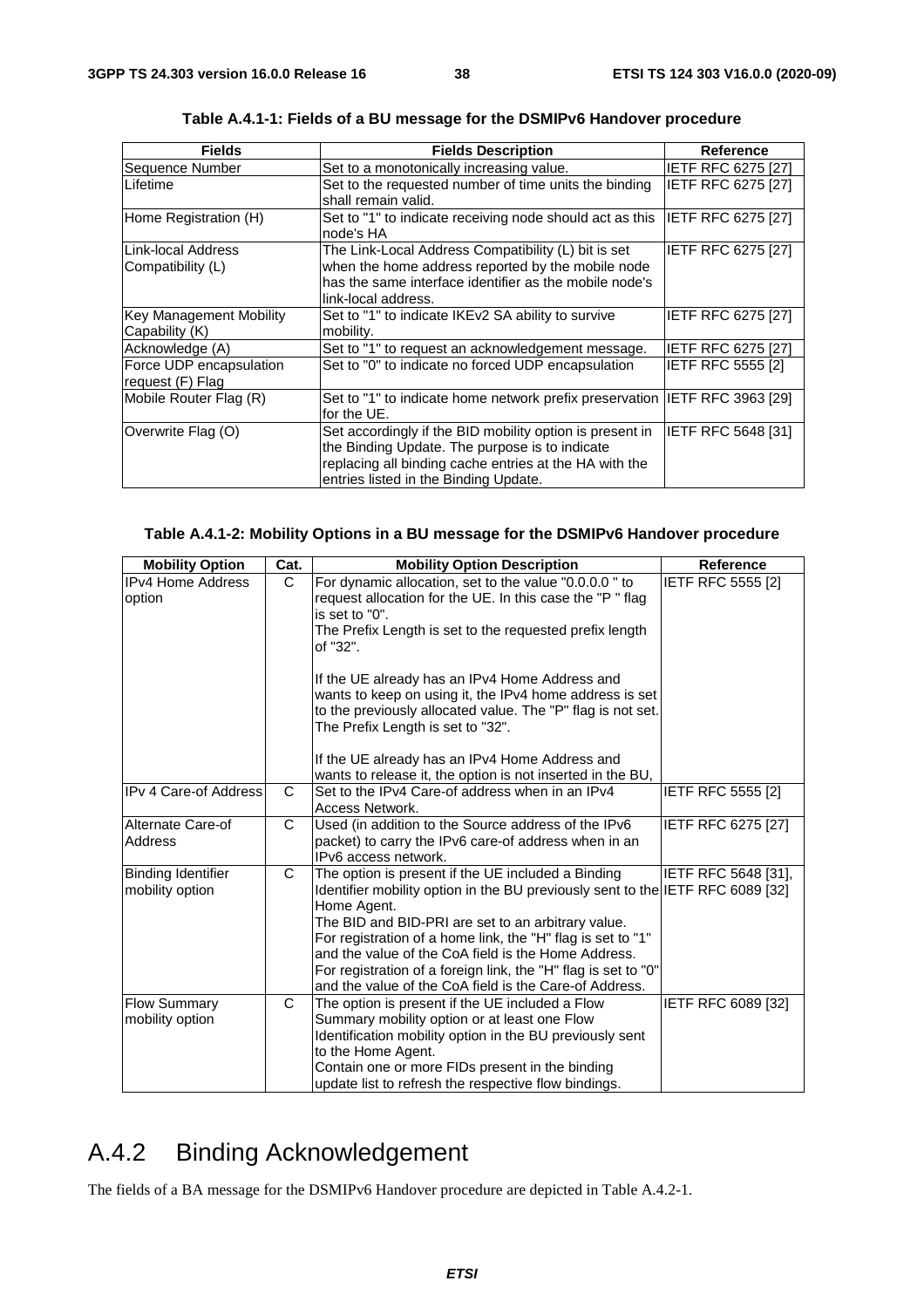**Table A.4.1-1: Fields of a BU message for the DSMIPv6 Handover procedure**

| Fields | Fields Description | Reference |
|---|---|---|
| Sequence Number | Set to a monotonically increasing value. | IETF RFC 6275 [27] |
| Lifetime | Set to the requested number of time units the binding shall remain valid. | IETF RFC 6275 [27] |
| Home Registration (H) | Set to "1" to indicate receiving node should act as this node's HA | IETF RFC 6275 [27] |
| Link-local Address Compatibility (L) | The Link-Local Address Compatibility (L) bit is set when the home address reported by the mobile node has the same interface identifier as the mobile node's link-local address. | IETF RFC 6275 [27] |
| Key Management Mobility Capability (K) | Set to "1" to indicate IKEv2 SA ability to survive mobility. | IETF RFC 6275 [27] |
| Acknowledge (A) | Set to "1" to request an acknowledgement message. | IETF RFC 6275 [27] |
| Force UDP encapsulation request (F) Flag | Set to "0" to indicate no forced UDP encapsulation | IETF RFC 5555 [2] |
| Mobile Router Flag (R) | Set to "1" to indicate home network prefix preservation for the UE. | IETF RFC 3963 [29] |
| Overwrite Flag (O) | Set accordingly if the BID mobility option is present in the Binding Update. The purpose is to indicate replacing all binding cache entries at the HA with the entries listed in the Binding Update. | IETF RFC 5648 [31] |

**Table A.4.1-2: Mobility Options in a BU message for the DSMIPv6 Handover procedure**

| Mobility Option | Cat. | Mobility Option Description | Reference |
|---|---|---|---|
| IPv4 Home Address option | C | For dynamic allocation, set to the value "0.0.0.0 " to request allocation for the UE. In this case the "P " flag is set to "0".<br>The Prefix Length is set to the requested prefix length of "32".<br><br>If the UE already has an IPv4 Home Address and wants to keep on using it, the IPv4 home address is set to the previously allocated value. The "P" flag is not set. The Prefix Length is set to "32".<br><br>If the UE already has an IPv4 Home Address and wants to release it, the option is not inserted in the BU, | IETF RFC 5555 [2] |
| IPv 4 Care-of Address | C | Set to the IPv4 Care-of address when in an IPv4 Access Network. | IETF RFC 5555 [2] |
| Alternate Care-of Address | C | Used (in addition to the Source address of the IPv6 packet) to carry the IPv6 care-of address when in an IPv6 access network. | IETF RFC 6275 [27] |
| Binding Identifier mobility option | C | The option is present if the UE included a Binding Identifier mobility option in the BU previously sent to the Home Agent.<br>The BID and BID-PRI are set to an arbitrary value.<br>For registration of a home link, the "H" flag is set to "1" and the value of the CoA field is the Home Address.<br>For registration of a foreign link, the "H" flag is set to "0" and the value of the CoA field is the Care-of Address. | IETF RFC 5648 [31], IETF RFC 6089 [32] |
| Flow Summary mobility option | C | The option is present if the UE included a Flow Summary mobility option or at least one Flow Identification mobility option in the BU previously sent to the Home Agent.<br>Contain one or more FIDs present in the binding update list to refresh the respective flow bindings. | IETF RFC 6089 [32] |

## A.4.2 Binding Acknowledgement

The fields of a BA message for the DSMIPv6 Handover procedure are depicted in Table A.4.2-1.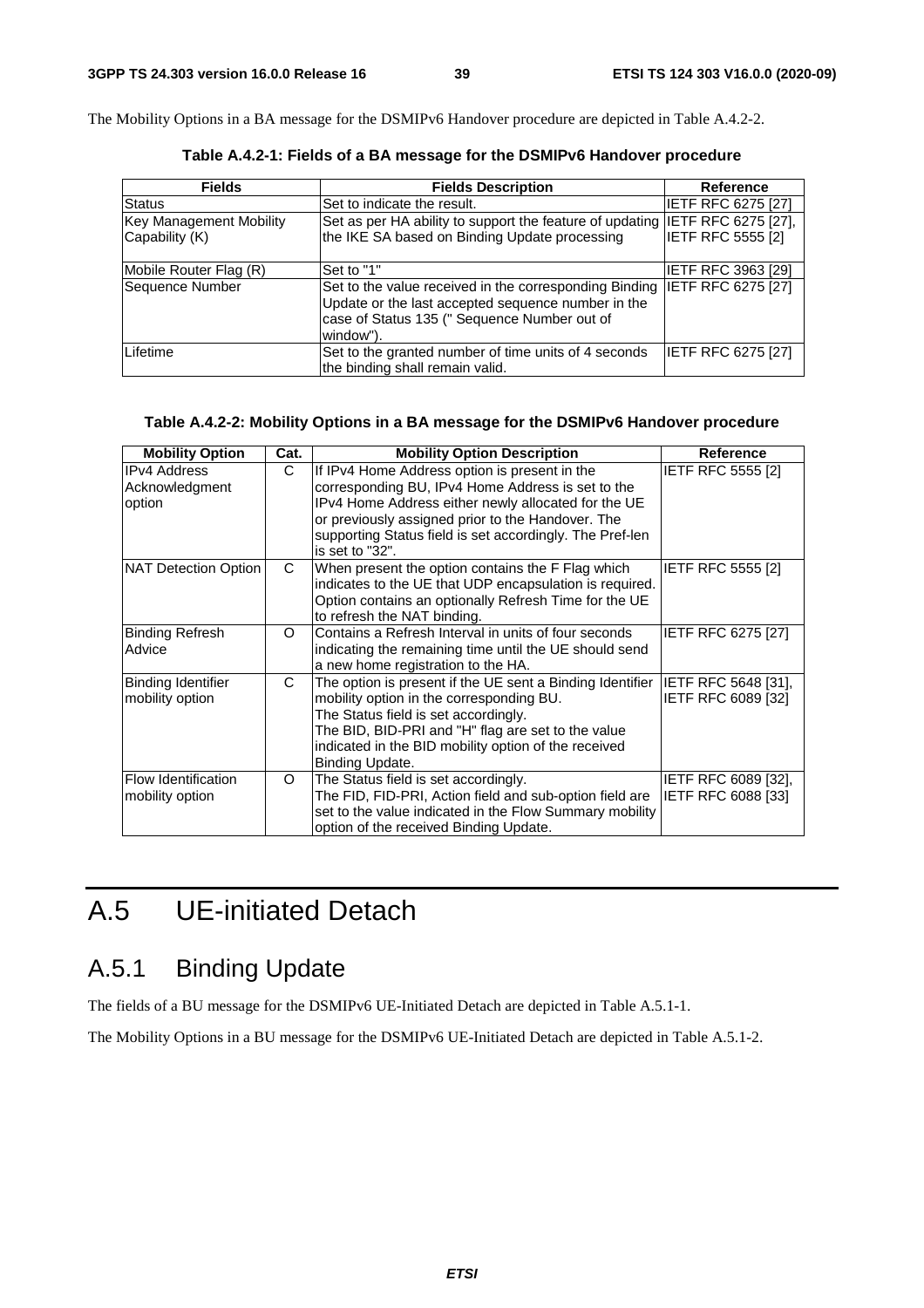The Mobility Options in a BA message for the DSMIPv6 Handover procedure are depicted in Table A.4.2-2.

**Table A.4.2-1: Fields of a BA message for the DSMIPv6 Handover procedure**

| Fields | Fields Description | Reference |
|---|---|---|
| Status | Set to indicate the result. | IETF RFC 6275 [27] |
| Key Management Mobility Capability (K) | Set as per HA ability to support the feature of updating the IKE SA based on Binding Update processing | IETF RFC 6275 [27], IETF RFC 5555 [2] |
| Mobile Router Flag (R) | Set to "1" | IETF RFC 3963 [29] |
| Sequence Number | Set to the value received in the corresponding Binding Update or the last accepted sequence number in the case of Status 135 (" Sequence Number out of window"). | IETF RFC 6275 [27] |
| Lifetime | Set to the granted number of time units of 4 seconds the binding shall remain valid. | IETF RFC 6275 [27] |

**Table A.4.2-2: Mobility Options in a BA message for the DSMIPv6 Handover procedure**

| Mobility Option | Cat. | Mobility Option Description | Reference |
|---|---|---|---|
| IPv4 Address Acknowledgment option | C | If IPv4 Home Address option is present in the corresponding BU, IPv4 Home Address is set to the IPv4 Home Address either newly allocated for the UE or previously assigned prior to the Handover. The supporting Status field is set accordingly. The Pref-len is set to "32". | IETF RFC 5555 [2] |
| NAT Detection Option | C | When present the option contains the F Flag which indicates to the UE that UDP encapsulation is required. Option contains an optionally Refresh Time for the UE to refresh the NAT binding. | IETF RFC 5555 [2] |
| Binding Refresh Advice | O | Contains a Refresh Interval in units of four seconds indicating the remaining time until the UE should send a new home registration to the HA. | IETF RFC 6275 [27] |
| Binding Identifier mobility option | C | The option is present if the UE sent a Binding Identifier mobility option in the corresponding BU.<br>The Status field is set accordingly.<br>The BID, BID-PRI and "H" flag are set to the value indicated in the BID mobility option of the received Binding Update. | IETF RFC 5648 [31], IETF RFC 6089 [32] |
| Flow Identification mobility option | O | The Status field is set accordingly.<br>The FID, FID-PRI, Action field and sub-option field are set to the value indicated in the Flow Summary mobility option of the received Binding Update. | IETF RFC 6089 [32], IETF RFC 6088 [33] |

# A.5 UE-initiated Detach

## A.5.1 Binding Update

The fields of a BU message for the DSMIPv6 UE-Initiated Detach are depicted in Table A.5.1-1.

The Mobility Options in a BU message for the DSMIPv6 UE-Initiated Detach are depicted in Table A.5.1-2.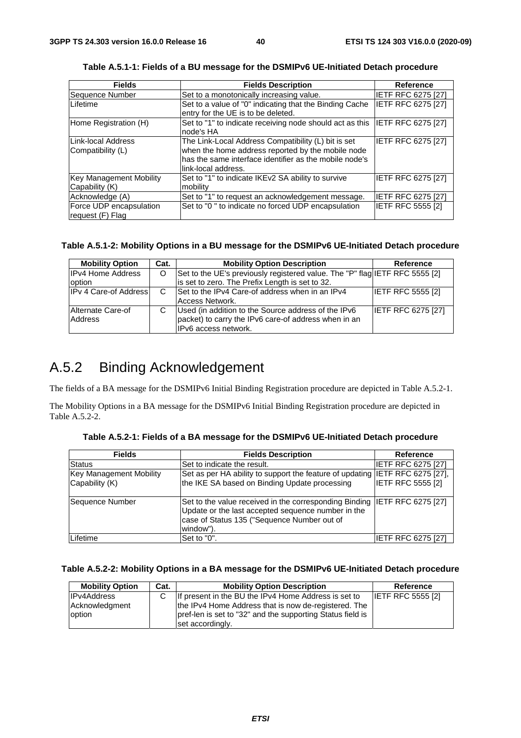**Table A.5.1-1: Fields of a BU message for the DSMIPv6 UE-Initiated Detach procedure**

| Fields | Fields Description | Reference |
|---|---|---|
| Sequence Number | Set to a monotonically increasing value. | IETF RFC 6275 [27] |
| Lifetime | Set to a value of "0" indicating that the Binding Cache entry for the UE is to be deleted. | IETF RFC 6275 [27] |
| Home Registration (H) | Set to "1" to indicate receiving node should act as this node's HA | IETF RFC 6275 [27] |
| Link-local Address Compatibility (L) | The Link-Local Address Compatibility (L) bit is set when the home address reported by the mobile node has the same interface identifier as the mobile node's link-local address. | IETF RFC 6275 [27] |
| Key Management Mobility Capability (K) | Set to "1" to indicate IKEv2 SA ability to survive mobility | IETF RFC 6275 [27] |
| Acknowledge (A) | Set to "1" to request an acknowledgement message. | IETF RFC 6275 [27] |
| Force UDP encapsulation request (F) Flag | Set to "0 " to indicate no forced UDP encapsulation | IETF RFC 5555 [2] |

**Table A.5.1-2: Mobility Options in a BU message for the DSMIPv6 UE-Initiated Detach procedure**

| Mobility Option | Cat. | Mobility Option Description | Reference |
|---|---|---|---|
| IPv4 Home Address option | O | Set to the UE's previously registered value. The "P" flag is set to zero. The Prefix Length is set to 32. | IETF RFC 5555 [2] |
| IPv 4 Care-of Address | C | Set to the IPv4 Care-of address when in an IPv4 Access Network. | IETF RFC 5555 [2] |
| Alternate Care-of Address | C | Used (in addition to the Source address of the IPv6 packet) to carry the IPv6 care-of address when in an IPv6 access network. | IETF RFC 6275 [27] |

# A.5.2 Binding Acknowledgement

The fields of a BA message for the DSMIPv6 Initial Binding Registration procedure are depicted in Table A.5.2-1.

The Mobility Options in a BA message for the DSMIPv6 Initial Binding Registration procedure are depicted in Table A.5.2-2.

**Table A.5.2-1: Fields of a BA message for the DSMIPv6 UE-Initiated Detach procedure**

| Fields | Fields Description | Reference |
|---|---|---|
| Status | Set to indicate the result. | IETF RFC 6275 [27] |
| Key Management Mobility Capability (K) | Set as per HA ability to support the feature of updating the IKE SA based on Binding Update processing | IETF RFC 6275 [27], IETF RFC 5555 [2] |
| Sequence Number | Set to the value received in the corresponding Binding Update or the last accepted sequence number in the case of Status 135 ("Sequence Number out of window"). | IETF RFC 6275 [27] |
| Lifetime | Set to "0". | IETF RFC 6275 [27] |

**Table A.5.2-2: Mobility Options in a BA message for the DSMIPv6 UE-Initiated Detach procedure**

| Mobility Option | Cat. | Mobility Option Description | Reference |
|---|---|---|---|
| IPv4Address Acknowledgment option | C | If present in the BU the IPv4 Home Address is set to the IPv4 Home Address that is now de-registered. The pref-len is set to "32" and the supporting Status field is set accordingly. | IETF RFC 5555 [2] |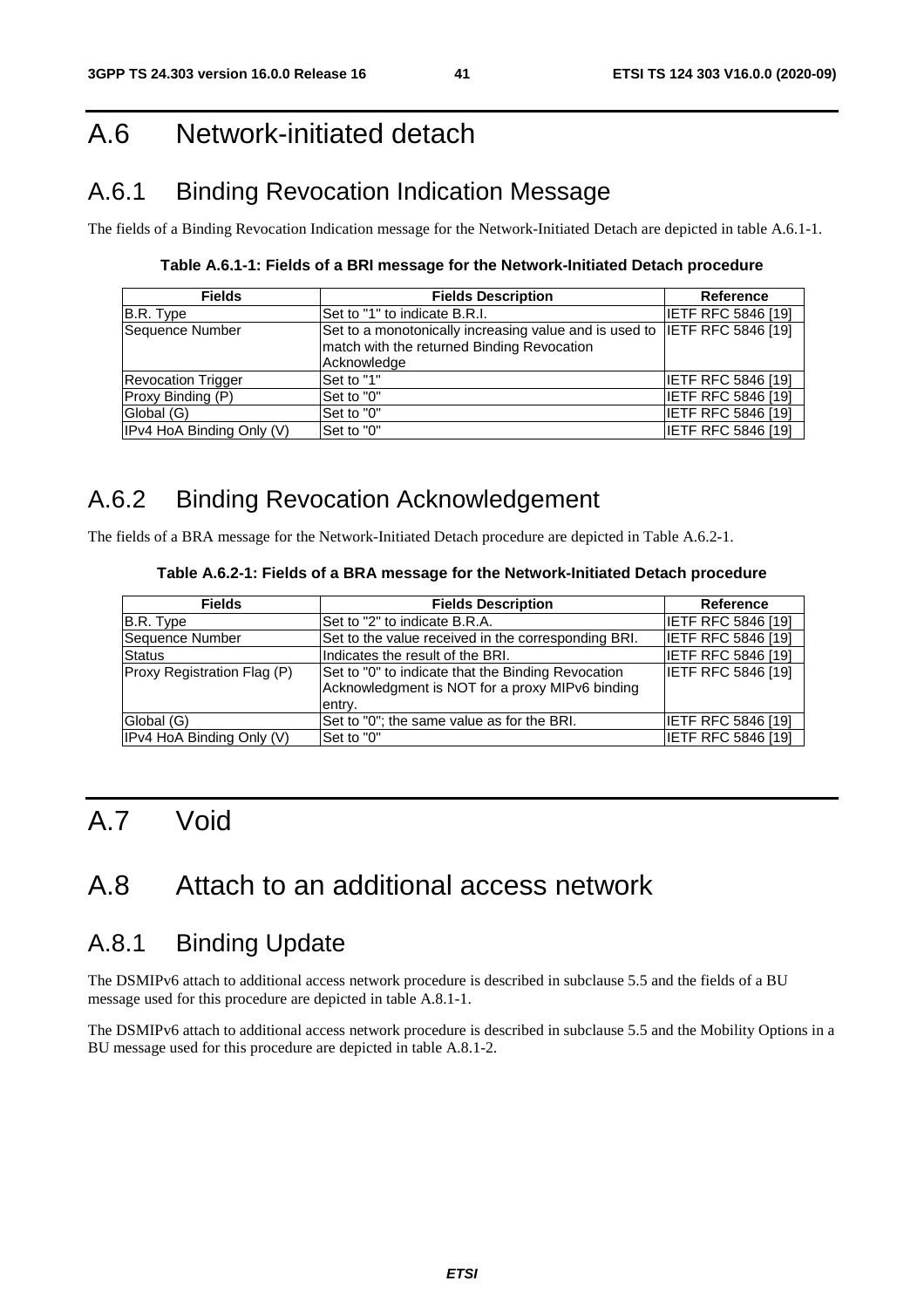# A.6 Network-initiated detach

## A.6.1 Binding Revocation Indication Message

The fields of a Binding Revocation Indication message for the Network-Initiated Detach are depicted in table A.6.1-1.

**Table A.6.1-1: Fields of a BRI message for the Network-Initiated Detach procedure**

| Fields | Fields Description | Reference |
|---|---|---|
| B.R. Type | Set to "1" to indicate B.R.I. | IETF RFC 5846 [19] |
| Sequence Number | Set to a monotonically increasing value and is used to match with the returned Binding Revocation Acknowledge | IETF RFC 5846 [19] |
| Revocation Trigger | Set to "1" | IETF RFC 5846 [19] |
| Proxy Binding (P) | Set to "0" | IETF RFC 5846 [19] |
| Global (G) | Set to "0" | IETF RFC 5846 [19] |
| IPv4 HoA Binding Only (V) | Set to "0" | IETF RFC 5846 [19] |

## A.6.2 Binding Revocation Acknowledgement

The fields of a BRA message for the Network-Initiated Detach procedure are depicted in Table A.6.2-1.

**Table A.6.2-1: Fields of a BRA message for the Network-Initiated Detach procedure**

| Fields | Fields Description | Reference |
|---|---|---|
| B.R. Type | Set to "2" to indicate B.R.A. | IETF RFC 5846 [19] |
| Sequence Number | Set to the value received in the corresponding BRI. | IETF RFC 5846 [19] |
| Status | Indicates the result of the BRI. | IETF RFC 5846 [19] |
| Proxy Registration Flag (P) | Set to "0" to indicate that the Binding Revocation Acknowledgment is NOT for a proxy MIPv6 binding entry. | IETF RFC 5846 [19] |
| Global (G) | Set to "0"; the same value as for the BRI. | IETF RFC 5846 [19] |
| IPv4 HoA Binding Only (V) | Set to "0" | IETF RFC 5846 [19] |

# A.7 Void

# A.8 Attach to an additional access network

## A.8.1 Binding Update

The DSMIPv6 attach to additional access network procedure is described in subclause 5.5 and the fields of a BU message used for this procedure are depicted in table A.8.1-1.

The DSMIPv6 attach to additional access network procedure is described in subclause 5.5 and the Mobility Options in a BU message used for this procedure are depicted in table A.8.1-2.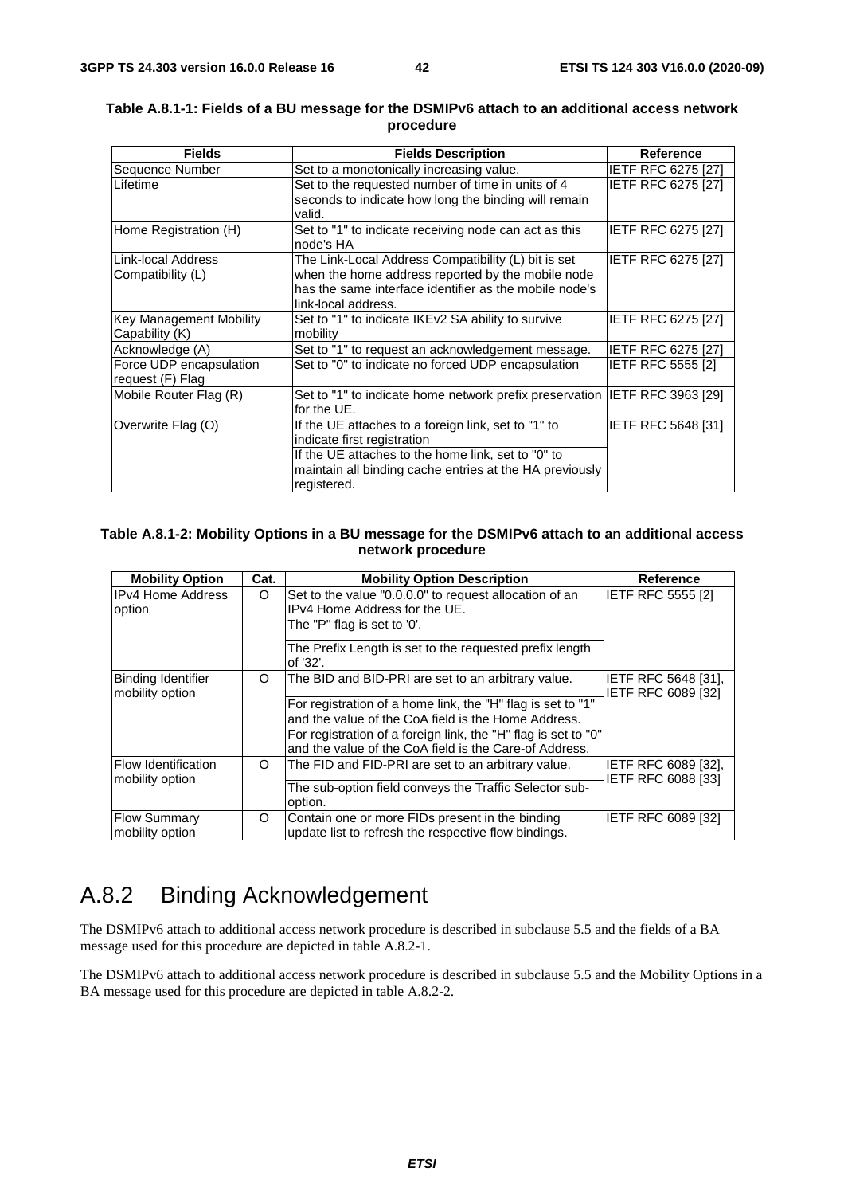**Table A.8.1-1: Fields of a BU message for the DSMIPv6 attach to an additional access network procedure**

| Fields | Fields Description | Reference |
| --- | --- | --- |
| Sequence Number | Set to a monotonically increasing value. | IETF RFC 6275 [27] |
| Lifetime | Set to the requested number of time in units of 4 seconds to indicate how long the binding will remain valid. | IETF RFC 6275 [27] |
| Home Registration (H) | Set to "1" to indicate receiving node can act as this node's HA | IETF RFC 6275 [27] |
| Link-local Address Compatibility (L) | The Link-Local Address Compatibility (L) bit is set when the home address reported by the mobile node has the same interface identifier as the mobile node's link-local address. | IETF RFC 6275 [27] |
| Key Management Mobility Capability (K) | Set to "1" to indicate IKEv2 SA ability to survive mobility | IETF RFC 6275 [27] |
| Acknowledge (A) | Set to "1" to request an acknowledgement message. | IETF RFC 6275 [27] |
| Force UDP encapsulation request (F) Flag | Set to "0" to indicate no forced UDP encapsulation | IETF RFC 5555 [2] |
| Mobile Router Flag (R) | Set to "1" to indicate home network prefix preservation for the UE. | IETF RFC 3963 [29] |
| Overwrite Flag (O) | If the UE attaches to a foreign link, set to "1" to indicate first registration<br>If the UE attaches to the home link, set to "0" to maintain all binding cache entries at the HA previously registered. | IETF RFC 5648 [31] |

**Table A.8.1-2: Mobility Options in a BU message for the DSMIPv6 attach to an additional access network procedure**

| Mobility Option | Cat. | Mobility Option Description | Reference |
| --- | --- | --- | --- |
| IPv4 Home Address option | O | Set to the value "0.0.0.0" to request allocation of an IPv4 Home Address for the UE.<br>The "P" flag is set to '0'.<br>The Prefix Length is set to the requested prefix length of '32'. | IETF RFC 5555 [2] |
| Binding Identifier mobility option | O | The BID and BID-PRI are set to an arbitrary value.<br>For registration of a home link, the "H" flag is set to "1" and the value of the CoA field is the Home Address.<br>For registration of a foreign link, the "H" flag is set to "0" and the value of the CoA field is the Care-of Address. | IETF RFC 5648 [31], IETF RFC 6089 [32] |
| Flow Identification mobility option | O | The FID and FID-PRI are set to an arbitrary value.<br>The sub-option field conveys the Traffic Selector sub-option. | IETF RFC 6089 [32], IETF RFC 6088 [33] |
| Flow Summary mobility option | O | Contain one or more FIDs present in the binding update list to refresh the respective flow bindings. | IETF RFC 6089 [32] |

## A.8.2 Binding Acknowledgement

The DSMIPv6 attach to additional access network procedure is described in subclause 5.5 and the fields of a BA message used for this procedure are depicted in table A.8.2-1.

The DSMIPv6 attach to additional access network procedure is described in subclause 5.5 and the Mobility Options in a BA message used for this procedure are depicted in table A.8.2-2.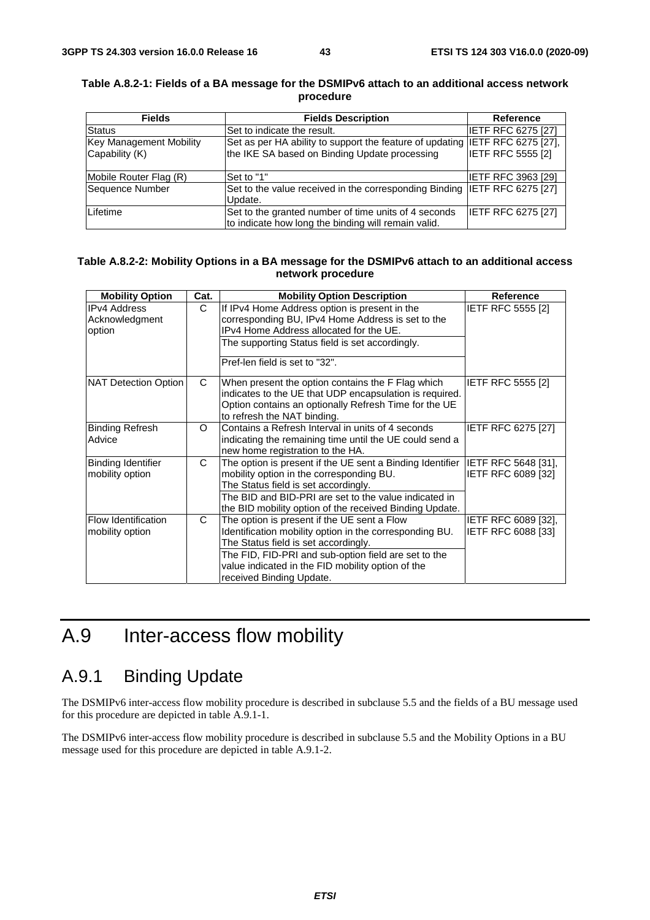**Table A.8.2-1: Fields of a BA message for the DSMIPv6 attach to an additional access network procedure**

| Fields | Fields Description | Reference |
|---|---|---|
| Status | Set to indicate the result. | IETF RFC 6275 [27] |
| Key Management Mobility Capability (K) | Set as per HA ability to support the feature of updating the IKE SA based on Binding Update processing | IETF RFC 6275 [27], IETF RFC 5555 [2] |
| Mobile Router Flag (R) | Set to "1" | IETF RFC 3963 [29] |
| Sequence Number | Set to the value received in the corresponding Binding Update. | IETF RFC 6275 [27] |
| Lifetime | Set to the granted number of time units of 4 seconds to indicate how long the binding will remain valid. | IETF RFC 6275 [27] |

**Table A.8.2-2: Mobility Options in a BA message for the DSMIPv6 attach to an additional access network procedure**

| Mobility Option | Cat. | Mobility Option Description | Reference |
|---|---|---|---|
| IPv4 Address Acknowledgment option | C | If IPv4 Home Address option is present in the corresponding BU, IPv4 Home Address is set to the IPv4 Home Address allocated for the UE.<br>The supporting Status field is set accordingly.<br>Pref-len field is set to "32". | IETF RFC 5555 [2] |
| NAT Detection Option | C | When present the option contains the F Flag which indicates to the UE that UDP encapsulation is required. Option contains an optionally Refresh Time for the UE to refresh the NAT binding. | IETF RFC 5555 [2] |
| Binding Refresh Advice | O | Contains a Refresh Interval in units of 4 seconds indicating the remaining time until the UE could send a new home registration to the HA. | IETF RFC 6275 [27] |
| Binding Identifier mobility option | C | The option is present if the UE sent a Binding Identifier mobility option in the corresponding BU. The Status field is set accordingly.<br>The BID and BID-PRI are set to the value indicated in the BID mobility option of the received Binding Update. | IETF RFC 5648 [31], IETF RFC 6089 [32] |
| Flow Identification mobility option | C | The option is present if the UE sent a Flow Identification mobility option in the corresponding BU. The Status field is set accordingly.<br>The FID, FID-PRI and sub-option field are set to the value indicated in the FID mobility option of the received Binding Update. | IETF RFC 6089 [32], IETF RFC 6088 [33] |

# A.9 Inter-access flow mobility

## A.9.1 Binding Update

The DSMIPv6 inter-access flow mobility procedure is described in subclause 5.5 and the fields of a BU message used for this procedure are depicted in table A.9.1-1.

The DSMIPv6 inter-access flow mobility procedure is described in subclause 5.5 and the Mobility Options in a BU message used for this procedure are depicted in table A.9.1-2.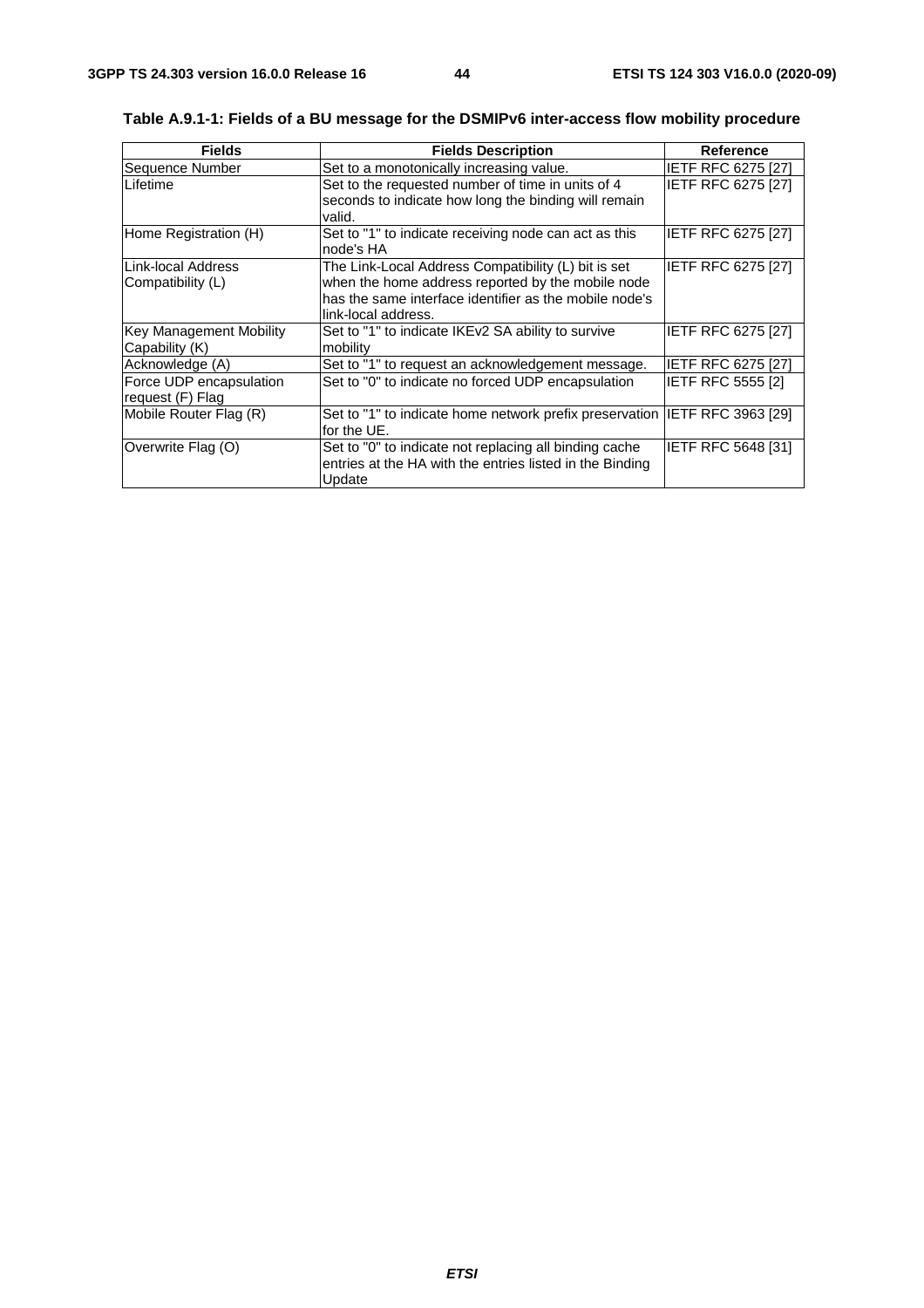**Table A.9.1-1: Fields of a BU message for the DSMIPv6 inter-access flow mobility procedure**

| Fields | Fields Description | Reference |
| --- | --- | --- |
| Sequence Number | Set to a monotonically increasing value. | IETF RFC 6275 [27] |
| Lifetime | Set to the requested number of time in units of 4 seconds to indicate how long the binding will remain valid. | IETF RFC 6275 [27] |
| Home Registration (H) | Set to "1" to indicate receiving node can act as this node's HA | IETF RFC 6275 [27] |
| Link-local Address Compatibility (L) | The Link-Local Address Compatibility (L) bit is set when the home address reported by the mobile node has the same interface identifier as the mobile node's link-local address. | IETF RFC 6275 [27] |
| Key Management Mobility Capability (K) | Set to "1" to indicate IKEv2 SA ability to survive mobility | IETF RFC 6275 [27] |
| Acknowledge (A) | Set to "1" to request an acknowledgement message. | IETF RFC 6275 [27] |
| Force UDP encapsulation request (F) Flag | Set to "0" to indicate no forced UDP encapsulation | IETF RFC 5555 [2] |
| Mobile Router Flag (R) | Set to "1" to indicate home network prefix preservation for the UE. | IETF RFC 3963 [29] |
| Overwrite Flag (O) | Set to "0" to indicate not replacing all binding cache entries at the HA with the entries listed in the Binding Update | IETF RFC 5648 [31] |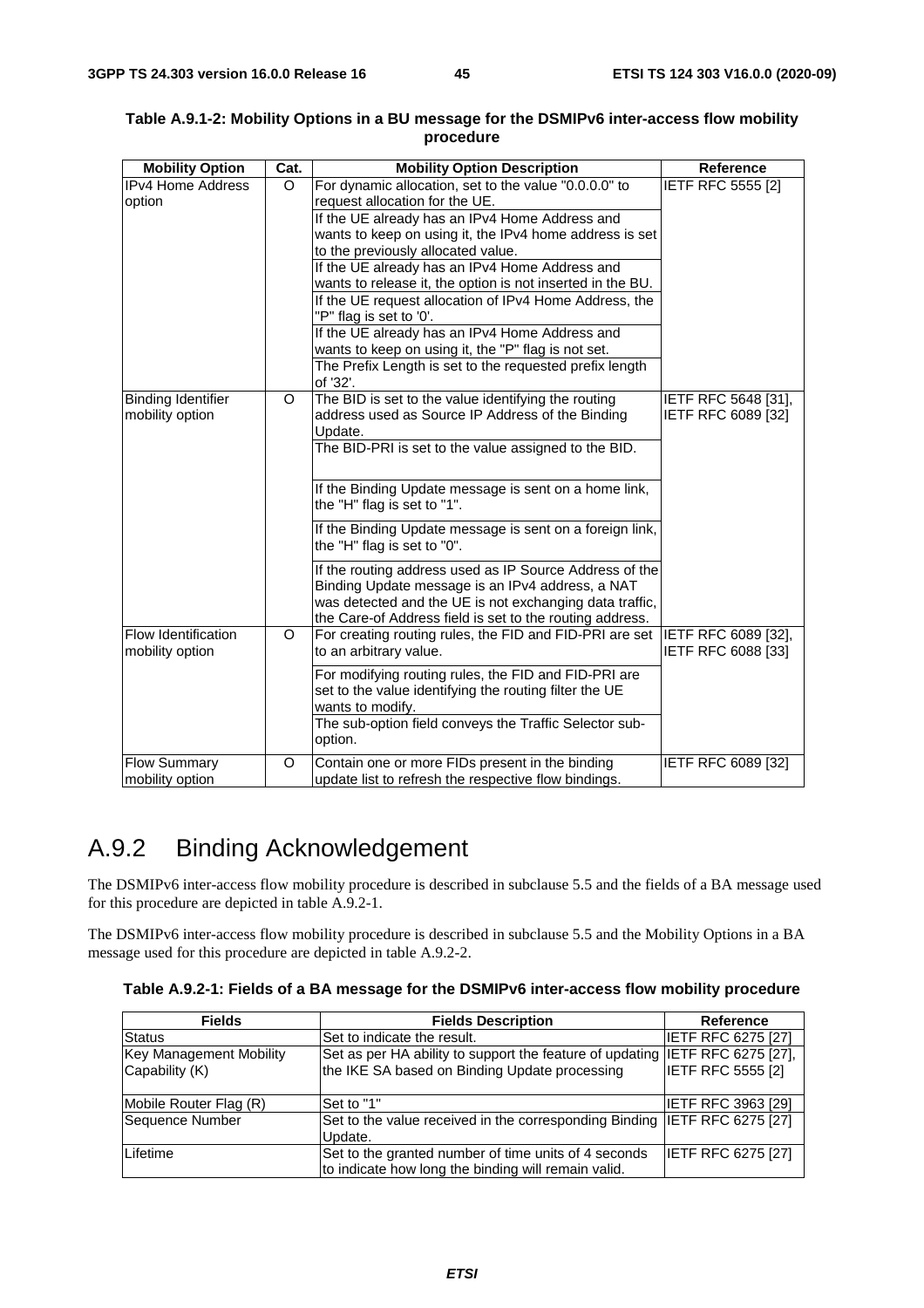**Table A.9.1-2: Mobility Options in a BU message for the DSMIPv6 inter-access flow mobility procedure**

| Mobility Option | Cat. | Mobility Option Description | Reference |
|---|---|---|---|
| IPv4 Home Address option | O | For dynamic allocation, set to the value "0.0.0.0" to request allocation for the UE.<br>If the UE already has an IPv4 Home Address and wants to keep on using it, the IPv4 home address is set to the previously allocated value.<br>If the UE already has an IPv4 Home Address and wants to release it, the option is not inserted in the BU.<br>If the UE request allocation of IPv4 Home Address, the "P" flag is set to '0'.<br>If the UE already has an IPv4 Home Address and wants to keep on using it, the "P" flag is not set.<br>The Prefix Length is set to the requested prefix length of '32'. | IETF RFC 5555 [2] |
| Binding Identifier mobility option | O | The BID is set to the value identifying the routing address used as Source IP Address of the Binding Update.<br>The BID-PRI is set to the value assigned to the BID.<br>If the Binding Update message is sent on a home link, the "H" flag is set to "1".<br>If the Binding Update message is sent on a foreign link, the "H" flag is set to "0".<br>If the routing address used as IP Source Address of the Binding Update message is an IPv4 address, a NAT was detected and the UE is not exchanging data traffic, the Care-of Address field is set to the routing address. | IETF RFC 5648 [31], IETF RFC 6089 [32] |
| Flow Identification mobility option | O | For creating routing rules, the FID and FID-PRI are set to an arbitrary value.<br>For modifying routing rules, the FID and FID-PRI are set to the value identifying the routing filter the UE wants to modify.<br>The sub-option field conveys the Traffic Selector sub-option. | IETF RFC 6089 [32], IETF RFC 6088 [33] |
| Flow Summary mobility option | O | Contain one or more FIDs present in the binding update list to refresh the respective flow bindings. | IETF RFC 6089 [32] |

## A.9.2 Binding Acknowledgement

The DSMIPv6 inter-access flow mobility procedure is described in subclause 5.5 and the fields of a BA message used for this procedure are depicted in table A.9.2-1.

The DSMIPv6 inter-access flow mobility procedure is described in subclause 5.5 and the Mobility Options in a BA message used for this procedure are depicted in table A.9.2-2.

**Table A.9.2-1: Fields of a BA message for the DSMIPv6 inter-access flow mobility procedure**

| Fields | Fields Description | Reference |
|---|---|---|
| Status | Set to indicate the result. | IETF RFC 6275 [27] |
| Key Management Mobility Capability (K) | Set as per HA ability to support the feature of updating the IKE SA based on Binding Update processing | IETF RFC 6275 [27], IETF RFC 5555 [2] |
| Mobile Router Flag (R) | Set to "1" | IETF RFC 3963 [29] |
| Sequence Number | Set to the value received in the corresponding Binding Update. | IETF RFC 6275 [27] |
| Lifetime | Set to the granted number of time units of 4 seconds to indicate how long the binding will remain valid. | IETF RFC 6275 [27] |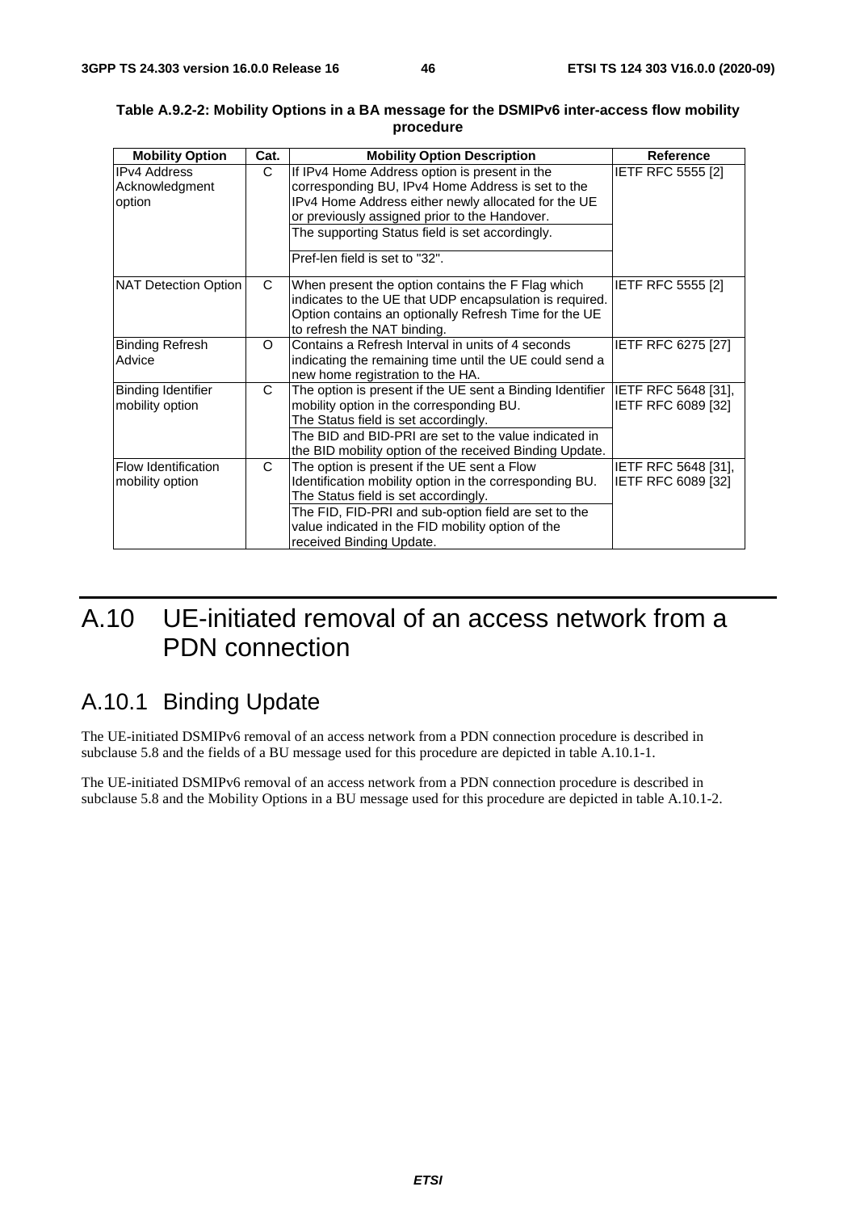**Table A.9.2-2: Mobility Options in a BA message for the DSMIPv6 inter-access flow mobility procedure**

| Mobility Option | Cat. | Mobility Option Description | Reference |
|---|---|---|---|
| IPv4 Address Acknowledgment option | C | If IPv4 Home Address option is present in the corresponding BU, IPv4 Home Address is set to the IPv4 Home Address either newly allocated for the UE or previously assigned prior to the Handover. | IETF RFC 5555 [2] |
| | | The supporting Status field is set accordingly. | |
| | | Pref-len field is set to "32". | |
| NAT Detection Option | C | When present the option contains the F Flag which indicates to the UE that UDP encapsulation is required. Option contains an optionally Refresh Time for the UE to refresh the NAT binding. | IETF RFC 5555 [2] |
| Binding Refresh Advice | O | Contains a Refresh Interval in units of 4 seconds indicating the remaining time until the UE could send a new home registration to the HA. | IETF RFC 6275 [27] |
| Binding Identifier mobility option | C | The option is present if the UE sent a Binding Identifier mobility option in the corresponding BU. The Status field is set accordingly. | IETF RFC 5648 [31], IETF RFC 6089 [32] |
| | | The BID and BID-PRI are set to the value indicated in the BID mobility option of the received Binding Update. | |
| Flow Identification mobility option | C | The option is present if the UE sent a Flow Identification mobility option in the corresponding BU. The Status field is set accordingly. | IETF RFC 5648 [31], IETF RFC 6089 [32] |
| | | The FID, FID-PRI and sub-option field are set to the value indicated in the FID mobility option of the received Binding Update. | |

# A.10 UE-initiated removal of an access network from a PDN connection

## A.10.1 Binding Update

The UE-initiated DSMIPv6 removal of an access network from a PDN connection procedure is described in subclause 5.8 and the fields of a BU message used for this procedure are depicted in table A.10.1-1.

The UE-initiated DSMIPv6 removal of an access network from a PDN connection procedure is described in subclause 5.8 and the Mobility Options in a BU message used for this procedure are depicted in table A.10.1-2.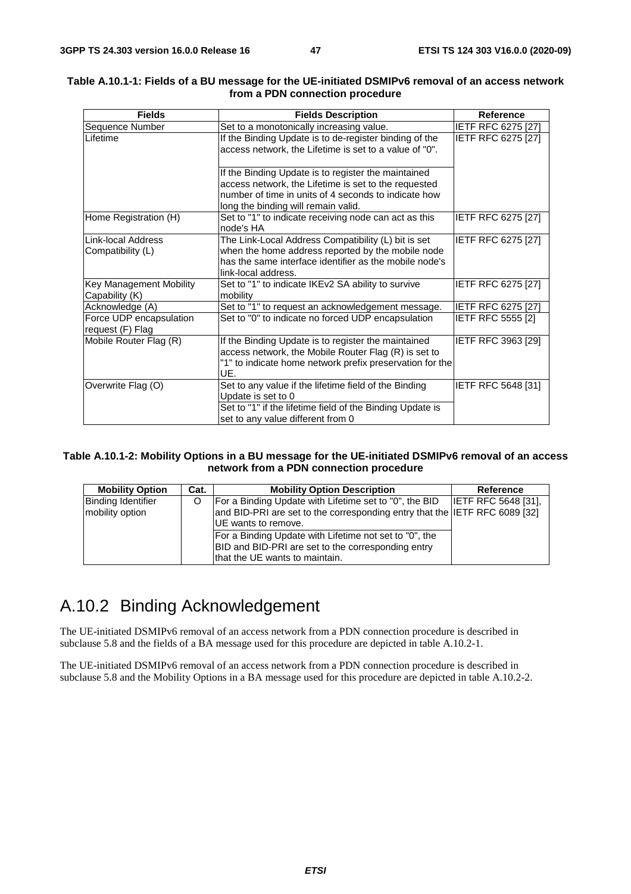**Table A.10.1-1: Fields of a BU message for the UE-initiated DSMIPv6 removal of an access network from a PDN connection procedure**

| Fields | Fields Description | Reference |
|---|---|---|
| Sequence Number | Set to a monotonically increasing value. | IETF RFC 6275 [27] |
| Lifetime | If the Binding Update is to de-register binding of the access network, the Lifetime is set to a value of "0".<br><br>If the Binding Update is to register the maintained access network, the Lifetime is set to the requested number of time in units of 4 seconds to indicate how long the binding will remain valid. | IETF RFC 6275 [27] |
| Home Registration (H) | Set to "1" to indicate receiving node can act as this node's HA | IETF RFC 6275 [27] |
| Link-local Address Compatibility (L) | The Link-Local Address Compatibility (L) bit is set when the home address reported by the mobile node has the same interface identifier as the mobile node's link-local address. | IETF RFC 6275 [27] |
| Key Management Mobility Capability (K) | Set to "1" to indicate IKEv2 SA ability to survive mobility | IETF RFC 6275 [27] |
| Acknowledge (A) | Set to "1" to request an acknowledgement message. | IETF RFC 6275 [27] |
| Force UDP encapsulation request (F) Flag | Set to "0" to indicate no forced UDP encapsulation | IETF RFC 5555 [2] |
| Mobile Router Flag (R) | If the Binding Update is to register the maintained access network, the Mobile Router Flag (R) is set to "1" to indicate home network prefix preservation for the UE. | IETF RFC 3963 [29] |
| Overwrite Flag (O) | Set to any value if the lifetime field of the Binding Update is set to 0<br>Set to "1" if the lifetime field of the Binding Update is set to any value different from 0 | IETF RFC 5648 [31] |

**Table A.10.1-2: Mobility Options in a BU message for the UE-initiated DSMIPv6 removal of an access network from a PDN connection procedure**

| Mobility Option | Cat. | Mobility Option Description | Reference |
|---|---|---|---|
| Binding Identifier mobility option | O | For a Binding Update with Lifetime set to "0", the BID and BID-PRI are set to the corresponding entry that the UE wants to remove.<br>For a Binding Update with Lifetime not set to "0", the BID and BID-PRI are set to the corresponding entry that the UE wants to maintain. | IETF RFC 5648 [31], IETF RFC 6089 [32] |

## A.10.2 Binding Acknowledgement

The UE-initiated DSMIPv6 removal of an access network from a PDN connection procedure is described in subclause 5.8 and the fields of a BA message used for this procedure are depicted in table A.10.2-1.

The UE-initiated DSMIPv6 removal of an access network from a PDN connection procedure is described in subclause 5.8 and the Mobility Options in a BA message used for this procedure are depicted in table A.10.2-2.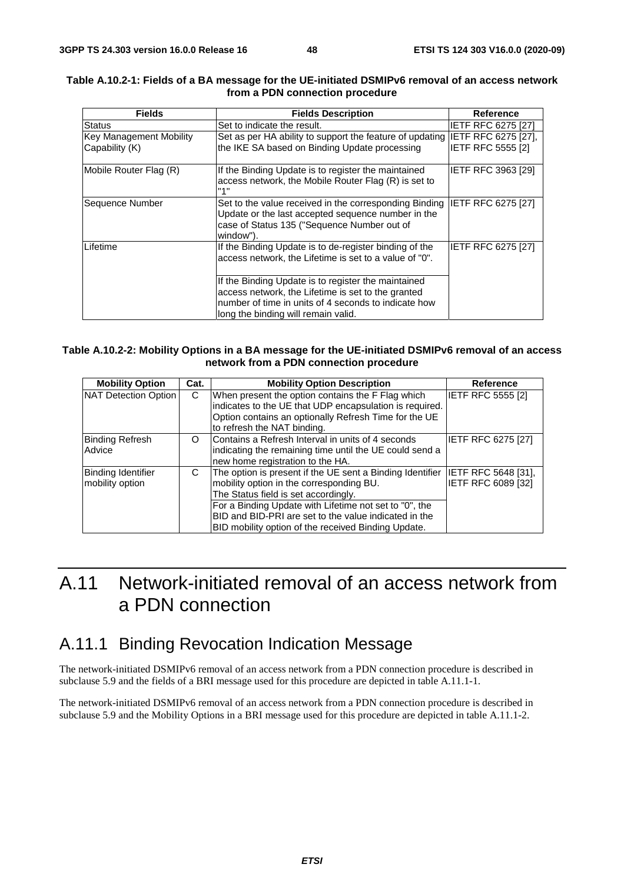**Table A.10.2-1: Fields of a BA message for the UE-initiated DSMIPv6 removal of an access network from a PDN connection procedure**

| Fields | Fields Description | Reference |
|---|---|---|
| Status | Set to indicate the result. | IETF RFC 6275 [27] |
| Key Management Mobility Capability (K) | Set as per HA ability to support the feature of updating the IKE SA based on Binding Update processing | IETF RFC 6275 [27], IETF RFC 5555 [2] |
| Mobile Router Flag (R) | If the Binding Update is to register the maintained access network, the Mobile Router Flag (R) is set to "1" | IETF RFC 3963 [29] |
| Sequence Number | Set to the value received in the corresponding Binding Update or the last accepted sequence number in the case of Status 135 ("Sequence Number out of window"). | IETF RFC 6275 [27] |
| Lifetime | If the Binding Update is to de-register binding of the access network, the Lifetime is set to a value of "0". | IETF RFC 6275 [27] |
| | If the Binding Update is to register the maintained access network, the Lifetime is set to the granted number of time in units of 4 seconds to indicate how long the binding will remain valid. | |

**Table A.10.2-2: Mobility Options in a BA message for the UE-initiated DSMIPv6 removal of an access network from a PDN connection procedure**

| Mobility Option | Cat. | Mobility Option Description | Reference |
|---|---|---|---|
| NAT Detection Option | C | When present the option contains the F Flag which indicates to the UE that UDP encapsulation is required. Option contains an optionally Refresh Time for the UE to refresh the NAT binding. | IETF RFC 5555 [2] |
| Binding Refresh Advice | O | Contains a Refresh Interval in units of 4 seconds indicating the remaining time until the UE could send a new home registration to the HA. | IETF RFC 6275 [27] |
| Binding Identifier mobility option | C | The option is present if the UE sent a Binding Identifier mobility option in the corresponding BU. The Status field is set accordingly. | IETF RFC 5648 [31], IETF RFC 6089 [32] |
| | | For a Binding Update with Lifetime not set to "0", the BID and BID-PRI are set to the value indicated in the BID mobility option of the received Binding Update. | |

# A.11 Network-initiated removal of an access network from a PDN connection

## A.11.1 Binding Revocation Indication Message

The network-initiated DSMIPv6 removal of an access network from a PDN connection procedure is described in subclause 5.9 and the fields of a BRI message used for this procedure are depicted in table A.11.1-1.

The network-initiated DSMIPv6 removal of an access network from a PDN connection procedure is described in subclause 5.9 and the Mobility Options in a BRI message used for this procedure are depicted in table A.11.1-2.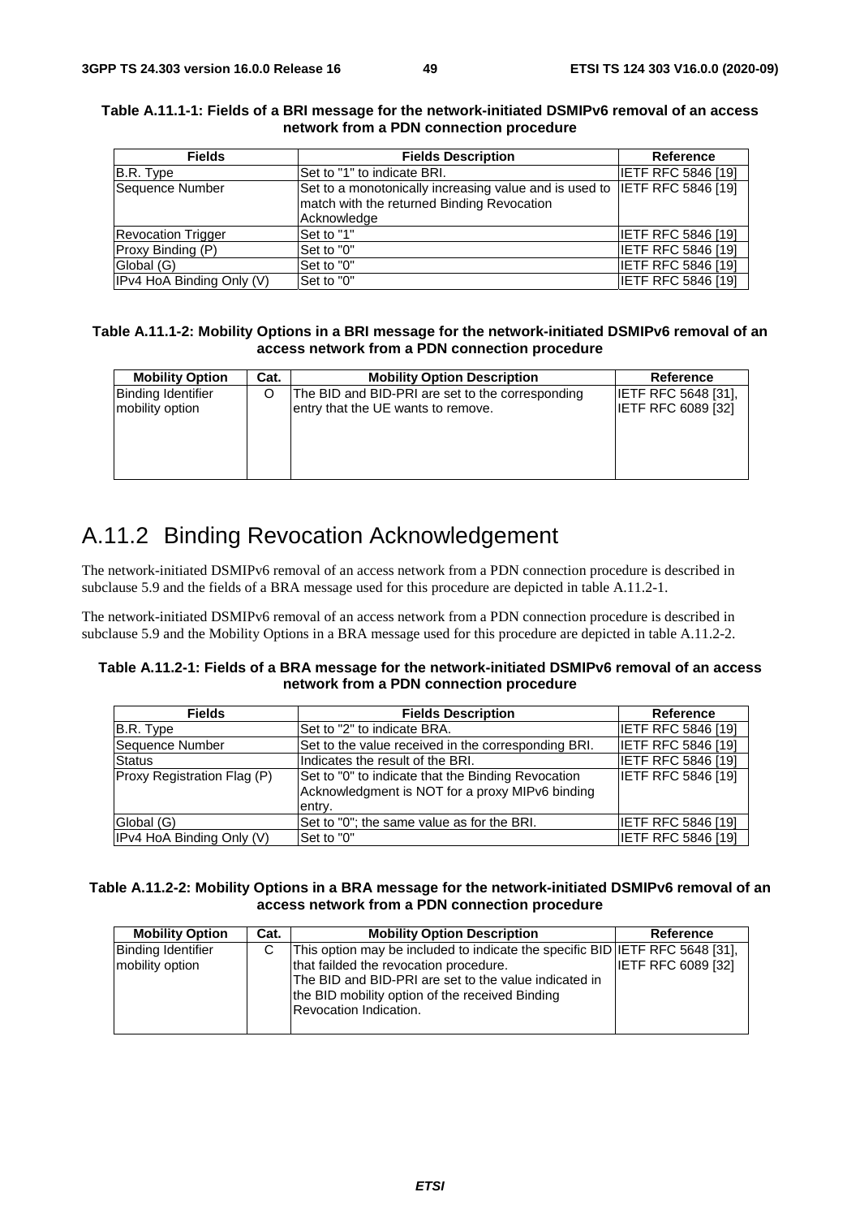**Table A.11.1-1: Fields of a BRI message for the network-initiated DSMIPv6 removal of an access network from a PDN connection procedure**

| Fields | Fields Description | Reference |
|---|---|---|
| B.R. Type | Set to "1" to indicate BRI. | IETF RFC 5846 [19] |
| Sequence Number | Set to a monotonically increasing value and is used to match with the returned Binding Revocation Acknowledge | IETF RFC 5846 [19] |
| Revocation Trigger | Set to "1" | IETF RFC 5846 [19] |
| Proxy Binding (P) | Set to "0" | IETF RFC 5846 [19] |
| Global (G) | Set to "0" | IETF RFC 5846 [19] |
| IPv4 HoA Binding Only (V) | Set to "0" | IETF RFC 5846 [19] |

**Table A.11.1-2: Mobility Options in a BRI message for the network-initiated DSMIPv6 removal of an access network from a PDN connection procedure**

| Mobility Option | Cat. | Mobility Option Description | Reference |
|---|---|---|---|
| Binding Identifier mobility option | O | The BID and BID-PRI are set to the corresponding entry that the UE wants to remove. | IETF RFC 5648 [31], IETF RFC 6089 [32] |

## A.11.2 Binding Revocation Acknowledgement

The network-initiated DSMIPv6 removal of an access network from a PDN connection procedure is described in subclause 5.9 and the fields of a BRA message used for this procedure are depicted in table A.11.2-1.

The network-initiated DSMIPv6 removal of an access network from a PDN connection procedure is described in subclause 5.9 and the Mobility Options in a BRA message used for this procedure are depicted in table A.11.2-2.

**Table A.11.2-1: Fields of a BRA message for the network-initiated DSMIPv6 removal of an access network from a PDN connection procedure**

| Fields | Fields Description | Reference |
|---|---|---|
| B.R. Type | Set to "2" to indicate BRA. | IETF RFC 5846 [19] |
| Sequence Number | Set to the value received in the corresponding BRI. | IETF RFC 5846 [19] |
| Status | Indicates the result of the BRI. | IETF RFC 5846 [19] |
| Proxy Registration Flag (P) | Set to "0" to indicate that the Binding Revocation Acknowledgment is NOT for a proxy MIPv6 binding entry. | IETF RFC 5846 [19] |
| Global (G) | Set to "0"; the same value as for the BRI. | IETF RFC 5846 [19] |
| IPv4 HoA Binding Only (V) | Set to "0" | IETF RFC 5846 [19] |

**Table A.11.2-2: Mobility Options in a BRA message for the network-initiated DSMIPv6 removal of an access network from a PDN connection procedure**

| Mobility Option | Cat. | Mobility Option Description | Reference |
|---|---|---|---|
| Binding Identifier mobility option | C | This option may be included to indicate the specific BID that failded the revocation procedure.<br>The BID and BID-PRI are set to the value indicated in the BID mobility option of the received Binding Revocation Indication. | IETF RFC 5648 [31], IETF RFC 6089 [32] |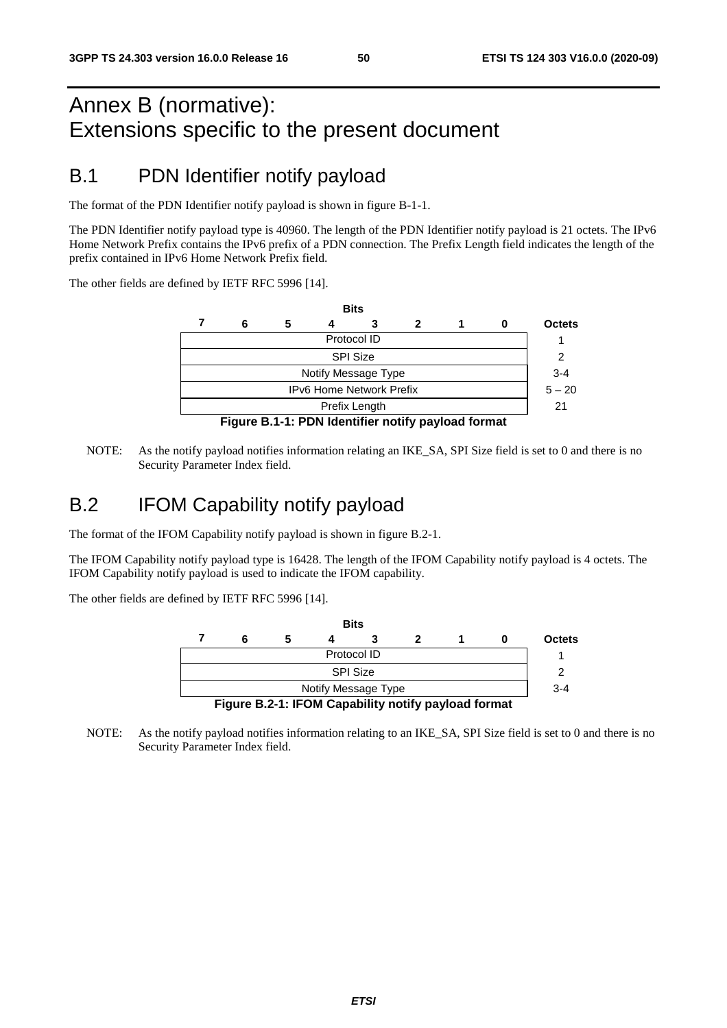# Annex B (normative): Extensions specific to the present document

## B.1 PDN Identifier notify payload

The format of the PDN Identifier notify payload is shown in figure B-1-1.

The PDN Identifier notify payload type is 40960. The length of the PDN Identifier notify payload is 21 octets. The IPv6 Home Network Prefix contains the IPv6 prefix of a PDN connection. The Prefix Length field indicates the length of the prefix contained in IPv6 Home Network Prefix field.

The other fields are defined by IETF RFC 5996 [14].

| Bits 7 | 6 | 5 | 4 | 3 | 2 | 1 | 0 | Octets |
|---|---|---|---|---|---|---|---|---|
| Protocol ID | | | | | | | | 1 |
| SPI Size | | | | | | | | 2 |
| Notify Message Type | | | | | | | | 3-4 |
| IPv6 Home Network Prefix | | | | | | | | 5 – 20 |
| Prefix Length | | | | | | | | 21 |

**Figure B.1-1: PDN Identifier notify payload format**

NOTE: As the notify payload notifies information relating an IKE_SA, SPI Size field is set to 0 and there is no Security Parameter Index field.

## B.2 IFOM Capability notify payload

The format of the IFOM Capability notify payload is shown in figure B.2-1.

The IFOM Capability notify payload type is 16428. The length of the IFOM Capability notify payload is 4 octets. The IFOM Capability notify payload is used to indicate the IFOM capability.

The other fields are defined by IETF RFC 5996 [14].

| Bits 7 | 6 | 5 | 4 | 3 | 2 | 1 | 0 | Octets |
|---|---|---|---|---|---|---|---|---|
| Protocol ID | | | | | | | | 1 |
| SPI Size | | | | | | | | 2 |
| Notify Message Type | | | | | | | | 3-4 |

**Figure B.2-1: IFOM Capability notify payload format**

NOTE: As the notify payload notifies information relating to an IKE_SA, SPI Size field is set to 0 and there is no Security Parameter Index field.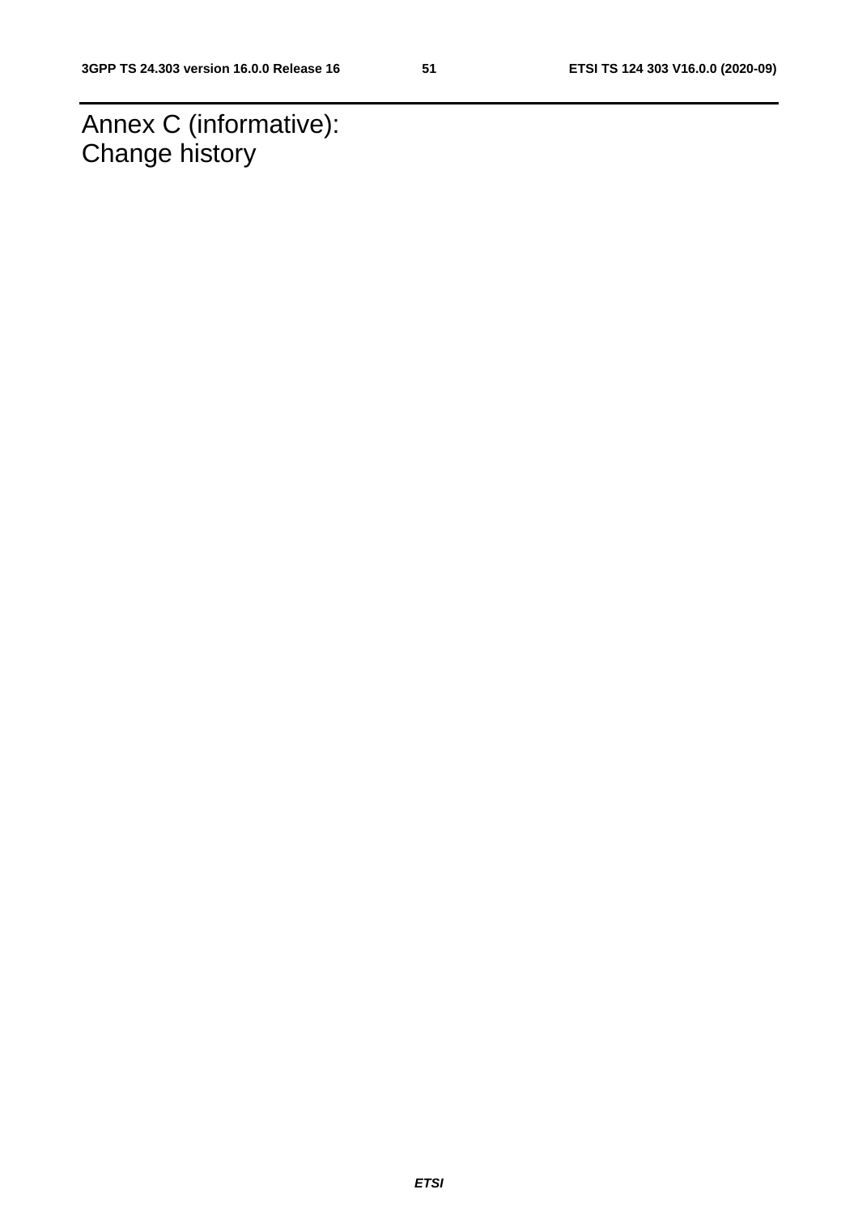# Annex C (informative):
Change history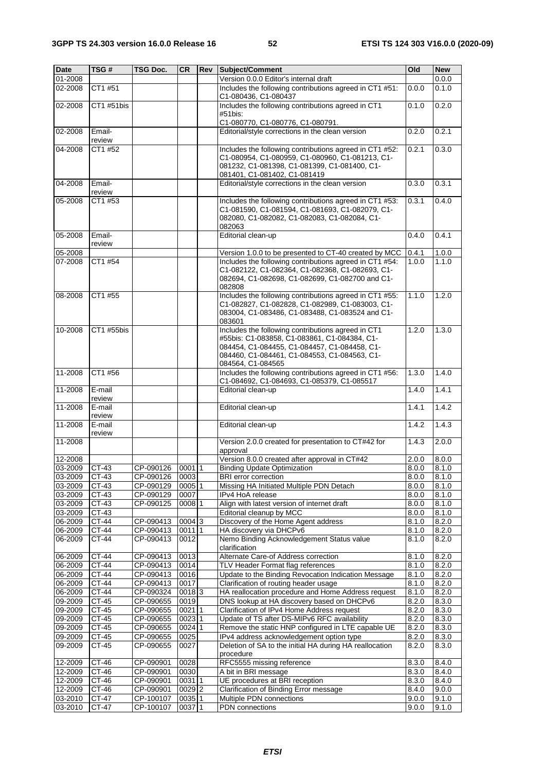| Date | TSG # | TSG Doc. | CR | Rev | Subject/Comment | Old | New |
|---|---|---|---|---|---|---|---|
| 01-2008 | | | | | Version 0.0.0 Editor's internal draft | | 0.0.0 |
| 02-2008 | CT1 #51 | | | | Includes the following contributions agreed in CT1 #51: C1-080436, C1-080437 | 0.0.0 | 0.1.0 |
| 02-2008 | CT1 #51bis | | | | Includes the following contributions agreed in CT1 #51bis: C1-080770, C1-080776, C1-080791. | 0.1.0 | 0.2.0 |
| 02-2008 | Email-review | | | | Editorial/style corrections in the clean version | 0.2.0 | 0.2.1 |
| 04-2008 | CT1 #52 | | | | Includes the following contributions agreed in CT1 #52: C1-080954, C1-080959, C1-080960, C1-081213, C1-081232, C1-081398, C1-081399, C1-081400, C1-081401, C1-081402, C1-081419 | 0.2.1 | 0.3.0 |
| 04-2008 | Email-review | | | | Editorial/style corrections in the clean version | 0.3.0 | 0.3.1 |
| 05-2008 | CT1 #53 | | | | Includes the following contributions agreed in CT1 #53: C1-081590, C1-081594, C1-081693, C1-082079, C1-082080, C1-082082, C1-082083, C1-082084, C1-082063 | 0.3.1 | 0.4.0 |
| 05-2008 | Email-review | | | | Editorial clean-up | 0.4.0 | 0.4.1 |
| 05-2008 | | | | | Version 1.0.0 to be presented to CT-40 created by MCC | 0.4.1 | 1.0.0 |
| 07-2008 | CT1 #54 | | | | Includes the following contributions agreed in CT1 #54: C1-082122, C1-082364, C1-082368, C1-082693, C1-082694, C1-082698, C1-082699, C1-082700 and C1-082808 | 1.0.0 | 1.1.0 |
| 08-2008 | CT1 #55 | | | | Includes the following contributions agreed in CT1 #55: C1-082827, C1-082828, C1-082989, C1-083003, C1-083004, C1-083486, C1-083488, C1-083524 and C1-083601 | 1.1.0 | 1.2.0 |
| 10-2008 | CT1 #55bis | | | | Includes the following contributions agreed in CT1 #55bis: C1-083858, C1-083861, C1-084384, C1-084454, C1-084455, C1-084457, C1-084458, C1-084460, C1-084461, C1-084553, C1-084563, C1-084564, C1-084565 | 1.2.0 | 1.3.0 |
| 11-2008 | CT1 #56 | | | | Includes the following contributions agreed in CT1 #56: C1-084692, C1-084693, C1-085379, C1-085517 | 1.3.0 | 1.4.0 |
| 11-2008 | E-mail review | | | | Editorial clean-up | 1.4.0 | 1.4.1 |
| 11-2008 | E-mail review | | | | Editorial clean-up | 1.4.1 | 1.4.2 |
| 11-2008 | E-mail review | | | | Editorial clean-up | 1.4.2 | 1.4.3 |
| 11-2008 | | | | | Version 2.0.0 created for presentation to CT#42 for approval | 1.4.3 | 2.0.0 |
| 12-2008 | | | | | Version 8.0.0 created after approval in CT#42 | 2.0.0 | 8.0.0 |
| 03-2009 | CT-43 | CP-090126 | 0001 | 1 | Binding Update Optimization | 8.0.0 | 8.1.0 |
| 03-2009 | CT-43 | CP-090126 | 0003 | | BRI error correction | 8.0.0 | 8.1.0 |
| 03-2009 | CT-43 | CP-090129 | 0005 | 1 | Missing HA Initiated Multiple PDN Detach | 8.0.0 | 8.1.0 |
| 03-2009 | CT-43 | CP-090129 | 0007 | | IPv4 HoA release | 8.0.0 | 8.1.0 |
| 03-2009 | CT-43 | CP-090125 | 0008 | 1 | Align with latest version of internet draft | 8.0.0 | 8.1.0 |
| 03-2009 | CT-43 | | | | Editorial cleanup by MCC | 8.0.0 | 8.1.0 |
| 06-2009 | CT-44 | CP-090413 | 0004 | 3 | Discovery of the Home Agent address | 8.1.0 | 8.2.0 |
| 06-2009 | CT-44 | CP-090413 | 0011 | 1 | HA discovery via DHCPv6 | 8.1.0 | 8.2.0 |
| 06-2009 | CT-44 | CP-090413 | 0012 | | Nemo Binding Acknowledgement Status value clarification | 8.1.0 | 8.2.0 |
| 06-2009 | CT-44 | CP-090413 | 0013 | | Alternate Care-of Address correction | 8.1.0 | 8.2.0 |
| 06-2009 | CT-44 | CP-090413 | 0014 | | TLV Header Format flag references | 8.1.0 | 8.2.0 |
| 06-2009 | CT-44 | CP-090413 | 0016 | | Update to the Binding Revocation Indication Message | 8.1.0 | 8.2.0 |
| 06-2009 | CT-44 | CP-090413 | 0017 | | Clarification of routing header usage | 8.1.0 | 8.2.0 |
| 06-2009 | CT-44 | CP-090324 | 0018 | 3 | HA reallocation procedure and Home Address request | 8.1.0 | 8.2.0 |
| 09-2009 | CT-45 | CP-090655 | 0019 | | DNS lookup at HA discovery based on DHCPv6 | 8.2.0 | 8.3.0 |
| 09-2009 | CT-45 | CP-090655 | 0021 | 1 | Clarification of IPv4 Home Address request | 8.2.0 | 8.3.0 |
| 09-2009 | CT-45 | CP-090655 | 0023 | 1 | Update of TS after DS-MIPv6 RFC availability | 8.2.0 | 8.3.0 |
| 09-2009 | CT-45 | CP-090655 | 0024 | 1 | Remove the static HNP configured in LTE capable UE | 8.2.0 | 8.3.0 |
| 09-2009 | CT-45 | CP-090655 | 0025 | | IPv4 address acknowledgement option type | 8.2.0 | 8.3.0 |
| 09-2009 | CT-45 | CP-090655 | 0027 | | Deletion of SA to the initial HA during HA reallocation procedure | 8.2.0 | 8.3.0 |
| 12-2009 | CT-46 | CP-090901 | 0028 | | RFC5555 missing reference | 8.3.0 | 8.4.0 |
| 12-2009 | CT-46 | CP-090901 | 0030 | | A bit in BRI message | 8.3.0 | 8.4.0 |
| 12-2009 | CT-46 | CP-090901 | 0031 | 1 | UE procedures at BRI reception | 8.3.0 | 8.4.0 |
| 12-2009 | CT-46 | CP-090901 | 0029 | 2 | Clarification of Binding Error message | 8.4.0 | 9.0.0 |
| 03-2010 | CT-47 | CP-100107 | 0035 | 1 | Multiple PDN connections | 9.0.0 | 9.1.0 |
| 03-2010 | CT-47 | CP-100107 | 0037 | 1 | PDN connections | 9.0.0 | 9.1.0 |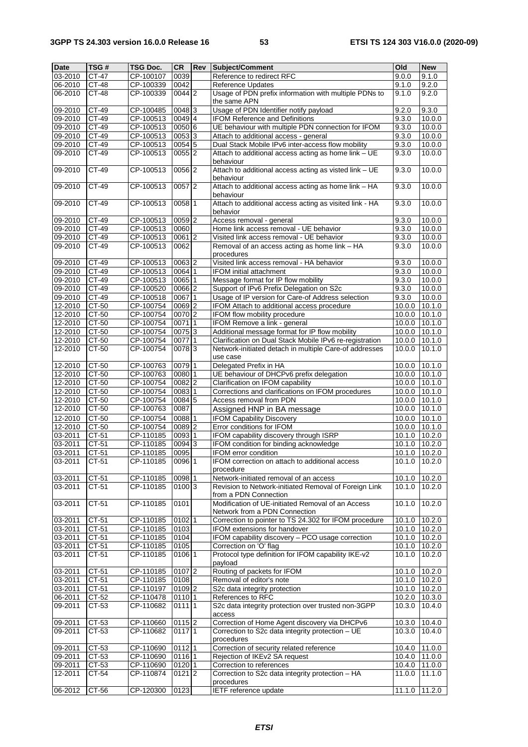| Date | TSG # | TSG Doc. | CR | Rev | Subject/Comment | Old | New |
|---|---|---|---|---|---|---|---|
| 03-2010 | CT-47 | CP-100107 | 0039 | | Reference to redirect RFC | 9.0.0 | 9.1.0 |
| 06-2010 | CT-48 | CP-100339 | 0042 | | Reference Updates | 9.1.0 | 9.2.0 |
| 06-2010 | CT-48 | CP-100339 | 0044 | 2 | Usage of PDN prefix information with multiple PDNs to the same APN | 9.1.0 | 9.2.0 |
| 09-2010 | CT-49 | CP-100485 | 0048 | 3 | Usage of PDN Identifier notify payload | 9.2.0 | 9.3.0 |
| 09-2010 | CT-49 | CP-100513 | 0049 | 4 | IFOM Reference and Definitions | 9.3.0 | 10.0.0 |
| 09-2010 | CT-49 | CP-100513 | 0050 | 6 | UE behaviour with multiple PDN connection for IFOM | 9.3.0 | 10.0.0 |
| 09-2010 | CT-49 | CP-100513 | 0053 | 3 | Attach to additional access - general | 9.3.0 | 10.0.0 |
| 09-2010 | CT-49 | CP-100513 | 0054 | 5 | Dual Stack Mobile IPv6 inter-access flow mobility | 9.3.0 | 10.0.0 |
| 09-2010 | CT-49 | CP-100513 | 0055 | 2 | Attach to additional access acting as home link – UE behaviour | 9.3.0 | 10.0.0 |
| 09-2010 | CT-49 | CP-100513 | 0056 | 2 | Attach to additional access acting as visted link – UE behaviour | 9.3.0 | 10.0.0 |
| 09-2010 | CT-49 | CP-100513 | 0057 | 2 | Attach to additional access acting as home link – HA behaviour | 9.3.0 | 10.0.0 |
| 09-2010 | CT-49 | CP-100513 | 0058 | 1 | Attach to additional access acting as visited link - HA behavior | 9.3.0 | 10.0.0 |
| 09-2010 | CT-49 | CP-100513 | 0059 | 2 | Access removal - general | 9.3.0 | 10.0.0 |
| 09-2010 | CT-49 | CP-100513 | 0060 | | Home link access removal - UE behavior | 9.3.0 | 10.0.0 |
| 09-2010 | CT-49 | CP-100513 | 0061 | 2 | Visited link access removal - UE behavior | 9.3.0 | 10.0.0 |
| 09-2010 | CT-49 | CP-100513 | 0062 | | Removal of an access acting as home link – HA procedures | 9.3.0 | 10.0.0 |
| 09-2010 | CT-49 | CP-100513 | 0063 | 2 | Visited link access removal - HA behavior | 9.3.0 | 10.0.0 |
| 09-2010 | CT-49 | CP-100513 | 0064 | 1 | IFOM initial attachment | 9.3.0 | 10.0.0 |
| 09-2010 | CT-49 | CP-100513 | 0065 | 1 | Message format for IP flow mobility | 9.3.0 | 10.0.0 |
| 09-2010 | CT-49 | CP-100520 | 0066 | 2 | Support of IPv6 Prefix Delegation on S2c | 9.3.0 | 10.0.0 |
| 09-2010 | CT-49 | CP-100518 | 0067 | 1 | Usage of IP version for Care-of Address selection | 9.3.0 | 10.0.0 |
| 12-2010 | CT-50 | CP-100754 | 0069 | 2 | IFOM Attach to additional access procedure | 10.0.0 | 10.1.0 |
| 12-2010 | CT-50 | CP-100754 | 0070 | 2 | IFOM flow mobility procedure | 10.0.0 | 10.1.0 |
| 12-2010 | CT-50 | CP-100754 | 0071 | 1 | IFOM Remove a link - general | 10.0.0 | 10.1.0 |
| 12-2010 | CT-50 | CP-100754 | 0075 | 3 | Additional message format for IP flow mobility | 10.0.0 | 10.1.0 |
| 12-2010 | CT-50 | CP-100754 | 0077 | 1 | Clarification on Dual Stack Mobile IPv6 re-registration | 10.0.0 | 10.1.0 |
| 12-2010 | CT-50 | CP-100754 | 0078 | 3 | Network-initiated detach in multiple Care-of addresses use case | 10.0.0 | 10.1.0 |
| 12-2010 | CT-50 | CP-100763 | 0079 | 1 | Delegated Prefix in HA | 10.0.0 | 10.1.0 |
| 12-2010 | CT-50 | CP-100763 | 0080 | 1 | UE behaviour of DHCPv6 prefix delegation | 10.0.0 | 10.1.0 |
| 12-2010 | CT-50 | CP-100754 | 0082 | 2 | Clarification on IFOM capability | 10.0.0 | 10.1.0 |
| 12-2010 | CT-50 | CP-100754 | 0083 | 1 | Corrections and clarifications on IFOM procedures | 10.0.0 | 10.1.0 |
| 12-2010 | CT-50 | CP-100754 | 0084 | 5 | Access removal from PDN | 10.0.0 | 10.1.0 |
| 12-2010 | CT-50 | CP-100763 | 0087 | | Assigned HNP in BA message | 10.0.0 | 10.1.0 |
| 12-2010 | CT-50 | CP-100754 | 0088 | 1 | IFOM Capability Discovery | 10.0.0 | 10.1.0 |
| 12-2010 | CT-50 | CP-100754 | 0089 | 2 | Error conditions for IFOM | 10.0.0 | 10.1.0 |
| 03-2011 | CT-51 | CP-110185 | 0093 | 1 | IFOM capability discovery through ISRP | 10.1.0 | 10.2.0 |
| 03-2011 | CT-51 | CP-110185 | 0094 | 3 | IFOM condition for binding acknowledge | 10.1.0 | 10.2.0 |
| 03-2011 | CT-51 | CP-110185 | 0095 | | IFOM error condition | 10.1.0 | 10.2.0 |
| 03-2011 | CT-51 | CP-110185 | 0096 | 1 | IFOM correction on attach to additional access procedure | 10.1.0 | 10.2.0 |
| 03-2011 | CT-51 | CP-110185 | 0098 | 1 | Network-initiated removal of an access | 10.1.0 | 10.2.0 |
| 03-2011 | CT-51 | CP-110185 | 0100 | 3 | Revision to Network-initiated Removal of Foreign Link from a PDN Connection | 10.1.0 | 10.2.0 |
| 03-2011 | CT-51 | CP-110185 | 0101 | | Modification of UE-initiated Removal of an Access Network from a PDN Connection | 10.1.0 | 10.2.0 |
| 03-2011 | CT-51 | CP-110185 | 0102 | 1 | Correction to pointer to TS 24.302 for IFOM procedure | 10.1.0 | 10.2.0 |
| 03-2011 | CT-51 | CP-110185 | 0103 | | IFOM extensions for handover | 10.1.0 | 10.2.0 |
| 03-2011 | CT-51 | CP-110185 | 0104 | | IFOM capability discovery – PCO usage correction | 10.1.0 | 10.2.0 |
| 03-2011 | CT-51 | CP-110185 | 0105 | | Correction on 'O' flag | 10.1.0 | 10.2.0 |
| 03-2011 | CT-51 | CP-110185 | 0106 | 1 | Protocol type definition for IFOM capability IKE-v2 payload | 10.1.0 | 10.2.0 |
| 03-2011 | CT-51 | CP-110185 | 0107 | 2 | Routing of packets for IFOM | 10.1.0 | 10.2.0 |
| 03-2011 | CT-51 | CP-110185 | 0108 | | Removal of editor's note | 10.1.0 | 10.2.0 |
| 03-2011 | CT-51 | CP-110197 | 0109 | 2 | S2c data integrity protection | 10.1.0 | 10.2.0 |
| 06-2011 | CT-52 | CP-110478 | 0110 | 1 | References to RFC | 10.2.0 | 10.3.0 |
| 09-2011 | CT-53 | CP-110682 | 0111 | 1 | S2c data integrity protection over trusted non-3GPP access | 10.3.0 | 10.4.0 |
| 09-2011 | CT-53 | CP-110660 | 0115 | 2 | Correction of Home Agent discovery via DHCPv6 | 10.3.0 | 10.4.0 |
| 09-2011 | CT-53 | CP-110682 | 0117 | 1 | Correction to S2c data integrity protection – UE procedures | 10.3.0 | 10.4.0 |
| 09-2011 | CT-53 | CP-110690 | 0112 | 1 | Correction of security related reference | 10.4.0 | 11.0.0 |
| 09-2011 | CT-53 | CP-110690 | 0116 | 1 | Rejection of IKEv2 SA request | 10.4.0 | 11.0.0 |
| 09-2011 | CT-53 | CP-110690 | 0120 | 1 | Correction to references | 10.4.0 | 11.0.0 |
| 12-2011 | CT-54 | CP-110874 | 0121 | 2 | Correction to S2c data integrity protection – HA procedures | 11.0.0 | 11.1.0 |
| 06-2012 | CT-56 | CP-120300 | 0123 | | IETF reference update | 11.1.0 | 11.2.0 |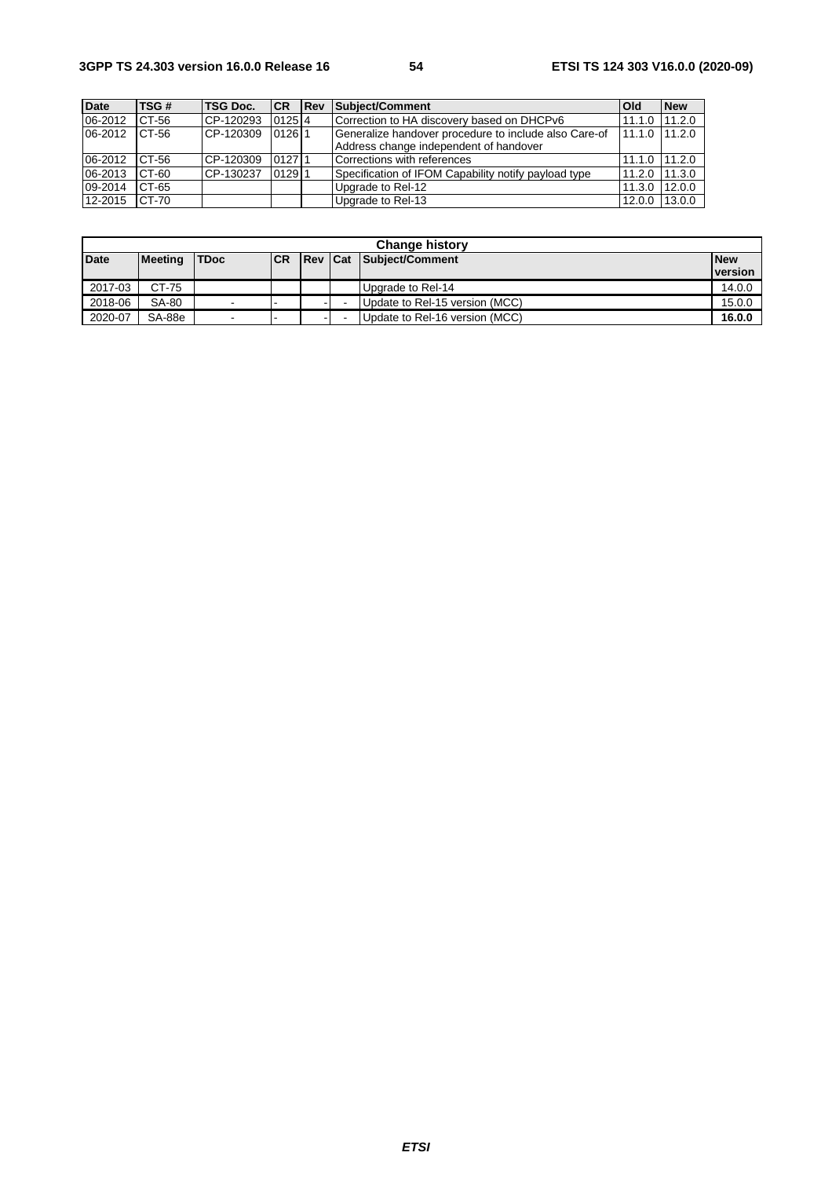| Date | TSG # | TSG Doc. | CR | Rev | Subject/Comment | Old | New |
|---|---|---|---|---|---|---|---|
| 06-2012 | CT-56 | CP-120293 | 0125 | 4 | Correction to HA discovery based on DHCPv6 | 11.1.0 | 11.2.0 |
| 06-2012 | CT-56 | CP-120309 | 0126 | 1 | Generalize handover procedure to include also Care-of Address change independent of handover | 11.1.0 | 11.2.0 |
| 06-2012 | CT-56 | CP-120309 | 0127 | 1 | Corrections with references | 11.1.0 | 11.2.0 |
| 06-2013 | CT-60 | CP-130237 | 0129 | 1 | Specification of IFOM Capability notify payload type | 11.2.0 | 11.3.0 |
| 09-2014 | CT-65 | | | | Upgrade to Rel-12 | 11.3.0 | 12.0.0 |
| 12-2015 | CT-70 | | | | Upgrade to Rel-13 | 12.0.0 | 13.0.0 |

| Change history | | | | | | | |
|---|---|---|---|---|---|---|---|
| **Date** | **Meeting** | **TDoc** | **CR** | **Rev** | **Cat** | **Subject/Comment** | **New version** |
| 2017-03 | CT-75 | | | | | Upgrade to Rel-14 | 14.0.0 |
| 2018-06 | SA-80 | - | - | - | - | Update to Rel-15 version (MCC) | 15.0.0 |
| 2020-07 | SA-88e | - | - | - | - | Update to Rel-16 version (MCC) | **16.0.0** |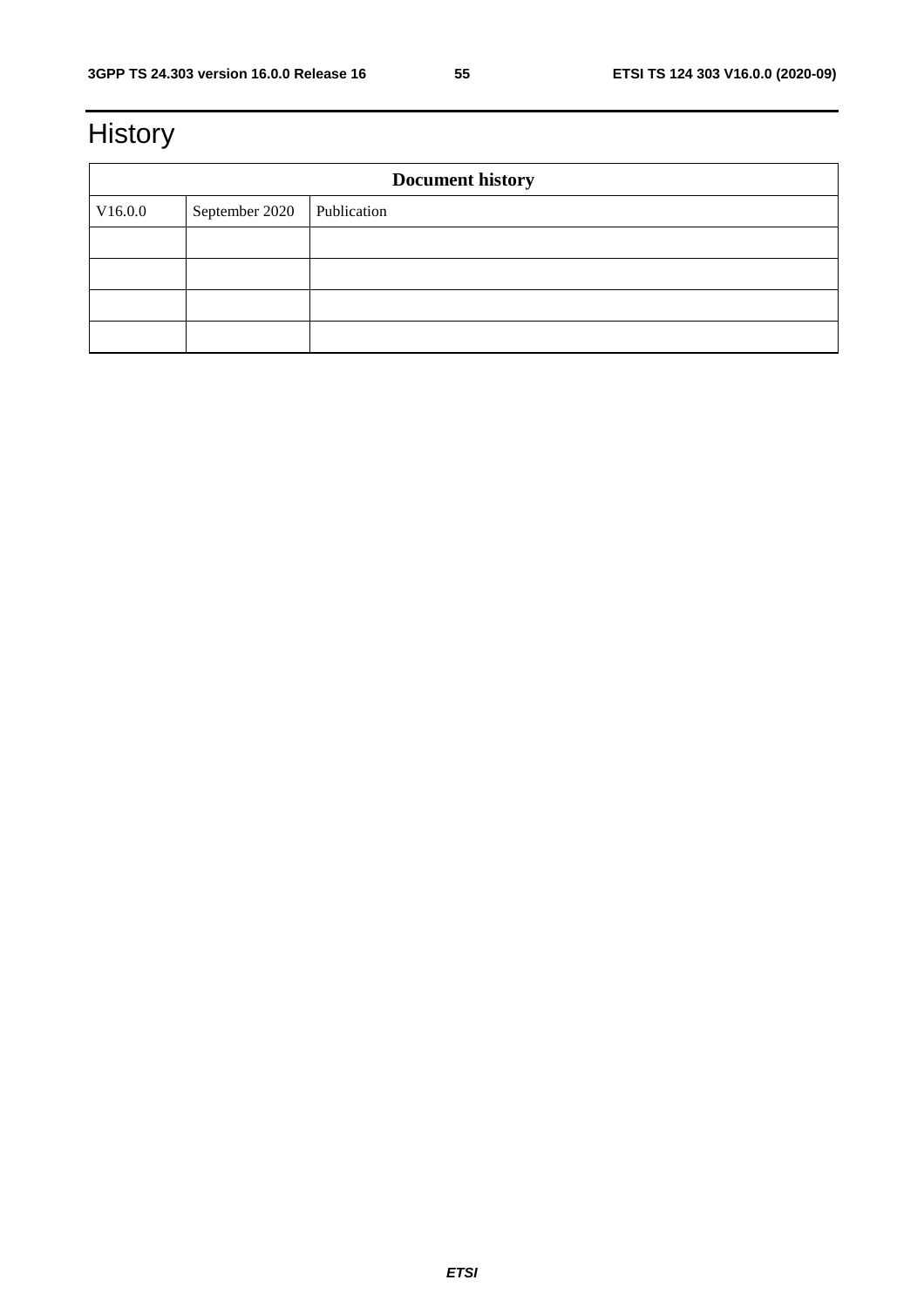# History

| Document history | | |
|---|---|---|
| V16.0.0 | September 2020 | Publication |
| | | |
| | | |
| | | |
| | | |